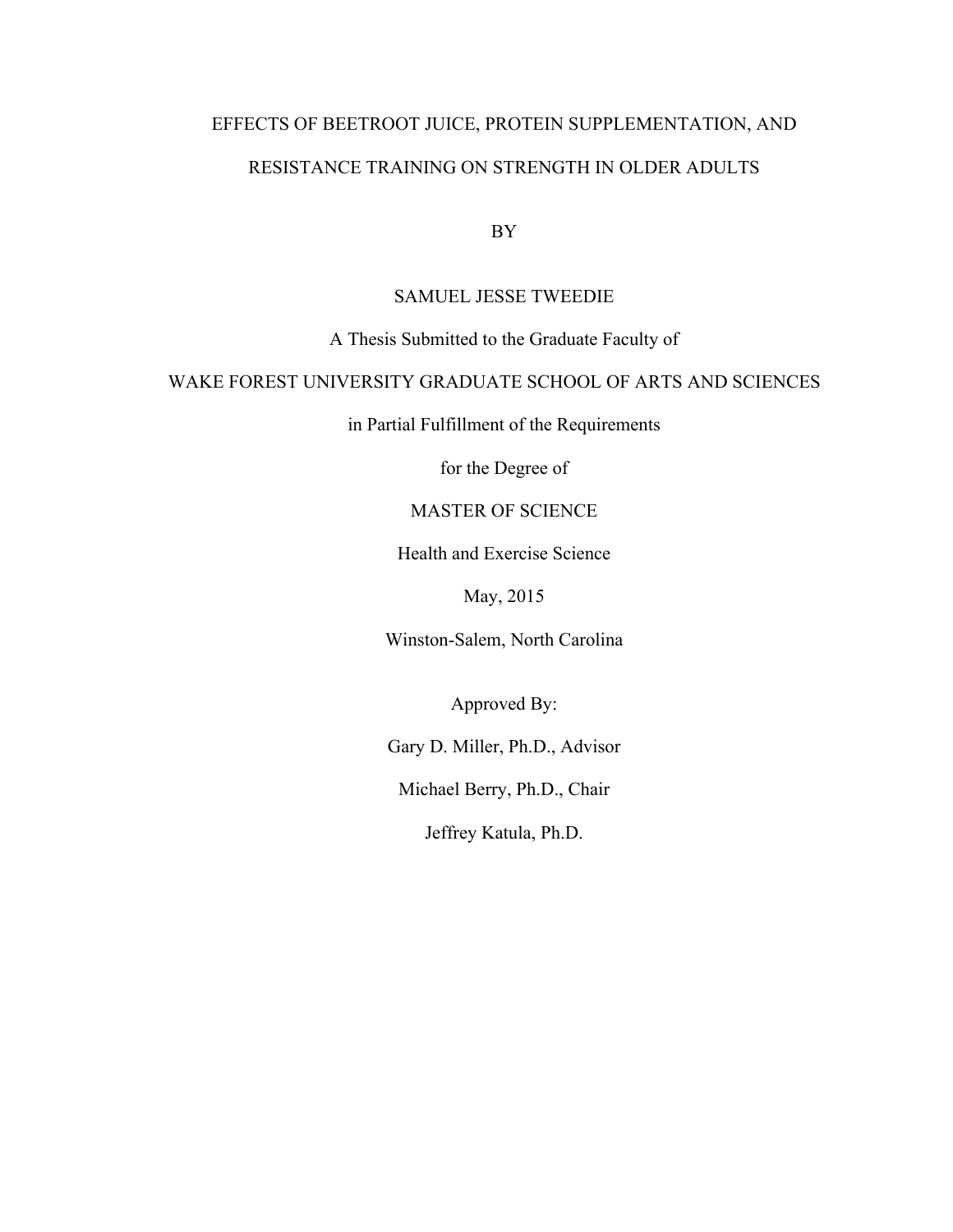# EFFECTS OF BEETROOT JUICE, PROTEIN SUPPLEMENTATION, AND RESISTANCE TRAINING ON STRENGTH IN OLDER ADULTS

BY

SAMUEL JESSE TWEEDIE

A Thesis Submitted to the Graduate Faculty of

WAKE FOREST UNIVERSITY GRADUATE SCHOOL OF ARTS AND SCIENCES

in Partial Fulfillment of the Requirements

for the Degree of

MASTER OF SCIENCE

Health and Exercise Science

May, 2015

Winston-Salem, North Carolina

Approved By:

Gary D. Miller, Ph.D., Advisor

Michael Berry, Ph.D., Chair

Jeffrey Katula, Ph.D.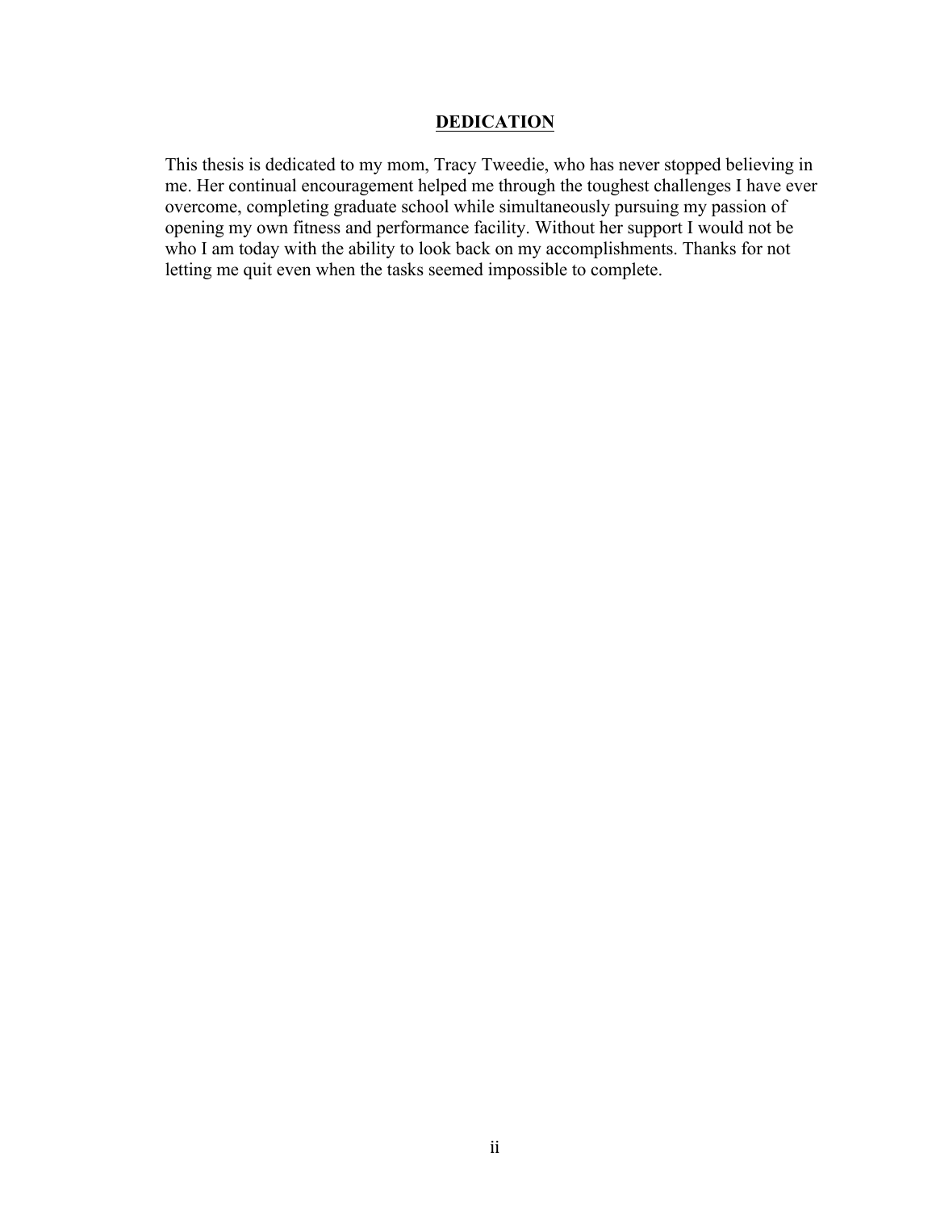# DEDICATION

This thesis is dedicated to my mom, Tracy Tweedie, who has never stopped believing in me. Her continual encouragement helped me through the toughest challenges I have ever overcome, completing graduate school while simultaneously pursuing my passion of opening my own fitness and performance facility. Without her support I would not be who I am today with the ability to look back on my accomplishments. Thanks for not letting me quit even when the tasks seemed impossible to complete.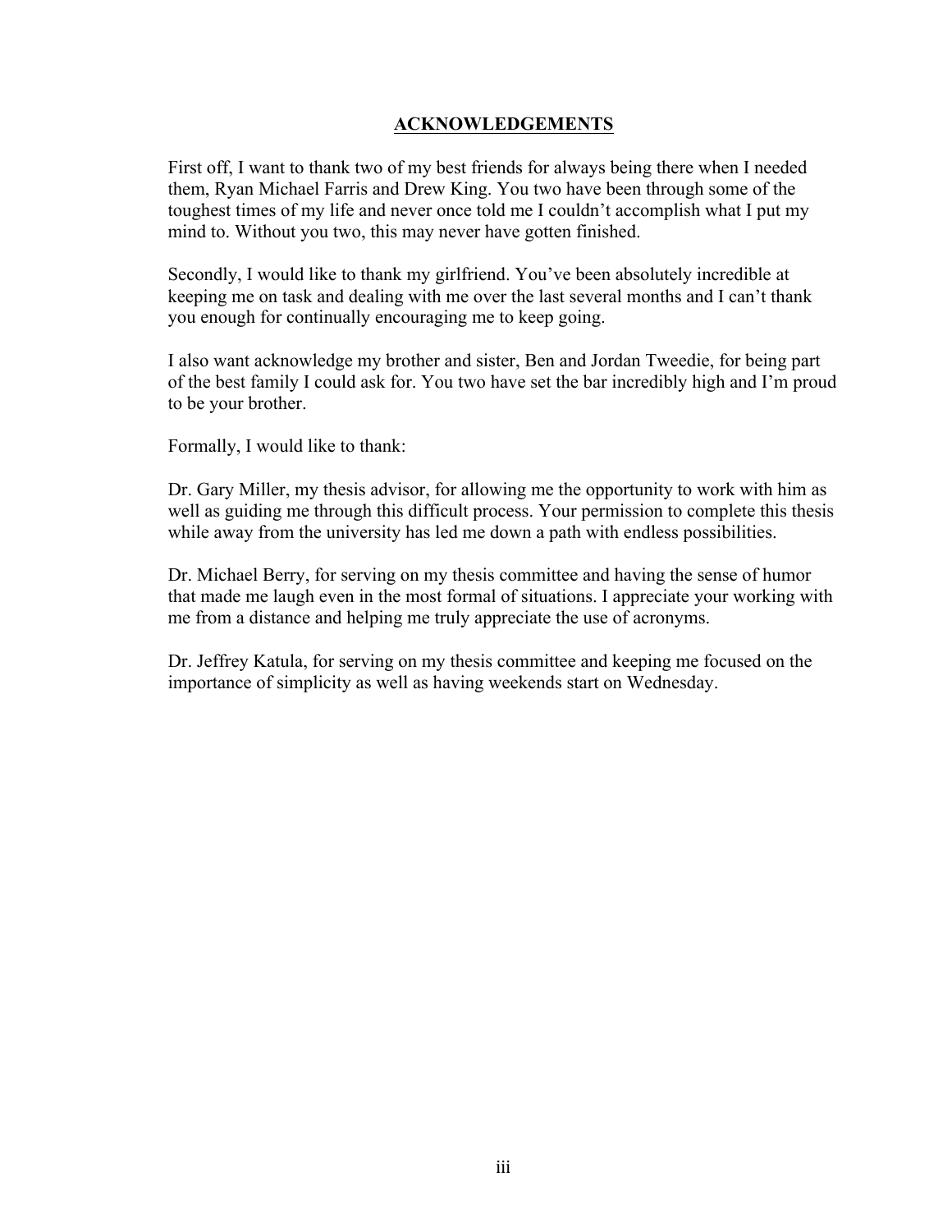# ACKNOWLEDGEMENTS

First off, I want to thank two of my best friends for always being there when I needed them, Ryan Michael Farris and Drew King. You two have been through some of the toughest times of my life and never once told me I couldn't accomplish what I put my mind to. Without you two, this may never have gotten finished.

Secondly, I would like to thank my girlfriend. You've been absolutely incredible at keeping me on task and dealing with me over the last several months and I can't thank you enough for continually encouraging me to keep going.

I also want acknowledge my brother and sister, Ben and Jordan Tweedie, for being part of the best family I could ask for. You two have set the bar incredibly high and I'm proud to be your brother.

Formally, I would like to thank:

Dr. Gary Miller, my thesis advisor, for allowing me the opportunity to work with him as well as guiding me through this difficult process. Your permission to complete this thesis while away from the university has led me down a path with endless possibilities.

Dr. Michael Berry, for serving on my thesis committee and having the sense of humor that made me laugh even in the most formal of situations. I appreciate your working with me from a distance and helping me truly appreciate the use of acronyms.

Dr. Jeffrey Katula, for serving on my thesis committee and keeping me focused on the importance of simplicity as well as having weekends start on Wednesday.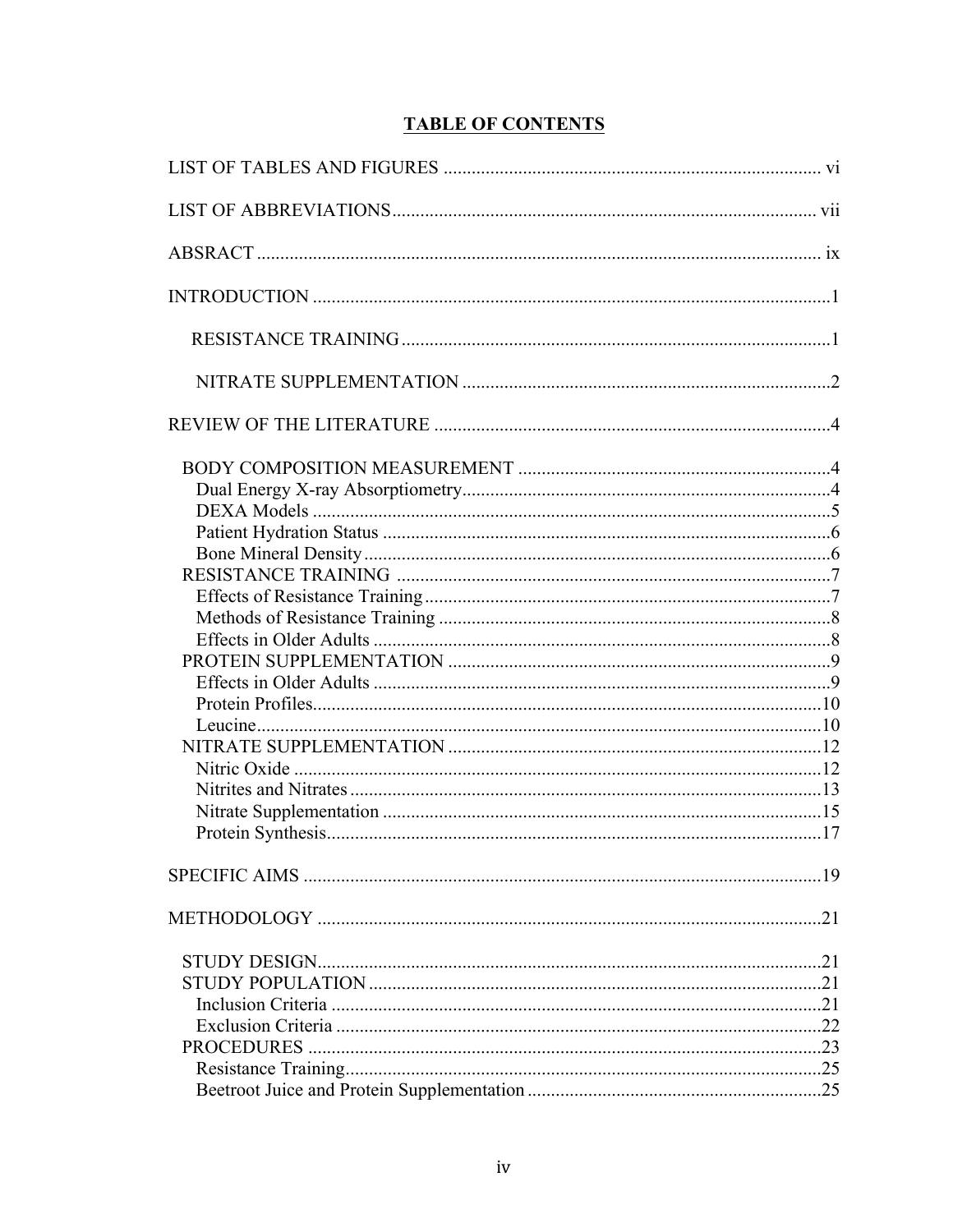# TABLE OF CONTENTS

LIST OF TABLES AND FIGURES ..... vi

LIST OF ABBREVIATIONS ..... vii

ABSRACT ..... ix

INTRODUCTION ..... 1

- RESISTANCE TRAINING ..... 1
- NITRATE SUPPLEMENTATION ..... 2

REVIEW OF THE LITERATURE ..... 4

- BODY COMPOSITION MEASUREMENT ..... 4
  - Dual Energy X-ray Absorptiometry ..... 4
  - DEXA Models ..... 5
  - Patient Hydration Status ..... 6
  - Bone Mineral Density ..... 6
- RESISTANCE TRAINING ..... 7
  - Effects of Resistance Training ..... 7
  - Methods of Resistance Training ..... 8
  - Effects in Older Adults ..... 8
- PROTEIN SUPPLEMENTATION ..... 9
  - Effects in Older Adults ..... 9
  - Protein Profiles ..... 10
  - Leucine ..... 10
- NITRATE SUPPLEMENTATION ..... 12
  - Nitric Oxide ..... 12
  - Nitrites and Nitrates ..... 13
  - Nitrate Supplementation ..... 15
  - Protein Synthesis ..... 17

SPECIFIC AIMS ..... 19

METHODOLOGY ..... 21

- STUDY DESIGN ..... 21
- STUDY POPULATION ..... 21
  - Inclusion Criteria ..... 21
  - Exclusion Criteria ..... 22
- PROCEDURES ..... 23
  - Resistance Training ..... 25
  - Beetroot Juice and Protein Supplementation ..... 25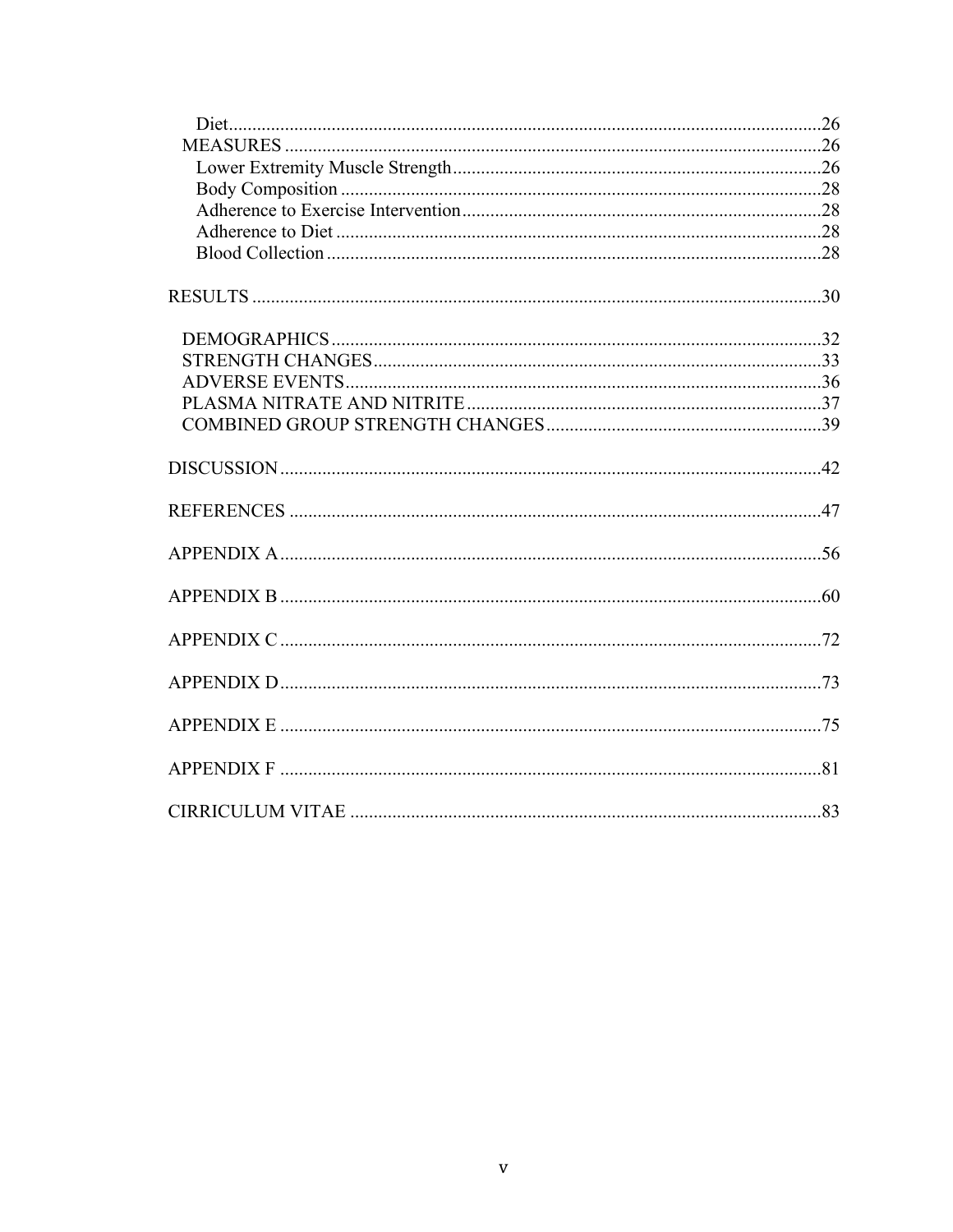Diet .....................................................................................................................26

MEASURES ...........................................................................................................26

Lower Extremity Muscle Strength ...............................................................26

Body Composition .......................................................................................28

Adherence to Exercise Intervention .............................................................28

Adherence to Diet .......................................................................................28

Blood Collection .........................................................................................28

RESULTS ...............................................................................................................30

DEMOGRAPHICS .................................................................................................32

STRENGTH CHANGES ........................................................................................33

ADVERSE EVENTS ..............................................................................................36

PLASMA NITRATE AND NITRITE ....................................................................37

COMBINED GROUP STRENGTH CHANGES .....................................................39

DISCUSSION .........................................................................................................42

REFERENCES .......................................................................................................47

APPENDIX A .........................................................................................................56

APPENDIX B .........................................................................................................60

APPENDIX C .........................................................................................................72

APPENDIX D .........................................................................................................73

APPENDIX E .........................................................................................................75

APPENDIX F .........................................................................................................81

CIRRICULUM VITAE ...........................................................................................83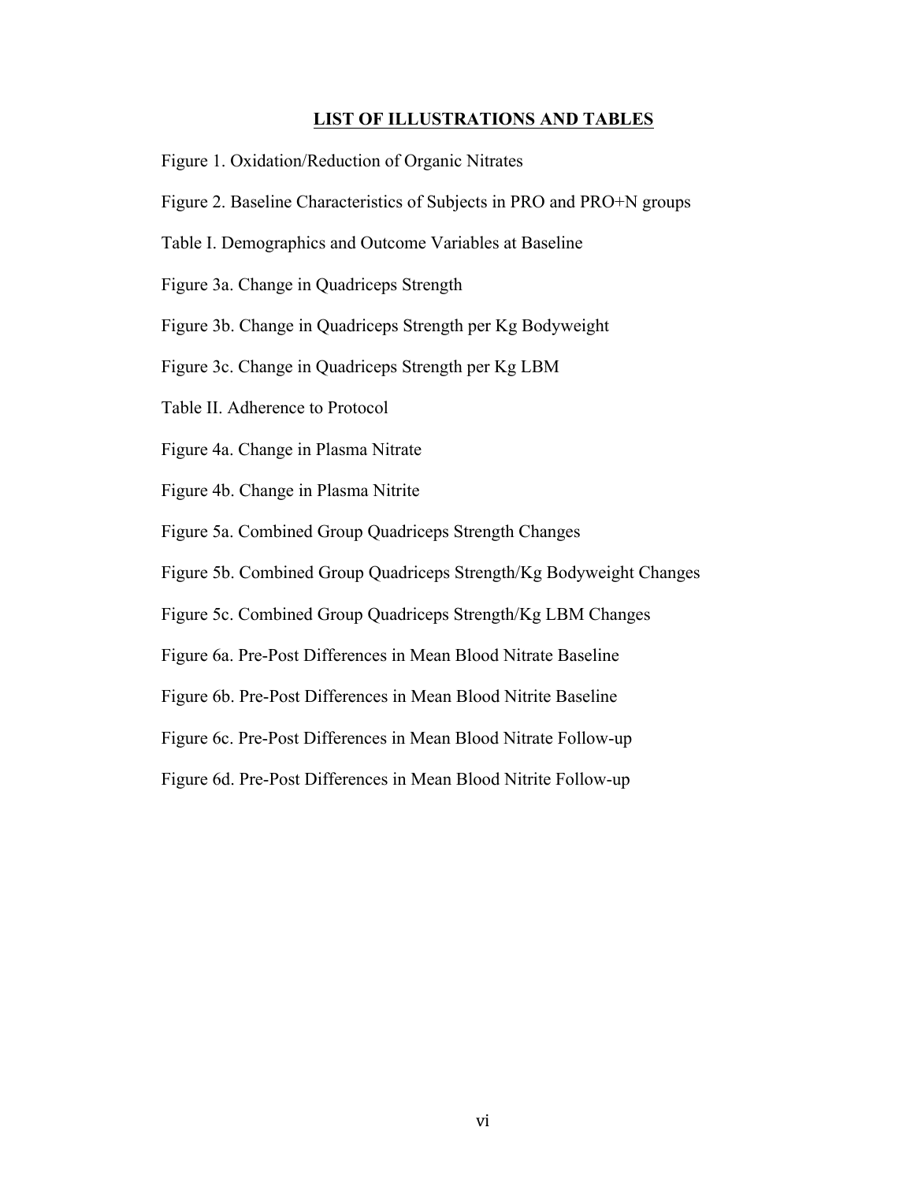## LIST OF ILLUSTRATIONS AND TABLES

Figure 1. Oxidation/Reduction of Organic Nitrates

Figure 2. Baseline Characteristics of Subjects in PRO and PRO+N groups

Table I. Demographics and Outcome Variables at Baseline

Figure 3a. Change in Quadriceps Strength

Figure 3b. Change in Quadriceps Strength per Kg Bodyweight

Figure 3c. Change in Quadriceps Strength per Kg LBM

Table II. Adherence to Protocol

Figure 4a. Change in Plasma Nitrate

Figure 4b. Change in Plasma Nitrite

Figure 5a. Combined Group Quadriceps Strength Changes

Figure 5b. Combined Group Quadriceps Strength/Kg Bodyweight Changes

Figure 5c. Combined Group Quadriceps Strength/Kg LBM Changes

Figure 6a. Pre-Post Differences in Mean Blood Nitrate Baseline

Figure 6b. Pre-Post Differences in Mean Blood Nitrite Baseline

Figure 6c. Pre-Post Differences in Mean Blood Nitrate Follow-up

Figure 6d. Pre-Post Differences in Mean Blood Nitrite Follow-up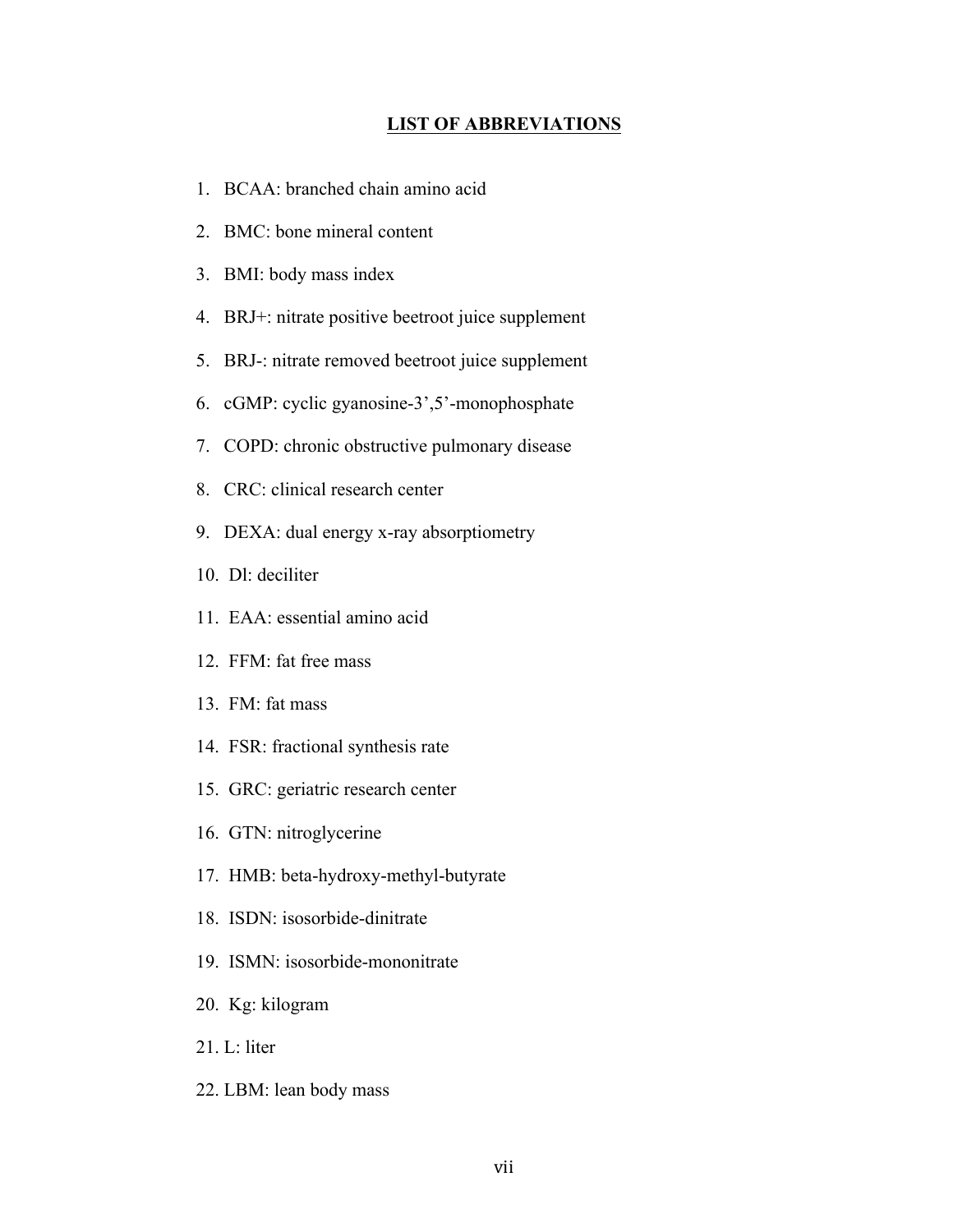## LIST OF ABBREVIATIONS

1. BCAA: branched chain amino acid
2. BMC: bone mineral content
3. BMI: body mass index
4. BRJ+: nitrate positive beetroot juice supplement
5. BRJ-: nitrate removed beetroot juice supplement
6. cGMP: cyclic gyanosine-3',5'-monophosphate
7. COPD: chronic obstructive pulmonary disease
8. CRC: clinical research center
9. DEXA: dual energy x-ray absorptiometry
10. Dl: deciliter
11. EAA: essential amino acid
12. FFM: fat free mass
13. FM: fat mass
14. FSR: fractional synthesis rate
15. GRC: geriatric research center
16. GTN: nitroglycerine
17. HMB: beta-hydroxy-methyl-butyrate
18. ISDN: isosorbide-dinitrate
19. ISMN: isosorbide-mononitrate
20. Kg: kilogram
21. L: liter
22. LBM: lean body mass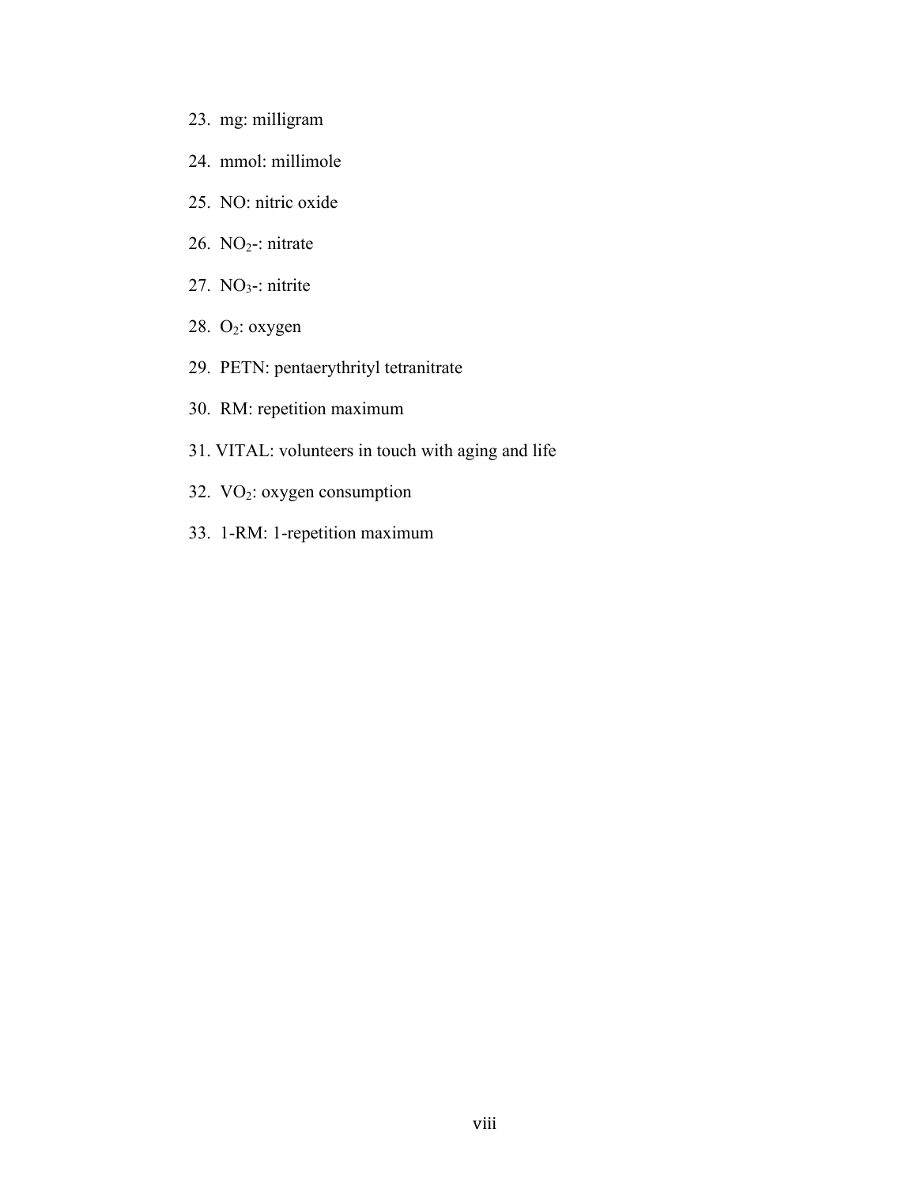23. mg: milligram
24. mmol: millimole
25. NO: nitric oxide
26. $NO_2$-: nitrate
27. $NO_3$-: nitrite
28. $O_2$: oxygen
29. PETN: pentaerythrityl tetranitrate
30. RM: repetition maximum
31. VITAL: volunteers in touch with aging and life
32. $VO_2$: oxygen consumption
33. 1-RM: 1-repetition maximum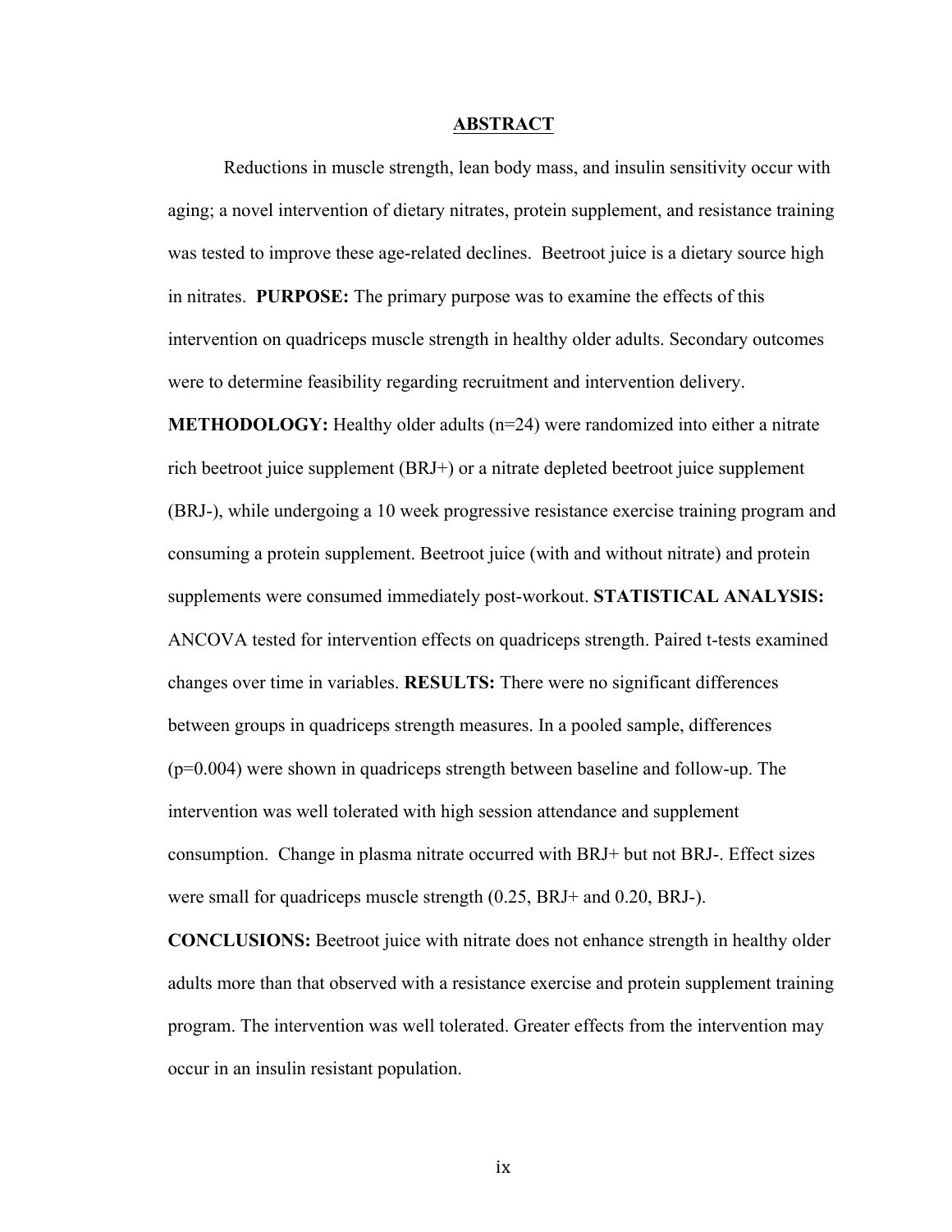## ABSTRACT

Reductions in muscle strength, lean body mass, and insulin sensitivity occur with aging; a novel intervention of dietary nitrates, protein supplement, and resistance training was tested to improve these age-related declines. Beetroot juice is a dietary source high in nitrates. **PURPOSE:** The primary purpose was to examine the effects of this intervention on quadriceps muscle strength in healthy older adults. Secondary outcomes were to determine feasibility regarding recruitment and intervention delivery. **METHODOLOGY:** Healthy older adults (n=24) were randomized into either a nitrate rich beetroot juice supplement (BRJ+) or a nitrate depleted beetroot juice supplement (BRJ-), while undergoing a 10 week progressive resistance exercise training program and consuming a protein supplement. Beetroot juice (with and without nitrate) and protein supplements were consumed immediately post-workout. **STATISTICAL ANALYSIS:** ANCOVA tested for intervention effects on quadriceps strength. Paired t-tests examined changes over time in variables. **RESULTS:** There were no significant differences between groups in quadriceps strength measures. In a pooled sample, differences ($p=0.004$) were shown in quadriceps strength between baseline and follow-up. The intervention was well tolerated with high session attendance and supplement consumption. Change in plasma nitrate occurred with BRJ+ but not BRJ-. Effect sizes were small for quadriceps muscle strength (0.25, BRJ+ and 0.20, BRJ-). **CONCLUSIONS:** Beetroot juice with nitrate does not enhance strength in healthy older adults more than that observed with a resistance exercise and protein supplement training program. The intervention was well tolerated. Greater effects from the intervention may occur in an insulin resistant population.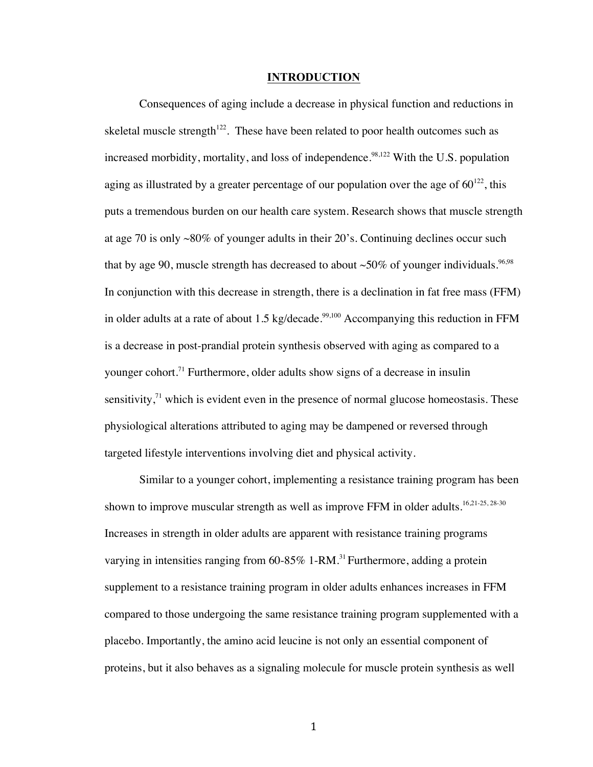# INTRODUCTION

Consequences of aging include a decrease in physical function and reductions in skeletal muscle strength[122]. These have been related to poor health outcomes such as increased morbidity, mortality, and loss of independence.[98,122] With the U.S. population aging as illustrated by a greater percentage of our population over the age of 60[122], this puts a tremendous burden on our health care system. Research shows that muscle strength at age 70 is only ~80% of younger adults in their 20's. Continuing declines occur such that by age 90, muscle strength has decreased to about ~50% of younger individuals.[96,98] In conjunction with this decrease in strength, there is a declination in fat free mass (FFM) in older adults at a rate of about 1.5 kg/decade.[99,100] Accompanying this reduction in FFM is a decrease in post-prandial protein synthesis observed with aging as compared to a younger cohort.[71] Furthermore, older adults show signs of a decrease in insulin sensitivity,[71] which is evident even in the presence of normal glucose homeostasis. These physiological alterations attributed to aging may be dampened or reversed through targeted lifestyle interventions involving diet and physical activity.

Similar to a younger cohort, implementing a resistance training program has been shown to improve muscular strength as well as improve FFM in older adults.[16,21-25, 28-30] Increases in strength in older adults are apparent with resistance training programs varying in intensities ranging from 60-85% 1-RM.[31] Furthermore, adding a protein supplement to a resistance training program in older adults enhances increases in FFM compared to those undergoing the same resistance training program supplemented with a placebo. Importantly, the amino acid leucine is not only an essential component of proteins, but it also behaves as a signaling molecule for muscle protein synthesis as well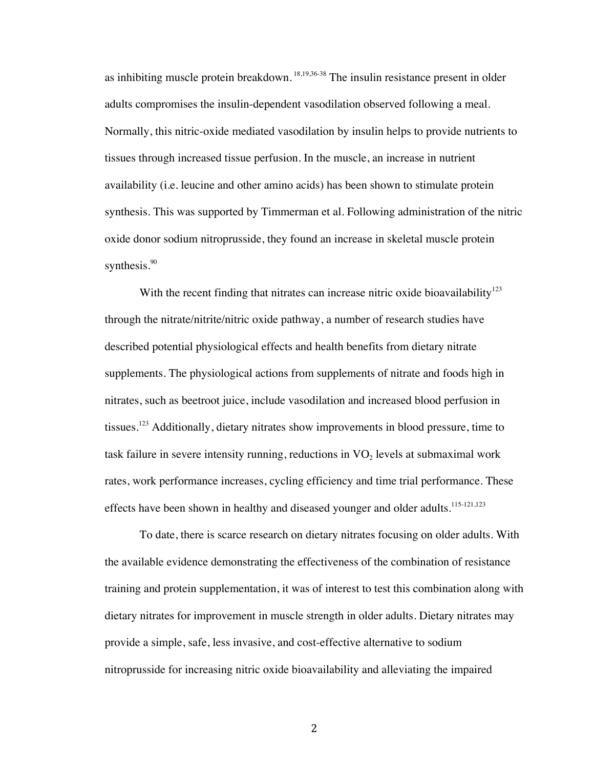as inhibiting muscle protein breakdown.[18,19,36-38] The insulin resistance present in older adults compromises the insulin-dependent vasodilation observed following a meal. Normally, this nitric-oxide mediated vasodilation by insulin helps to provide nutrients to tissues through increased tissue perfusion. In the muscle, an increase in nutrient availability (i.e. leucine and other amino acids) has been shown to stimulate protein synthesis. This was supported by Timmerman et al. Following administration of the nitric oxide donor sodium nitroprusside, they found an increase in skeletal muscle protein synthesis.[90]

With the recent finding that nitrates can increase nitric oxide bioavailability[123] through the nitrate/nitrite/nitric oxide pathway, a number of research studies have described potential physiological effects and health benefits from dietary nitrate supplements. The physiological actions from supplements of nitrate and foods high in nitrates, such as beetroot juice, include vasodilation and increased blood perfusion in tissues.[123] Additionally, dietary nitrates show improvements in blood pressure, time to task failure in severe intensity running, reductions in $VO_2$ levels at submaximal work rates, work performance increases, cycling efficiency and time trial performance. These effects have been shown in healthy and diseased younger and older adults.[115-121,123]

To date, there is scarce research on dietary nitrates focusing on older adults. With the available evidence demonstrating the effectiveness of the combination of resistance training and protein supplementation, it was of interest to test this combination along with dietary nitrates for improvement in muscle strength in older adults. Dietary nitrates may provide a simple, safe, less invasive, and cost-effective alternative to sodium nitroprusside for increasing nitric oxide bioavailability and alleviating the impaired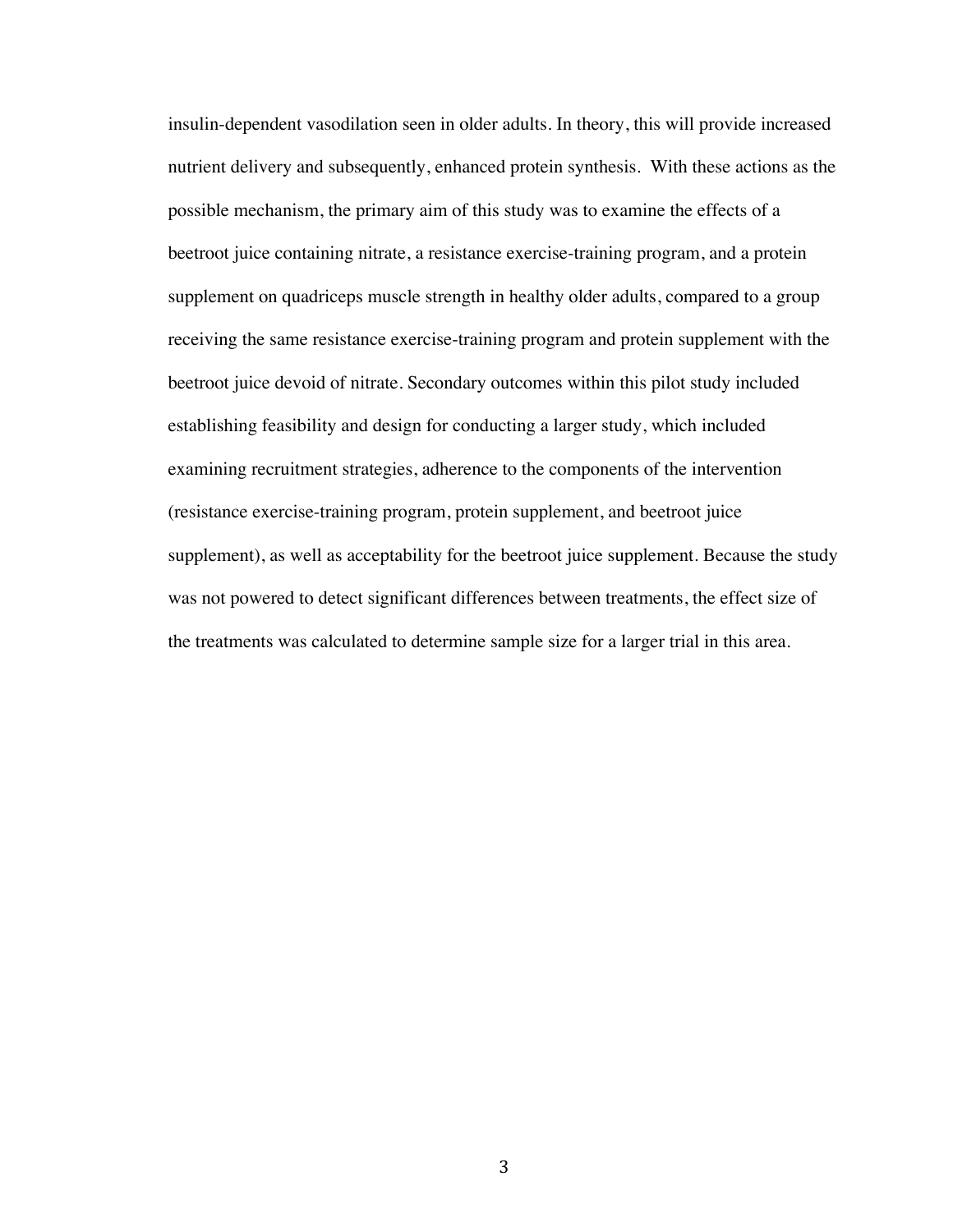insulin-dependent vasodilation seen in older adults. In theory, this will provide increased nutrient delivery and subsequently, enhanced protein synthesis. With these actions as the possible mechanism, the primary aim of this study was to examine the effects of a beetroot juice containing nitrate, a resistance exercise-training program, and a protein supplement on quadriceps muscle strength in healthy older adults, compared to a group receiving the same resistance exercise-training program and protein supplement with the beetroot juice devoid of nitrate. Secondary outcomes within this pilot study included establishing feasibility and design for conducting a larger study, which included examining recruitment strategies, adherence to the components of the intervention (resistance exercise-training program, protein supplement, and beetroot juice supplement), as well as acceptability for the beetroot juice supplement. Because the study was not powered to detect significant differences between treatments, the effect size of the treatments was calculated to determine sample size for a larger trial in this area.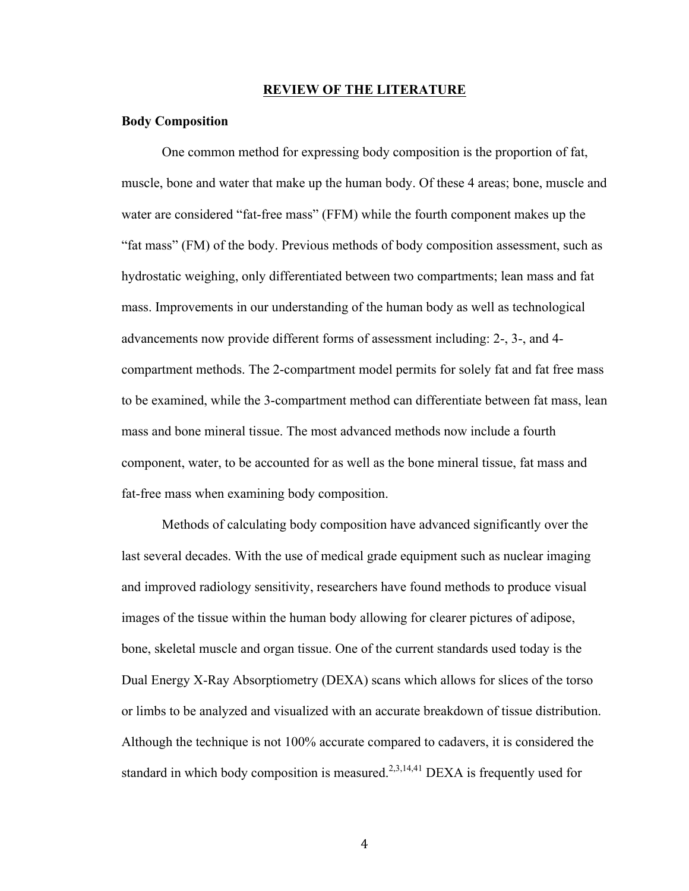## REVIEW OF THE LITERATURE

### Body Composition

One common method for expressing body composition is the proportion of fat, muscle, bone and water that make up the human body. Of these 4 areas; bone, muscle and water are considered "fat-free mass" (FFM) while the fourth component makes up the "fat mass" (FM) of the body. Previous methods of body composition assessment, such as hydrostatic weighing, only differentiated between two compartments; lean mass and fat mass. Improvements in our understanding of the human body as well as technological advancements now provide different forms of assessment including: 2-, 3-, and 4-compartment methods. The 2-compartment model permits for solely fat and fat free mass to be examined, while the 3-compartment method can differentiate between fat mass, lean mass and bone mineral tissue. The most advanced methods now include a fourth component, water, to be accounted for as well as the bone mineral tissue, fat mass and fat-free mass when examining body composition.

Methods of calculating body composition have advanced significantly over the last several decades. With the use of medical grade equipment such as nuclear imaging and improved radiology sensitivity, researchers have found methods to produce visual images of the tissue within the human body allowing for clearer pictures of adipose, bone, skeletal muscle and organ tissue. One of the current standards used today is the Dual Energy X-Ray Absorptiometry (DEXA) scans which allows for slices of the torso or limbs to be analyzed and visualized with an accurate breakdown of tissue distribution. Although the technique is not 100% accurate compared to cadavers, it is considered the standard in which body composition is measured.[2,3,14,41] DEXA is frequently used for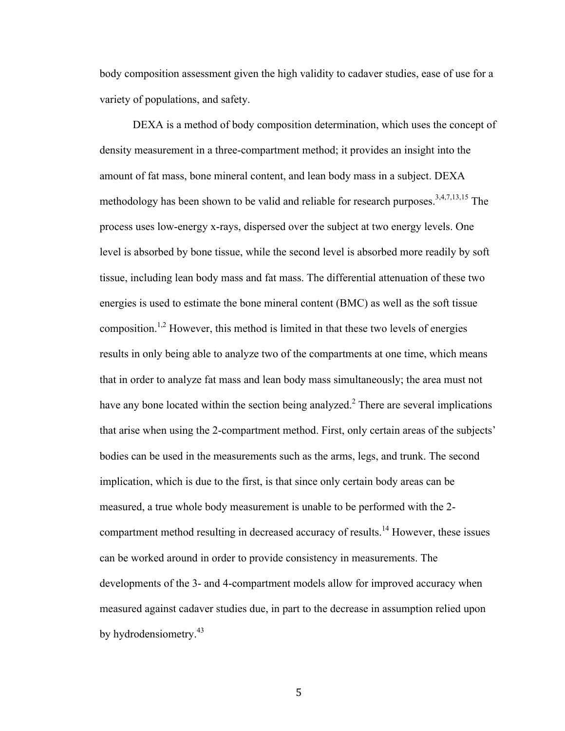body composition assessment given the high validity to cadaver studies, ease of use for a variety of populations, and safety.

DEXA is a method of body composition determination, which uses the concept of density measurement in a three-compartment method; it provides an insight into the amount of fat mass, bone mineral content, and lean body mass in a subject. DEXA methodology has been shown to be valid and reliable for research purposes.[3,4,7,13,15] The process uses low-energy x-rays, dispersed over the subject at two energy levels. One level is absorbed by bone tissue, while the second level is absorbed more readily by soft tissue, including lean body mass and fat mass. The differential attenuation of these two energies is used to estimate the bone mineral content (BMC) as well as the soft tissue composition.[1,2] However, this method is limited in that these two levels of energies results in only being able to analyze two of the compartments at one time, which means that in order to analyze fat mass and lean body mass simultaneously; the area must not have any bone located within the section being analyzed.[2] There are several implications that arise when using the 2-compartment method. First, only certain areas of the subjects' bodies can be used in the measurements such as the arms, legs, and trunk. The second implication, which is due to the first, is that since only certain body areas can be measured, a true whole body measurement is unable to be performed with the 2-compartment method resulting in decreased accuracy of results.[14] However, these issues can be worked around in order to provide consistency in measurements. The developments of the 3- and 4-compartment models allow for improved accuracy when measured against cadaver studies due, in part to the decrease in assumption relied upon by hydrodensiometry.[43]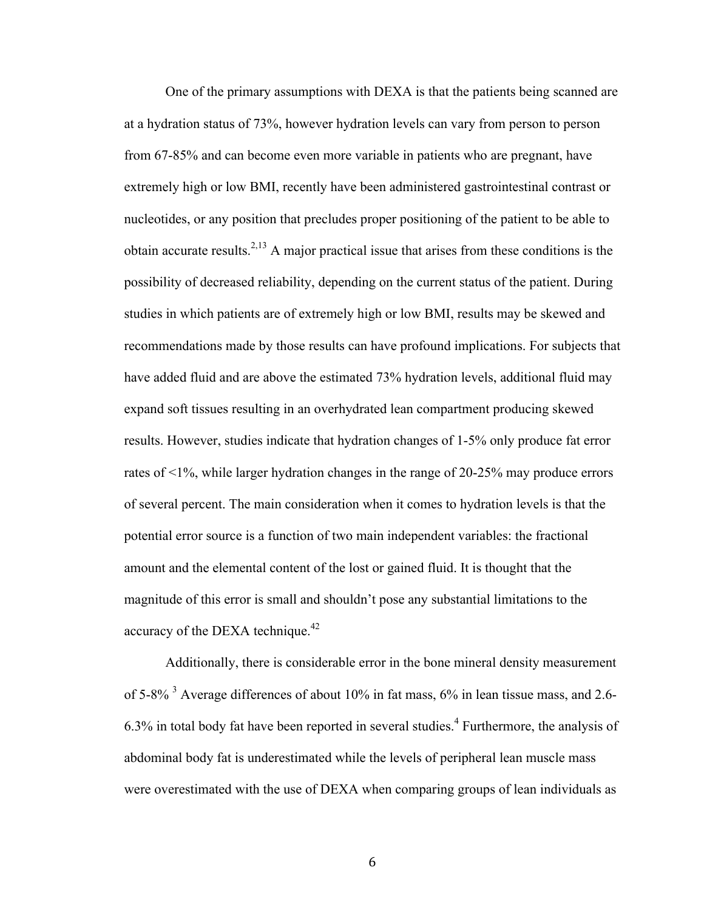One of the primary assumptions with DEXA is that the patients being scanned are at a hydration status of 73%, however hydration levels can vary from person to person from 67-85% and can become even more variable in patients who are pregnant, have extremely high or low BMI, recently have been administered gastrointestinal contrast or nucleotides, or any position that precludes proper positioning of the patient to be able to obtain accurate results.[2,13] A major practical issue that arises from these conditions is the possibility of decreased reliability, depending on the current status of the patient. During studies in which patients are of extremely high or low BMI, results may be skewed and recommendations made by those results can have profound implications. For subjects that have added fluid and are above the estimated 73% hydration levels, additional fluid may expand soft tissues resulting in an overhydrated lean compartment producing skewed results. However, studies indicate that hydration changes of 1-5% only produce fat error rates of <1%, while larger hydration changes in the range of 20-25% may produce errors of several percent. The main consideration when it comes to hydration levels is that the potential error source is a function of two main independent variables: the fractional amount and the elemental content of the lost or gained fluid. It is thought that the magnitude of this error is small and shouldn't pose any substantial limitations to the accuracy of the DEXA technique.[42]

Additionally, there is considerable error in the bone mineral density measurement of 5-8% [3] Average differences of about 10% in fat mass, 6% in lean tissue mass, and 2.6-6.3% in total body fat have been reported in several studies.[4] Furthermore, the analysis of abdominal body fat is underestimated while the levels of peripheral lean muscle mass were overestimated with the use of DEXA when comparing groups of lean individuals as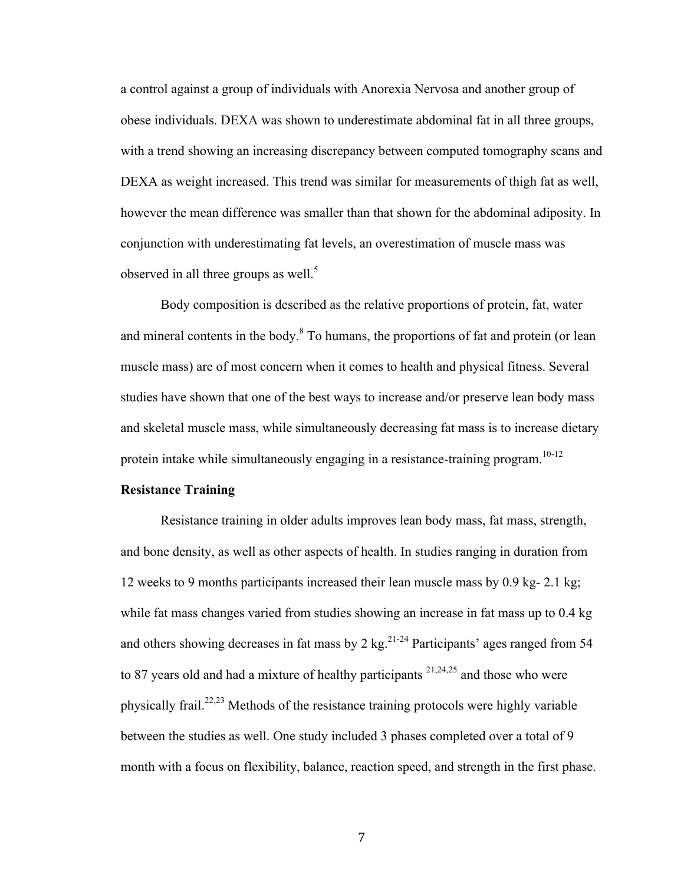a control against a group of individuals with Anorexia Nervosa and another group of obese individuals. DEXA was shown to underestimate abdominal fat in all three groups, with a trend showing an increasing discrepancy between computed tomography scans and DEXA as weight increased. This trend was similar for measurements of thigh fat as well, however the mean difference was smaller than that shown for the abdominal adiposity. In conjunction with underestimating fat levels, an overestimation of muscle mass was observed in all three groups as well.[5]

Body composition is described as the relative proportions of protein, fat, water and mineral contents in the body.[8] To humans, the proportions of fat and protein (or lean muscle mass) are of most concern when it comes to health and physical fitness. Several studies have shown that one of the best ways to increase and/or preserve lean body mass and skeletal muscle mass, while simultaneously decreasing fat mass is to increase dietary protein intake while simultaneously engaging in a resistance-training program.[10-12]

**Resistance Training**

Resistance training in older adults improves lean body mass, fat mass, strength, and bone density, as well as other aspects of health. In studies ranging in duration from 12 weeks to 9 months participants increased their lean muscle mass by 0.9 kg- 2.1 kg; while fat mass changes varied from studies showing an increase in fat mass up to 0.4 kg and others showing decreases in fat mass by 2 kg.[21-24] Participants' ages ranged from 54 to 87 years old and had a mixture of healthy participants [21,24,25] and those who were physically frail.[22,23] Methods of the resistance training protocols were highly variable between the studies as well. One study included 3 phases completed over a total of 9 month with a focus on flexibility, balance, reaction speed, and strength in the first phase.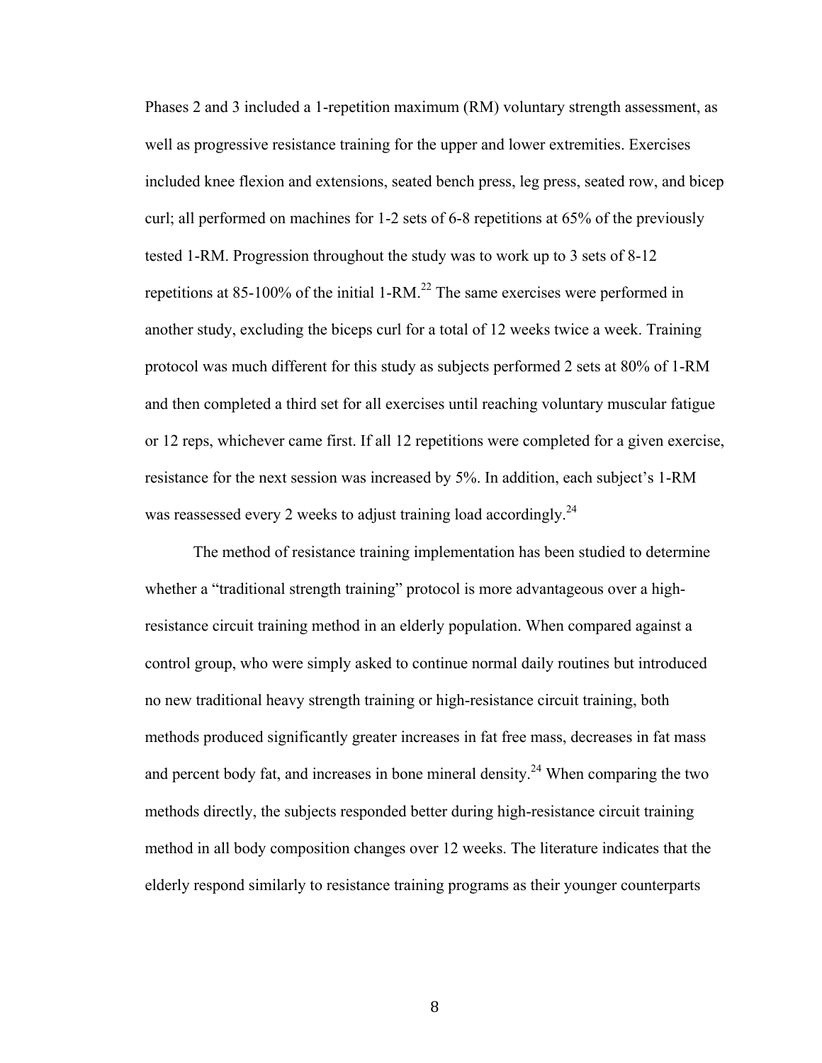Phases 2 and 3 included a 1-repetition maximum (RM) voluntary strength assessment, as well as progressive resistance training for the upper and lower extremities. Exercises included knee flexion and extensions, seated bench press, leg press, seated row, and bicep curl; all performed on machines for 1-2 sets of 6-8 repetitions at 65% of the previously tested 1-RM. Progression throughout the study was to work up to 3 sets of 8-12 repetitions at 85-100% of the initial 1-RM.[22] The same exercises were performed in another study, excluding the biceps curl for a total of 12 weeks twice a week. Training protocol was much different for this study as subjects performed 2 sets at 80% of 1-RM and then completed a third set for all exercises until reaching voluntary muscular fatigue or 12 reps, whichever came first. If all 12 repetitions were completed for a given exercise, resistance for the next session was increased by 5%. In addition, each subject's 1-RM was reassessed every 2 weeks to adjust training load accordingly.[24]

The method of resistance training implementation has been studied to determine whether a "traditional strength training" protocol is more advantageous over a high-resistance circuit training method in an elderly population. When compared against a control group, who were simply asked to continue normal daily routines but introduced no new traditional heavy strength training or high-resistance circuit training, both methods produced significantly greater increases in fat free mass, decreases in fat mass and percent body fat, and increases in bone mineral density.[24] When comparing the two methods directly, the subjects responded better during high-resistance circuit training method in all body composition changes over 12 weeks. The literature indicates that the elderly respond similarly to resistance training programs as their younger counterparts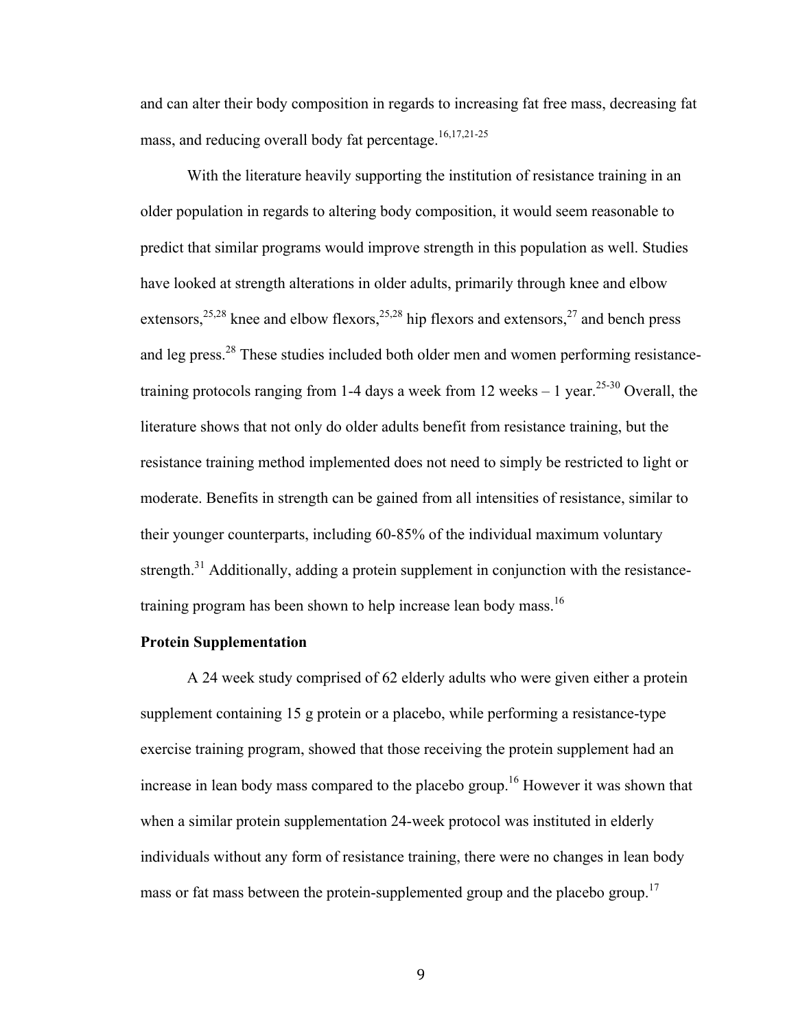and can alter their body composition in regards to increasing fat free mass, decreasing fat mass, and reducing overall body fat percentage.[16,17,21-25]

With the literature heavily supporting the institution of resistance training in an older population in regards to altering body composition, it would seem reasonable to predict that similar programs would improve strength in this population as well. Studies have looked at strength alterations in older adults, primarily through knee and elbow extensors,[25,28] knee and elbow flexors,[25,28] hip flexors and extensors,[27] and bench press and leg press.[28] These studies included both older men and women performing resistance-training protocols ranging from 1-4 days a week from 12 weeks – 1 year.[25-30] Overall, the literature shows that not only do older adults benefit from resistance training, but the resistance training method implemented does not need to simply be restricted to light or moderate. Benefits in strength can be gained from all intensities of resistance, similar to their younger counterparts, including 60-85% of the individual maximum voluntary strength.[31] Additionally, adding a protein supplement in conjunction with the resistance-training program has been shown to help increase lean body mass.[16]

**Protein Supplementation**

A 24 week study comprised of 62 elderly adults who were given either a protein supplement containing 15 g protein or a placebo, while performing a resistance-type exercise training program, showed that those receiving the protein supplement had an increase in lean body mass compared to the placebo group.[16] However it was shown that when a similar protein supplementation 24-week protocol was instituted in elderly individuals without any form of resistance training, there were no changes in lean body mass or fat mass between the protein-supplemented group and the placebo group.[17]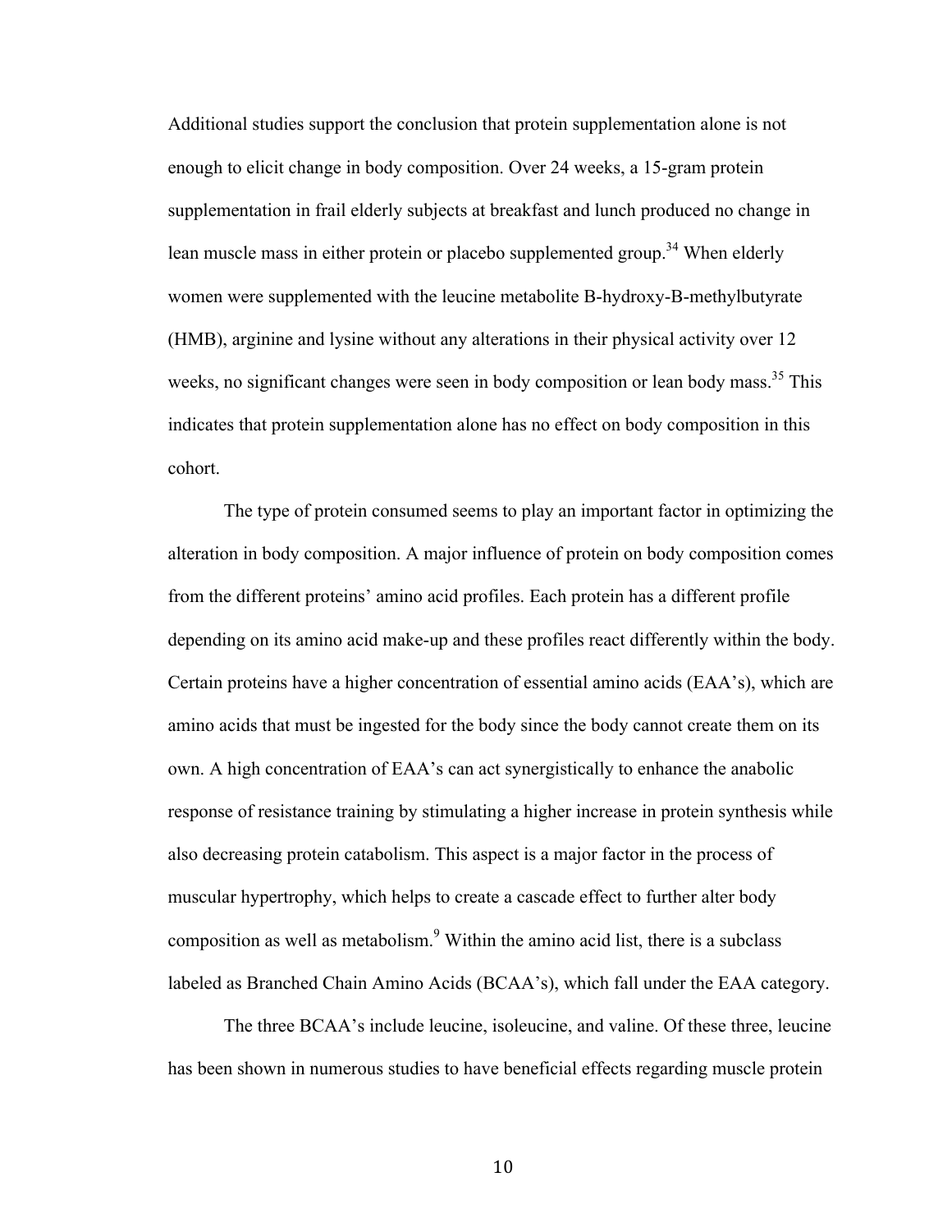Additional studies support the conclusion that protein supplementation alone is not enough to elicit change in body composition. Over 24 weeks, a 15-gram protein supplementation in frail elderly subjects at breakfast and lunch produced no change in lean muscle mass in either protein or placebo supplemented group.[34] When elderly women were supplemented with the leucine metabolite B-hydroxy-B-methylbutyrate (HMB), arginine and lysine without any alterations in their physical activity over 12 weeks, no significant changes were seen in body composition or lean body mass.[35] This indicates that protein supplementation alone has no effect on body composition in this cohort.

The type of protein consumed seems to play an important factor in optimizing the alteration in body composition. A major influence of protein on body composition comes from the different proteins' amino acid profiles. Each protein has a different profile depending on its amino acid make-up and these profiles react differently within the body. Certain proteins have a higher concentration of essential amino acids (EAA's), which are amino acids that must be ingested for the body since the body cannot create them on its own. A high concentration of EAA's can act synergistically to enhance the anabolic response of resistance training by stimulating a higher increase in protein synthesis while also decreasing protein catabolism. This aspect is a major factor in the process of muscular hypertrophy, which helps to create a cascade effect to further alter body composition as well as metabolism.[9] Within the amino acid list, there is a subclass labeled as Branched Chain Amino Acids (BCAA's), which fall under the EAA category.

The three BCAA's include leucine, isoleucine, and valine. Of these three, leucine has been shown in numerous studies to have beneficial effects regarding muscle protein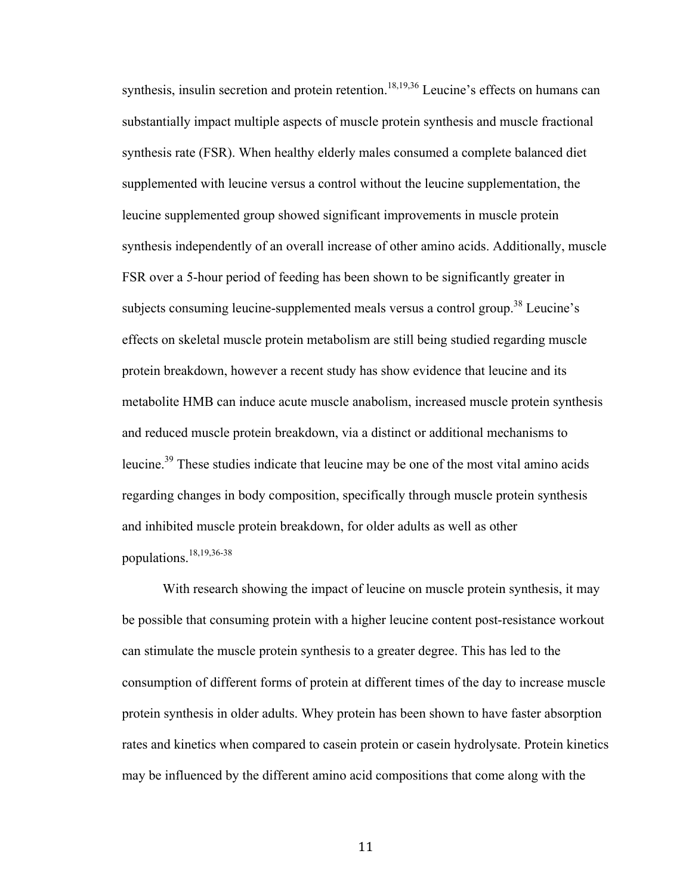synthesis, insulin secretion and protein retention.[18,19,36] Leucine's effects on humans can substantially impact multiple aspects of muscle protein synthesis and muscle fractional synthesis rate (FSR). When healthy elderly males consumed a complete balanced diet supplemented with leucine versus a control without the leucine supplementation, the leucine supplemented group showed significant improvements in muscle protein synthesis independently of an overall increase of other amino acids. Additionally, muscle FSR over a 5-hour period of feeding has been shown to be significantly greater in subjects consuming leucine-supplemented meals versus a control group.[38] Leucine's effects on skeletal muscle protein metabolism are still being studied regarding muscle protein breakdown, however a recent study has show evidence that leucine and its metabolite HMB can induce acute muscle anabolism, increased muscle protein synthesis and reduced muscle protein breakdown, via a distinct or additional mechanisms to leucine.[39] These studies indicate that leucine may be one of the most vital amino acids regarding changes in body composition, specifically through muscle protein synthesis and inhibited muscle protein breakdown, for older adults as well as other populations.[18,19,36-38]

With research showing the impact of leucine on muscle protein synthesis, it may be possible that consuming protein with a higher leucine content post-resistance workout can stimulate the muscle protein synthesis to a greater degree. This has led to the consumption of different forms of protein at different times of the day to increase muscle protein synthesis in older adults. Whey protein has been shown to have faster absorption rates and kinetics when compared to casein protein or casein hydrolysate. Protein kinetics may be influenced by the different amino acid compositions that come along with the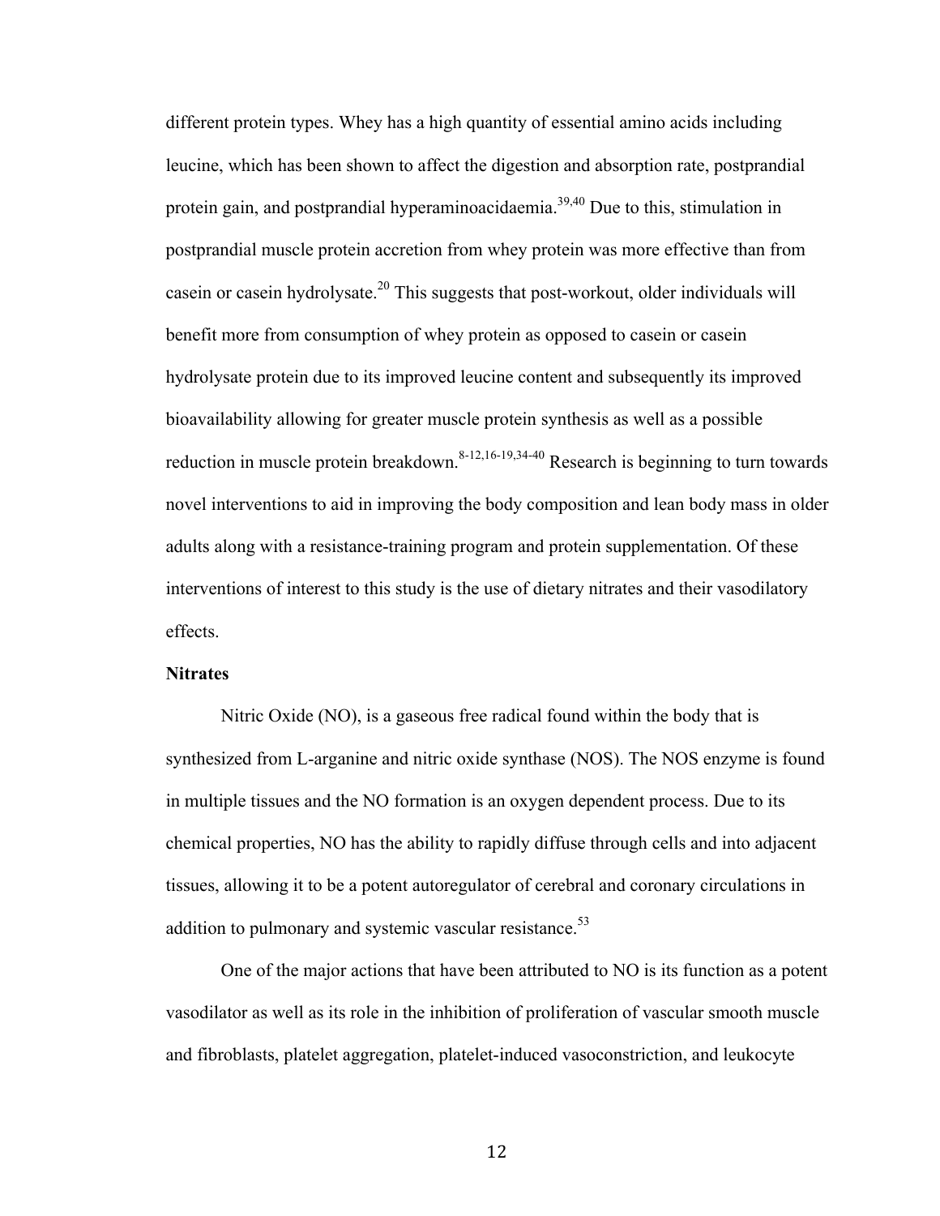different protein types. Whey has a high quantity of essential amino acids including leucine, which has been shown to affect the digestion and absorption rate, postprandial protein gain, and postprandial hyperaminoacidaemia.[39,40] Due to this, stimulation in postprandial muscle protein accretion from whey protein was more effective than from casein or casein hydrolysate.[20] This suggests that post-workout, older individuals will benefit more from consumption of whey protein as opposed to casein or casein hydrolysate protein due to its improved leucine content and subsequently its improved bioavailability allowing for greater muscle protein synthesis as well as a possible reduction in muscle protein breakdown.[8-12,16-19,34-40] Research is beginning to turn towards novel interventions to aid in improving the body composition and lean body mass in older adults along with a resistance-training program and protein supplementation. Of these interventions of interest to this study is the use of dietary nitrates and their vasodilatory effects.

**Nitrates**

Nitric Oxide (NO), is a gaseous free radical found within the body that is synthesized from L-arganine and nitric oxide synthase (NOS). The NOS enzyme is found in multiple tissues and the NO formation is an oxygen dependent process. Due to its chemical properties, NO has the ability to rapidly diffuse through cells and into adjacent tissues, allowing it to be a potent autoregulator of cerebral and coronary circulations in addition to pulmonary and systemic vascular resistance.[53]

One of the major actions that have been attributed to NO is its function as a potent vasodilator as well as its role in the inhibition of proliferation of vascular smooth muscle and fibroblasts, platelet aggregation, platelet-induced vasoconstriction, and leukocyte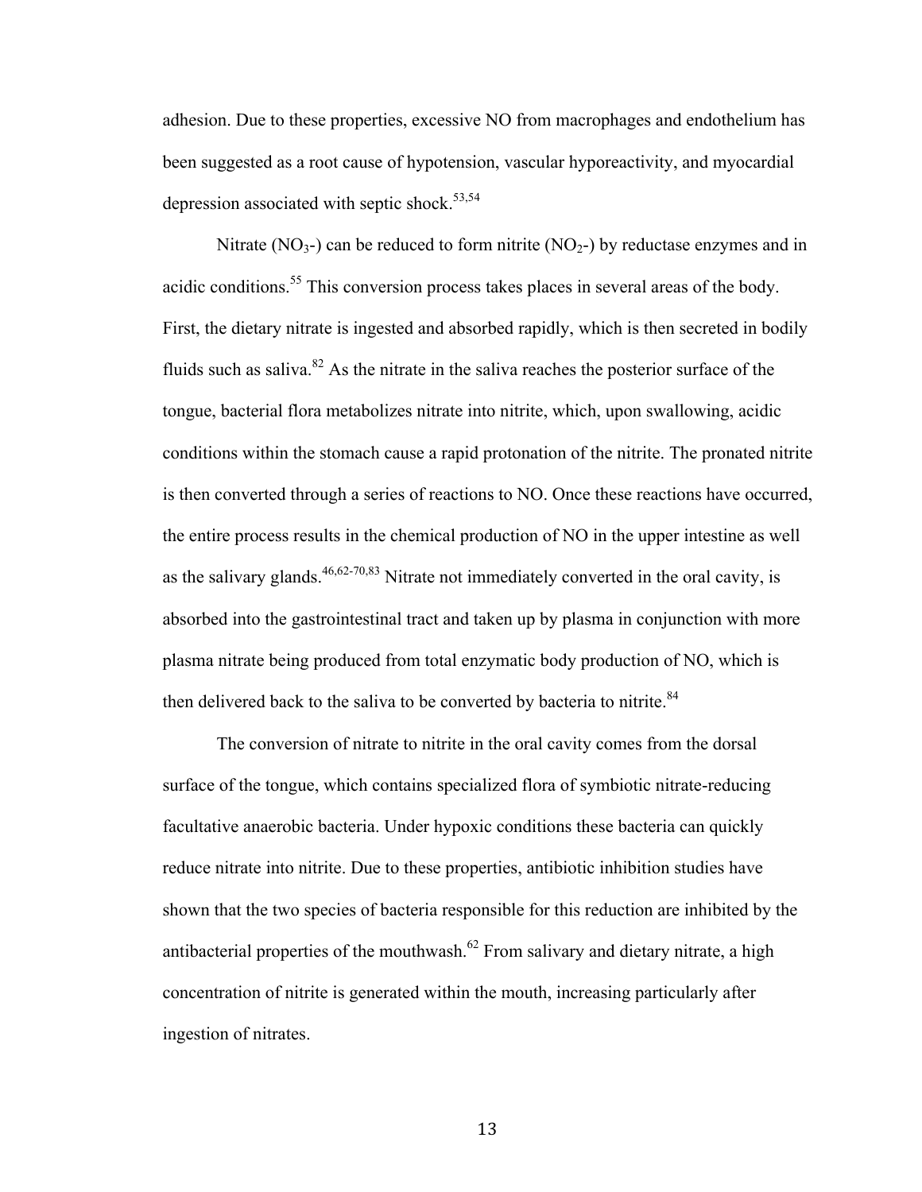adhesion. Due to these properties, excessive NO from macrophages and endothelium has been suggested as a root cause of hypotension, vascular hyporeactivity, and myocardial depression associated with septic shock.[53,54]

Nitrate ($NO_3$-) can be reduced to form nitrite ($NO_2$-) by reductase enzymes and in acidic conditions.[55] This conversion process takes places in several areas of the body. First, the dietary nitrate is ingested and absorbed rapidly, which is then secreted in bodily fluids such as saliva.[82] As the nitrate in the saliva reaches the posterior surface of the tongue, bacterial flora metabolizes nitrate into nitrite, which, upon swallowing, acidic conditions within the stomach cause a rapid protonation of the nitrite. The pronated nitrite is then converted through a series of reactions to NO. Once these reactions have occurred, the entire process results in the chemical production of NO in the upper intestine as well as the salivary glands.[46,62-70,83] Nitrate not immediately converted in the oral cavity, is absorbed into the gastrointestinal tract and taken up by plasma in conjunction with more plasma nitrate being produced from total enzymatic body production of NO, which is then delivered back to the saliva to be converted by bacteria to nitrite.[84]

The conversion of nitrate to nitrite in the oral cavity comes from the dorsal surface of the tongue, which contains specialized flora of symbiotic nitrate-reducing facultative anaerobic bacteria. Under hypoxic conditions these bacteria can quickly reduce nitrate into nitrite. Due to these properties, antibiotic inhibition studies have shown that the two species of bacteria responsible for this reduction are inhibited by the antibacterial properties of the mouthwash.[62] From salivary and dietary nitrate, a high concentration of nitrite is generated within the mouth, increasing particularly after ingestion of nitrates.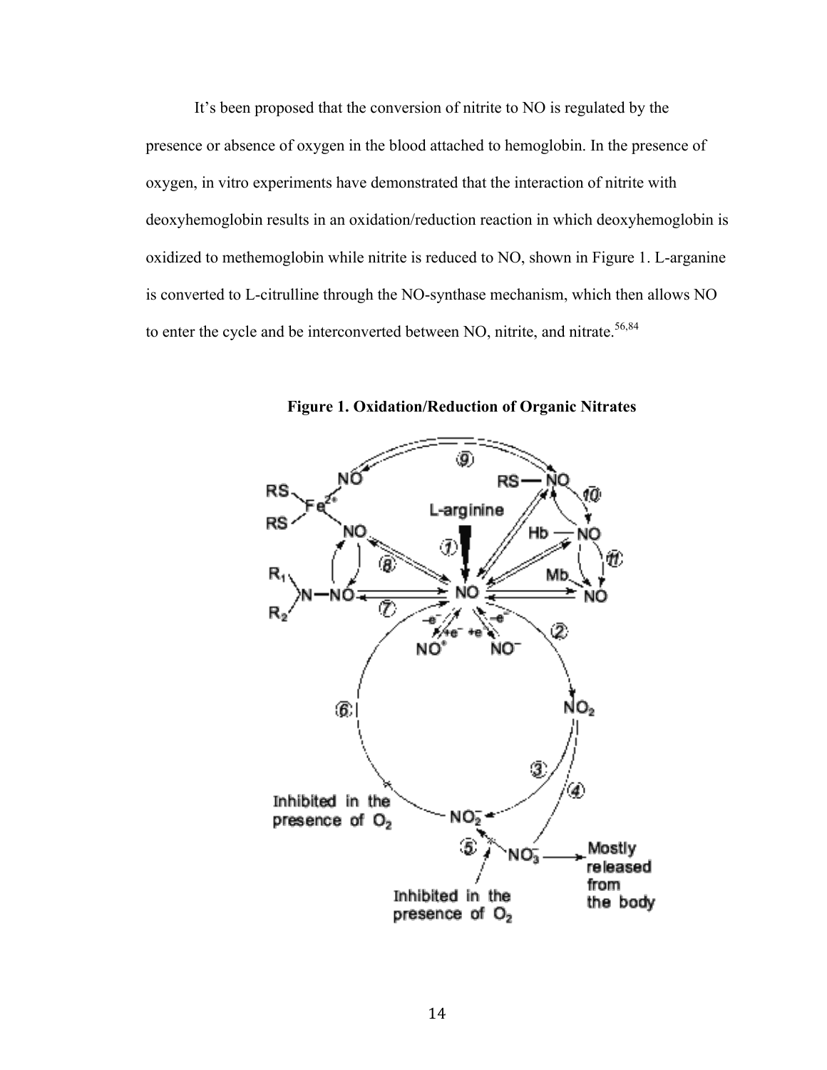It's been proposed that the conversion of nitrite to NO is regulated by the presence or absence of oxygen in the blood attached to hemoglobin. In the presence of oxygen, in vitro experiments have demonstrated that the interaction of nitrite with deoxyhemoglobin results in an oxidation/reduction reaction in which deoxyhemoglobin is oxidized to methemoglobin while nitrite is reduced to NO, shown in Figure 1. L-arganine is converted to L-citrulline through the NO-synthase mechanism, which then allows NO to enter the cycle and be interconverted between NO, nitrite, and nitrate.[56,84]

**Figure 1. Oxidation/Reduction of Organic Nitrates**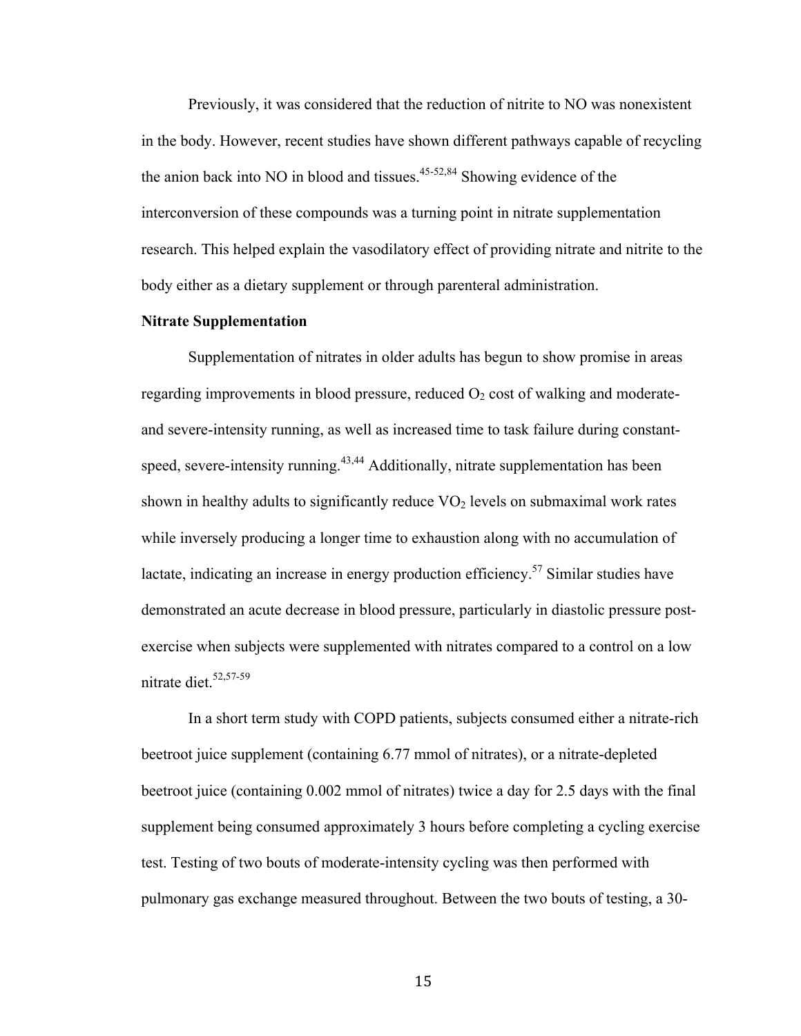Previously, it was considered that the reduction of nitrite to NO was nonexistent in the body. However, recent studies have shown different pathways capable of recycling the anion back into NO in blood and tissues.[45-52,84] Showing evidence of the interconversion of these compounds was a turning point in nitrate supplementation research. This helped explain the vasodilatory effect of providing nitrate and nitrite to the body either as a dietary supplement or through parenteral administration.

**Nitrate Supplementation**

Supplementation of nitrates in older adults has begun to show promise in areas regarding improvements in blood pressure, reduced $O_2$ cost of walking and moderate- and severe-intensity running, as well as increased time to task failure during constant-speed, severe-intensity running.[43,44] Additionally, nitrate supplementation has been shown in healthy adults to significantly reduce $VO_2$ levels on submaximal work rates while inversely producing a longer time to exhaustion along with no accumulation of lactate, indicating an increase in energy production efficiency.[57] Similar studies have demonstrated an acute decrease in blood pressure, particularly in diastolic pressure post-exercise when subjects were supplemented with nitrates compared to a control on a low nitrate diet.[52,57-59]

In a short term study with COPD patients, subjects consumed either a nitrate-rich beetroot juice supplement (containing 6.77 mmol of nitrates), or a nitrate-depleted beetroot juice (containing 0.002 mmol of nitrates) twice a day for 2.5 days with the final supplement being consumed approximately 3 hours before completing a cycling exercise test. Testing of two bouts of moderate-intensity cycling was then performed with pulmonary gas exchange measured throughout. Between the two bouts of testing, a 30-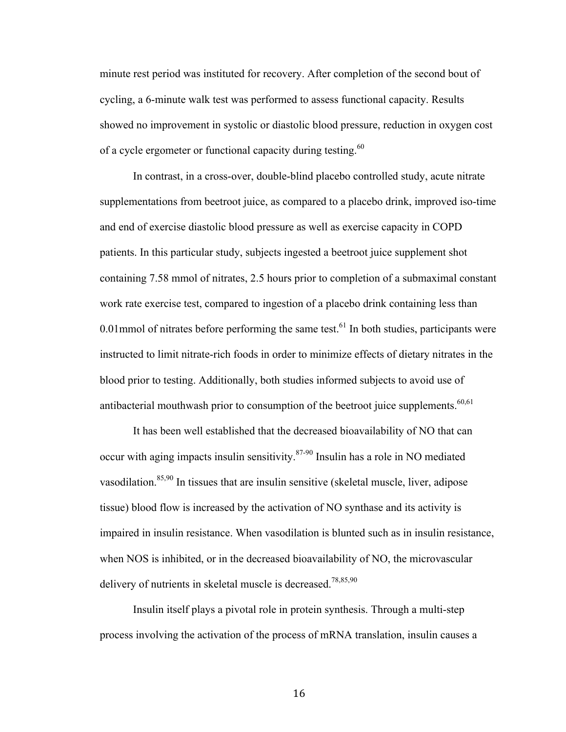minute rest period was instituted for recovery. After completion of the second bout of cycling, a 6-minute walk test was performed to assess functional capacity. Results showed no improvement in systolic or diastolic blood pressure, reduction in oxygen cost of a cycle ergometer or functional capacity during testing.[60]

In contrast, in a cross-over, double-blind placebo controlled study, acute nitrate supplementations from beetroot juice, as compared to a placebo drink, improved iso-time and end of exercise diastolic blood pressure as well as exercise capacity in COPD patients. In this particular study, subjects ingested a beetroot juice supplement shot containing 7.58 mmol of nitrates, 2.5 hours prior to completion of a submaximal constant work rate exercise test, compared to ingestion of a placebo drink containing less than 0.01mmol of nitrates before performing the same test.[61] In both studies, participants were instructed to limit nitrate-rich foods in order to minimize effects of dietary nitrates in the blood prior to testing. Additionally, both studies informed subjects to avoid use of antibacterial mouthwash prior to consumption of the beetroot juice supplements.[60,61]

It has been well established that the decreased bioavailability of NO that can occur with aging impacts insulin sensitivity.[87-90] Insulin has a role in NO mediated vasodilation.[85,90] In tissues that are insulin sensitive (skeletal muscle, liver, adipose tissue) blood flow is increased by the activation of NO synthase and its activity is impaired in insulin resistance. When vasodilation is blunted such as in insulin resistance, when NOS is inhibited, or in the decreased bioavailability of NO, the microvascular delivery of nutrients in skeletal muscle is decreased.[78,85,90]

Insulin itself plays a pivotal role in protein synthesis. Through a multi-step process involving the activation of the process of mRNA translation, insulin causes a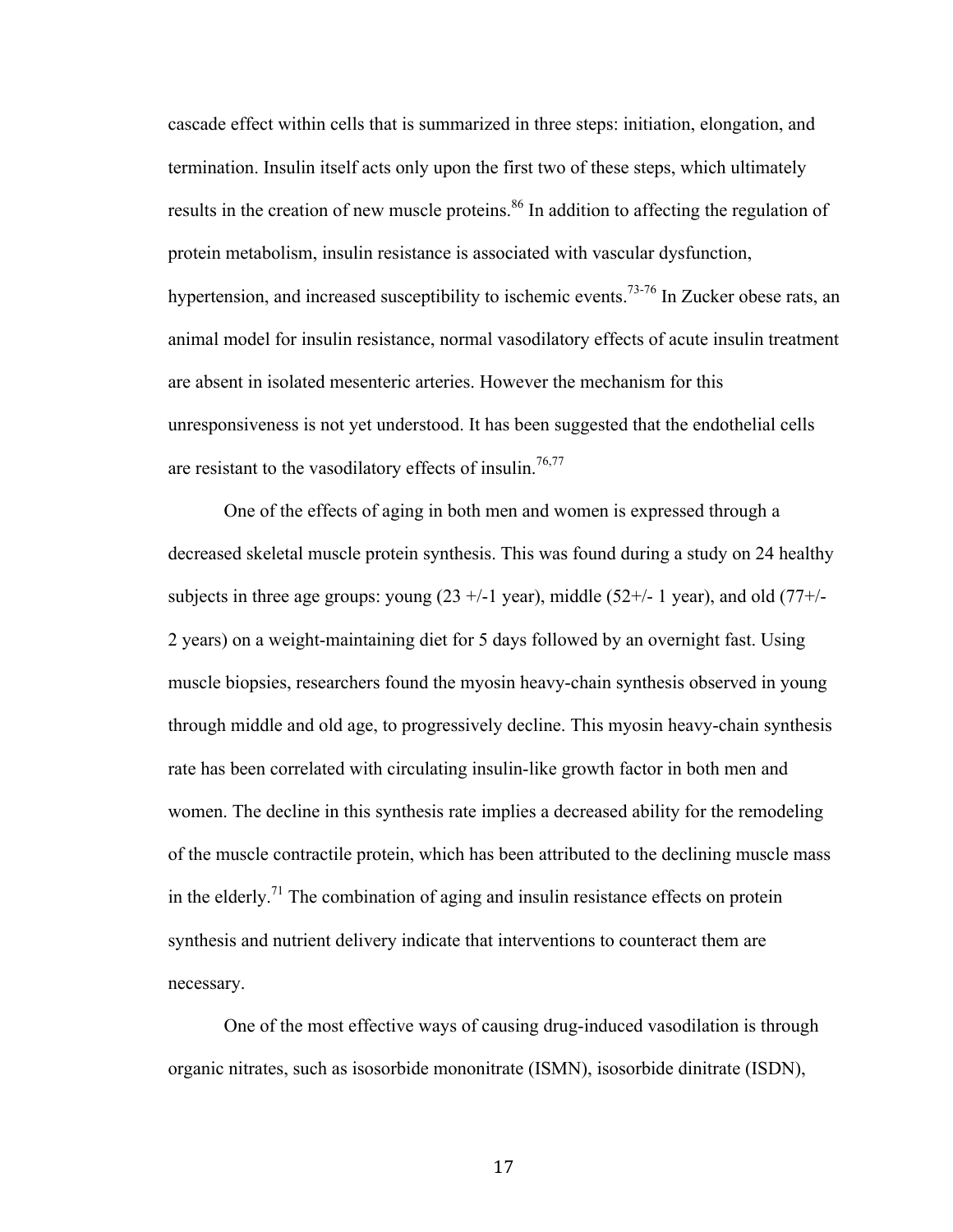cascade effect within cells that is summarized in three steps: initiation, elongation, and termination. Insulin itself acts only upon the first two of these steps, which ultimately results in the creation of new muscle proteins.[86] In addition to affecting the regulation of protein metabolism, insulin resistance is associated with vascular dysfunction, hypertension, and increased susceptibility to ischemic events.[73-76] In Zucker obese rats, an animal model for insulin resistance, normal vasodilatory effects of acute insulin treatment are absent in isolated mesenteric arteries. However the mechanism for this unresponsiveness is not yet understood. It has been suggested that the endothelial cells are resistant to the vasodilatory effects of insulin.[76,77]

One of the effects of aging in both men and women is expressed through a decreased skeletal muscle protein synthesis. This was found during a study on 24 healthy subjects in three age groups: young (23 +/-1 year), middle (52+/- 1 year), and old (77+/-2 years) on a weight-maintaining diet for 5 days followed by an overnight fast. Using muscle biopsies, researchers found the myosin heavy-chain synthesis observed in young through middle and old age, to progressively decline. This myosin heavy-chain synthesis rate has been correlated with circulating insulin-like growth factor in both men and women. The decline in this synthesis rate implies a decreased ability for the remodeling of the muscle contractile protein, which has been attributed to the declining muscle mass in the elderly.[71] The combination of aging and insulin resistance effects on protein synthesis and nutrient delivery indicate that interventions to counteract them are necessary.

One of the most effective ways of causing drug-induced vasodilation is through organic nitrates, such as isosorbide mononitrate (ISMN), isosorbide dinitrate (ISDN),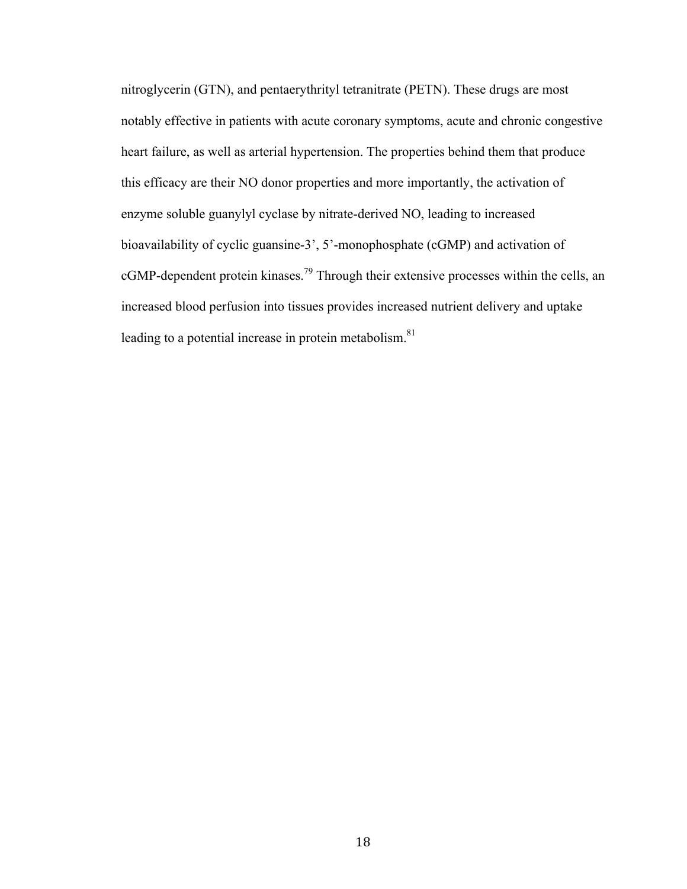nitroglycerin (GTN), and pentaerythrityl tetranitrate (PETN). These drugs are most notably effective in patients with acute coronary symptoms, acute and chronic congestive heart failure, as well as arterial hypertension. The properties behind them that produce this efficacy are their NO donor properties and more importantly, the activation of enzyme soluble guanylyl cyclase by nitrate-derived NO, leading to increased bioavailability of cyclic guansine-3', 5'-monophosphate (cGMP) and activation of cGMP-dependent protein kinases.[79] Through their extensive processes within the cells, an increased blood perfusion into tissues provides increased nutrient delivery and uptake leading to a potential increase in protein metabolism.[81]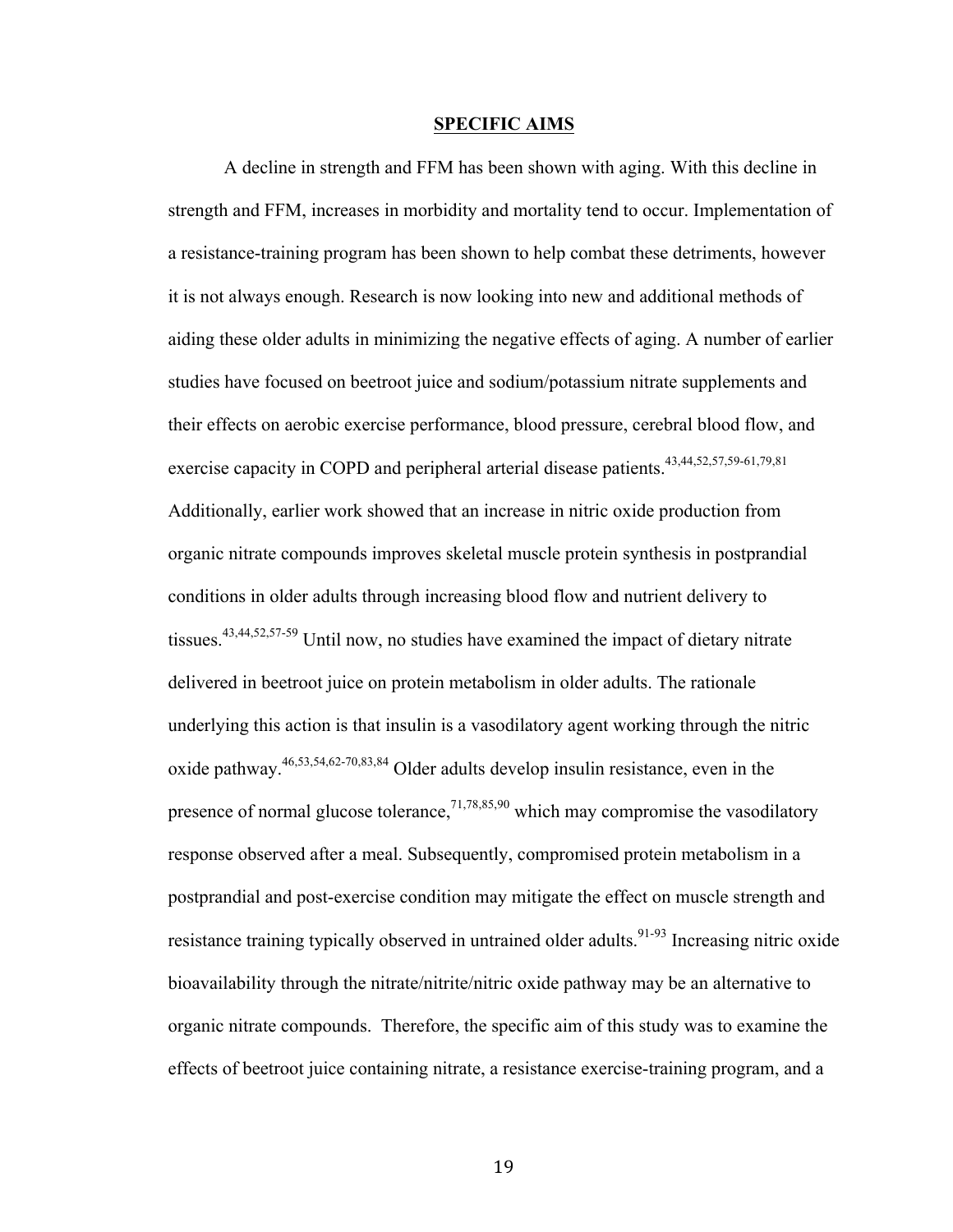## SPECIFIC AIMS

A decline in strength and FFM has been shown with aging. With this decline in strength and FFM, increases in morbidity and mortality tend to occur. Implementation of a resistance-training program has been shown to help combat these detriments, however it is not always enough. Research is now looking into new and additional methods of aiding these older adults in minimizing the negative effects of aging. A number of earlier studies have focused on beetroot juice and sodium/potassium nitrate supplements and their effects on aerobic exercise performance, blood pressure, cerebral blood flow, and exercise capacity in COPD and peripheral arterial disease patients.[43,44,52,57,59-61,79,81] Additionally, earlier work showed that an increase in nitric oxide production from organic nitrate compounds improves skeletal muscle protein synthesis in postprandial conditions in older adults through increasing blood flow and nutrient delivery to tissues.[43,44,52,57-59] Until now, no studies have examined the impact of dietary nitrate delivered in beetroot juice on protein metabolism in older adults. The rationale underlying this action is that insulin is a vasodilatory agent working through the nitric oxide pathway.[46,53,54,62-70,83,84] Older adults develop insulin resistance, even in the presence of normal glucose tolerance,[71,78,85,90] which may compromise the vasodilatory response observed after a meal. Subsequently, compromised protein metabolism in a postprandial and post-exercise condition may mitigate the effect on muscle strength and resistance training typically observed in untrained older adults.[91-93] Increasing nitric oxide bioavailability through the nitrate/nitrite/nitric oxide pathway may be an alternative to organic nitrate compounds. Therefore, the specific aim of this study was to examine the effects of beetroot juice containing nitrate, a resistance exercise-training program, and a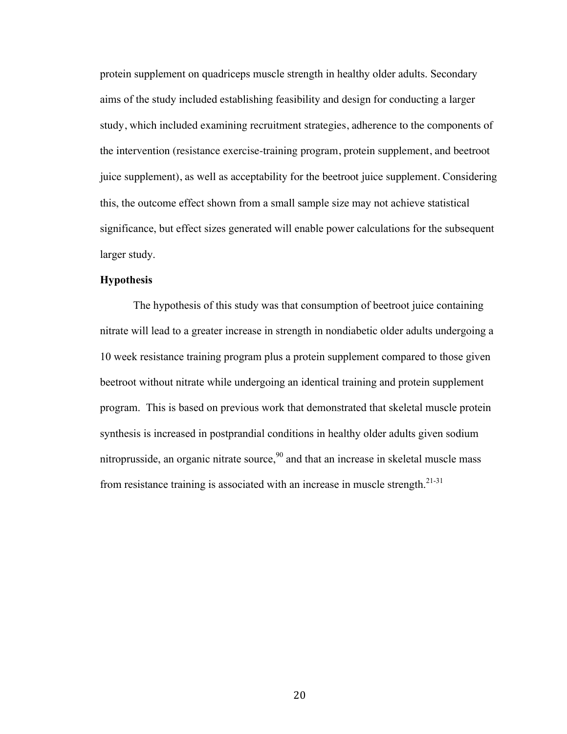protein supplement on quadriceps muscle strength in healthy older adults. Secondary aims of the study included establishing feasibility and design for conducting a larger study, which included examining recruitment strategies, adherence to the components of the intervention (resistance exercise-training program, protein supplement, and beetroot juice supplement), as well as acceptability for the beetroot juice supplement. Considering this, the outcome effect shown from a small sample size may not achieve statistical significance, but effect sizes generated will enable power calculations for the subsequent larger study.

**Hypothesis**

The hypothesis of this study was that consumption of beetroot juice containing nitrate will lead to a greater increase in strength in nondiabetic older adults undergoing a 10 week resistance training program plus a protein supplement compared to those given beetroot without nitrate while undergoing an identical training and protein supplement program. This is based on previous work that demonstrated that skeletal muscle protein synthesis is increased in postprandial conditions in healthy older adults given sodium nitroprusside, an organic nitrate source,[90] and that an increase in skeletal muscle mass from resistance training is associated with an increase in muscle strength.[21-31]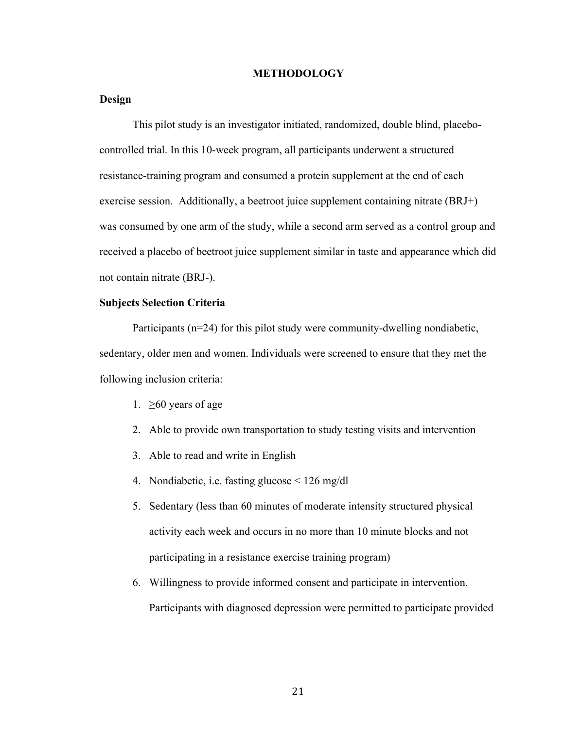# METHODOLOGY

## Design

This pilot study is an investigator initiated, randomized, double blind, placebo-controlled trial. In this 10-week program, all participants underwent a structured resistance-training program and consumed a protein supplement at the end of each exercise session. Additionally, a beetroot juice supplement containing nitrate (BRJ+) was consumed by one arm of the study, while a second arm served as a control group and received a placebo of beetroot juice supplement similar in taste and appearance which did not contain nitrate (BRJ-).

## Subjects Selection Criteria

Participants (n=24) for this pilot study were community-dwelling nondiabetic, sedentary, older men and women. Individuals were screened to ensure that they met the following inclusion criteria:

1. ≥60 years of age
2. Able to provide own transportation to study testing visits and intervention
3. Able to read and write in English
4. Nondiabetic, i.e. fasting glucose < 126 mg/dl
5. Sedentary (less than 60 minutes of moderate intensity structured physical activity each week and occurs in no more than 10 minute blocks and not participating in a resistance exercise training program)
6. Willingness to provide informed consent and participate in intervention. Participants with diagnosed depression were permitted to participate provided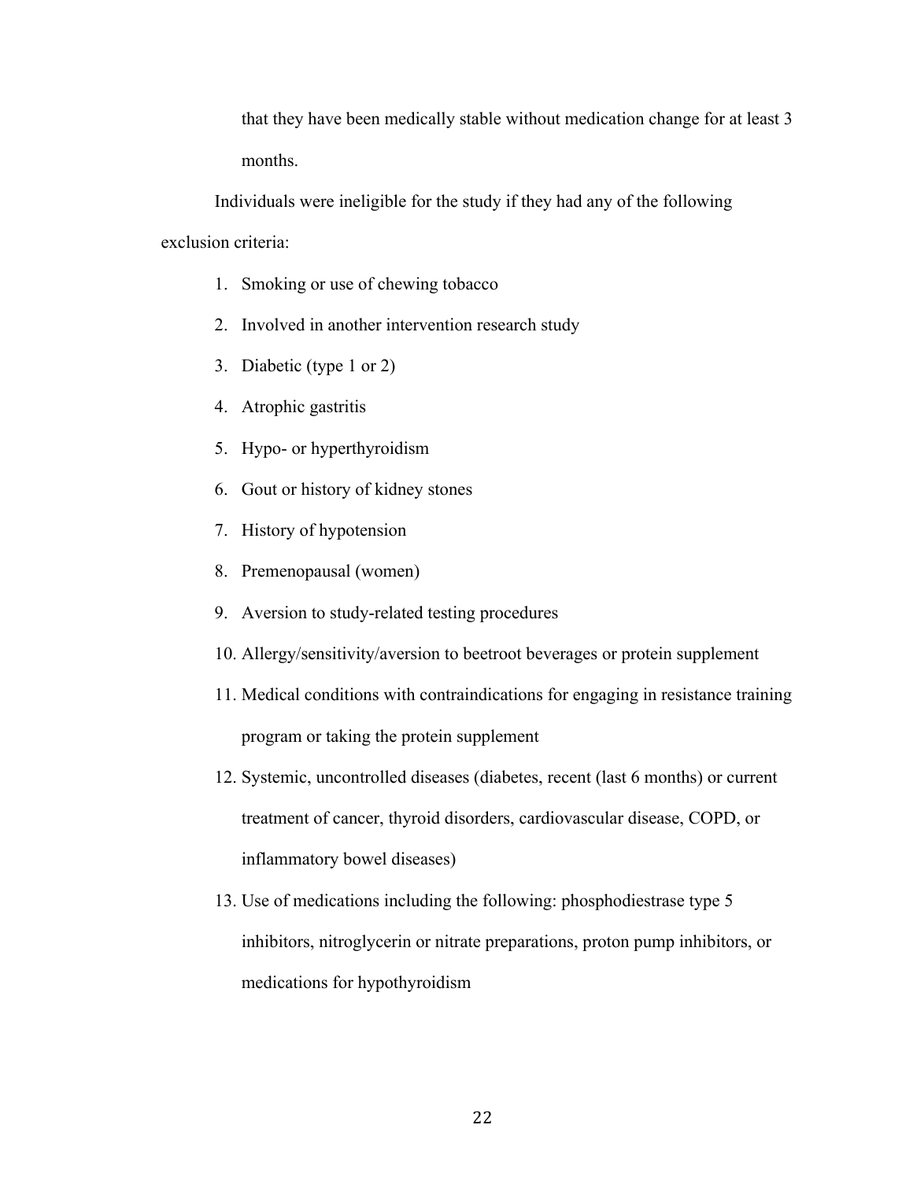that they have been medically stable without medication change for at least 3 months.

Individuals were ineligible for the study if they had any of the following exclusion criteria:

1. Smoking or use of chewing tobacco
2. Involved in another intervention research study
3. Diabetic (type 1 or 2)
4. Atrophic gastritis
5. Hypo- or hyperthyroidism
6. Gout or history of kidney stones
7. History of hypotension
8. Premenopausal (women)
9. Aversion to study-related testing procedures
10. Allergy/sensitivity/aversion to beetroot beverages or protein supplement
11. Medical conditions with contraindications for engaging in resistance training program or taking the protein supplement
12. Systemic, uncontrolled diseases (diabetes, recent (last 6 months) or current treatment of cancer, thyroid disorders, cardiovascular disease, COPD, or inflammatory bowel diseases)
13. Use of medications including the following: phosphodiestrase type 5 inhibitors, nitroglycerin or nitrate preparations, proton pump inhibitors, or medications for hypothyroidism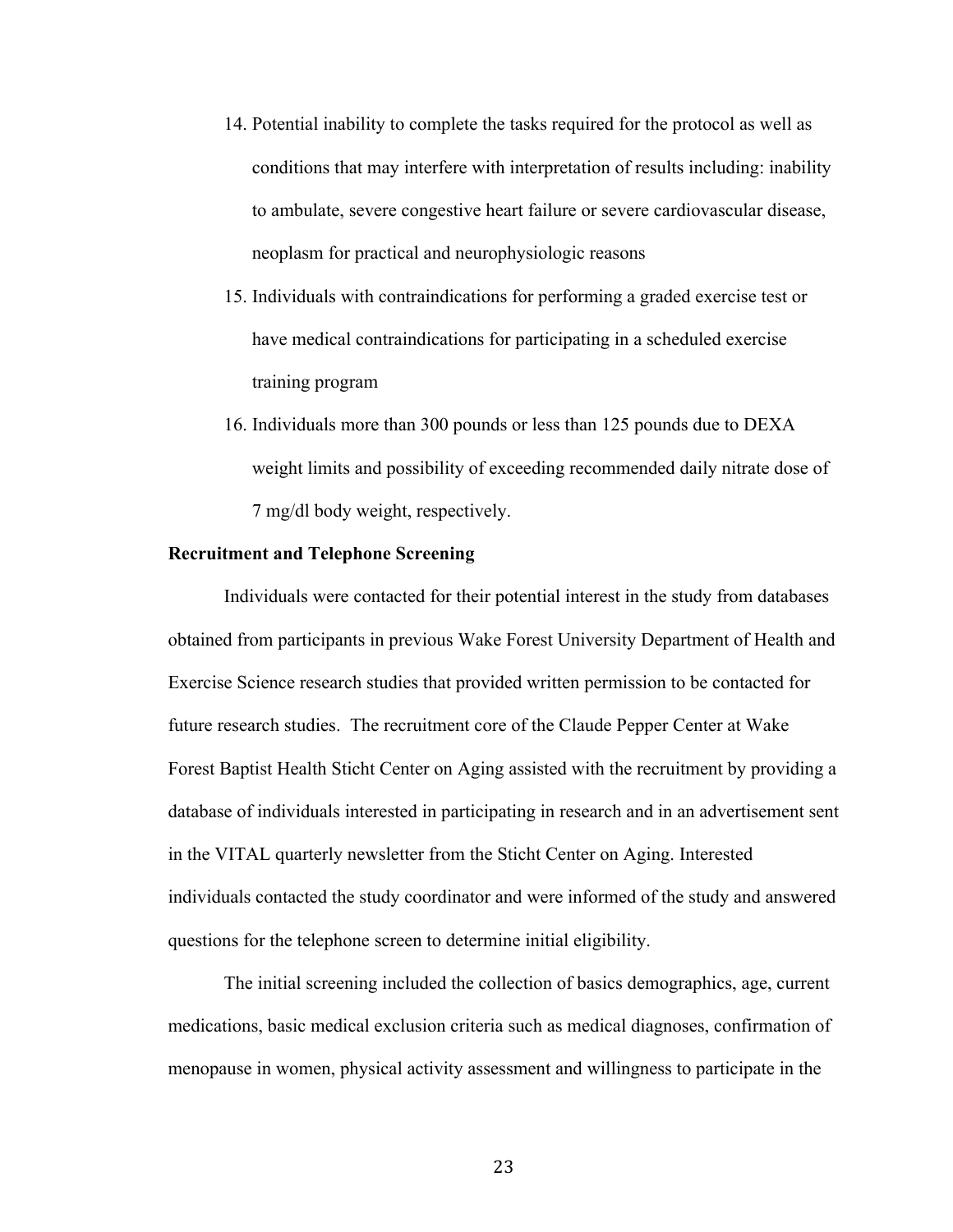14. Potential inability to complete the tasks required for the protocol as well as conditions that may interfere with interpretation of results including: inability to ambulate, severe congestive heart failure or severe cardiovascular disease, neoplasm for practical and neurophysiologic reasons
15. Individuals with contraindications for performing a graded exercise test or have medical contraindications for participating in a scheduled exercise training program
16. Individuals more than 300 pounds or less than 125 pounds due to DEXA weight limits and possibility of exceeding recommended daily nitrate dose of 7 mg/dl body weight, respectively.

**Recruitment and Telephone Screening**

Individuals were contacted for their potential interest in the study from databases obtained from participants in previous Wake Forest University Department of Health and Exercise Science research studies that provided written permission to be contacted for future research studies. The recruitment core of the Claude Pepper Center at Wake Forest Baptist Health Sticht Center on Aging assisted with the recruitment by providing a database of individuals interested in participating in research and in an advertisement sent in the VITAL quarterly newsletter from the Sticht Center on Aging. Interested individuals contacted the study coordinator and were informed of the study and answered questions for the telephone screen to determine initial eligibility.

The initial screening included the collection of basics demographics, age, current medications, basic medical exclusion criteria such as medical diagnoses, confirmation of menopause in women, physical activity assessment and willingness to participate in the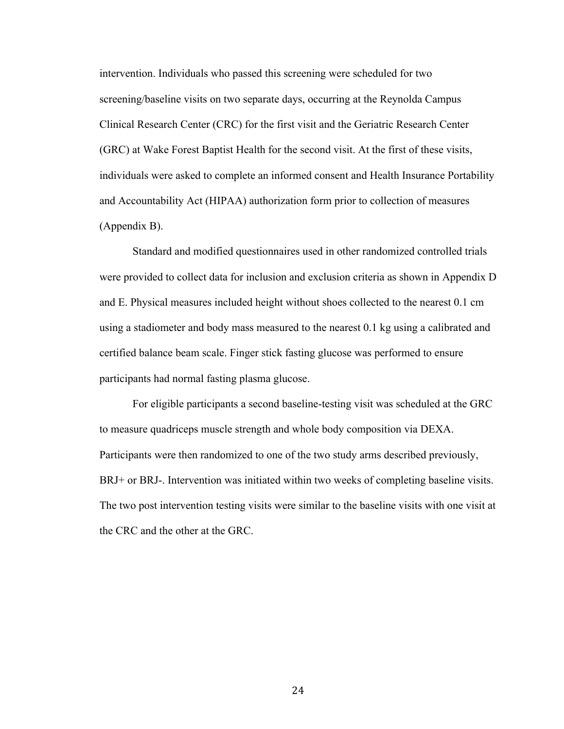intervention. Individuals who passed this screening were scheduled for two screening/baseline visits on two separate days, occurring at the Reynolda Campus Clinical Research Center (CRC) for the first visit and the Geriatric Research Center (GRC) at Wake Forest Baptist Health for the second visit. At the first of these visits, individuals were asked to complete an informed consent and Health Insurance Portability and Accountability Act (HIPAA) authorization form prior to collection of measures (Appendix B).

Standard and modified questionnaires used in other randomized controlled trials were provided to collect data for inclusion and exclusion criteria as shown in Appendix D and E. Physical measures included height without shoes collected to the nearest 0.1 cm using a stadiometer and body mass measured to the nearest 0.1 kg using a calibrated and certified balance beam scale. Finger stick fasting glucose was performed to ensure participants had normal fasting plasma glucose.

For eligible participants a second baseline-testing visit was scheduled at the GRC to measure quadriceps muscle strength and whole body composition via DEXA. Participants were then randomized to one of the two study arms described previously, BRJ+ or BRJ-. Intervention was initiated within two weeks of completing baseline visits. The two post intervention testing visits were similar to the baseline visits with one visit at the CRC and the other at the GRC.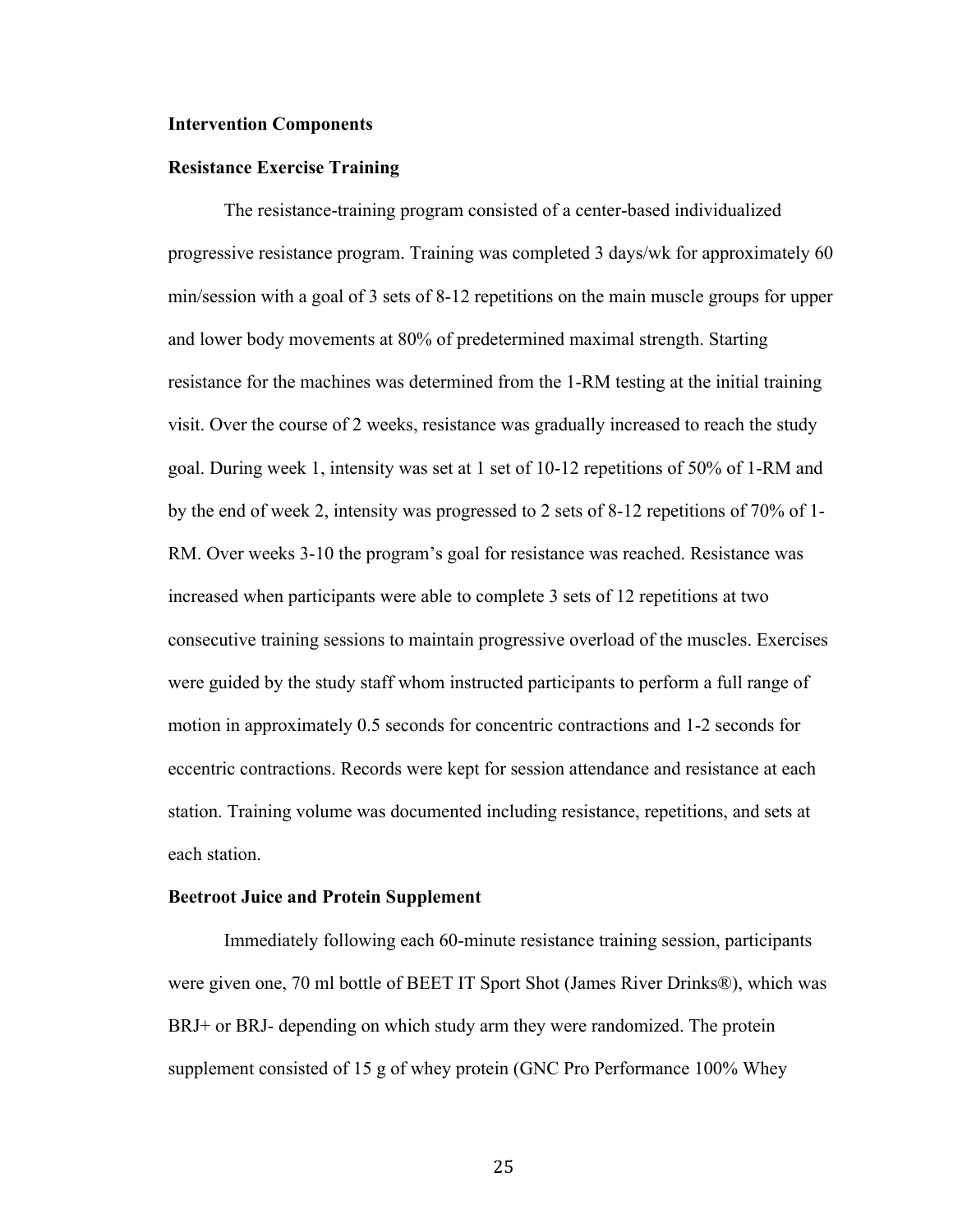**Intervention Components**

**Resistance Exercise Training**

The resistance-training program consisted of a center-based individualized progressive resistance program. Training was completed 3 days/wk for approximately 60 min/session with a goal of 3 sets of 8-12 repetitions on the main muscle groups for upper and lower body movements at 80% of predetermined maximal strength. Starting resistance for the machines was determined from the 1-RM testing at the initial training visit. Over the course of 2 weeks, resistance was gradually increased to reach the study goal. During week 1, intensity was set at 1 set of 10-12 repetitions of 50% of 1-RM and by the end of week 2, intensity was progressed to 2 sets of 8-12 repetitions of 70% of 1-RM. Over weeks 3-10 the program's goal for resistance was reached. Resistance was increased when participants were able to complete 3 sets of 12 repetitions at two consecutive training sessions to maintain progressive overload of the muscles. Exercises were guided by the study staff whom instructed participants to perform a full range of motion in approximately 0.5 seconds for concentric contractions and 1-2 seconds for eccentric contractions. Records were kept for session attendance and resistance at each station. Training volume was documented including resistance, repetitions, and sets at each station.

**Beetroot Juice and Protein Supplement**

Immediately following each 60-minute resistance training session, participants were given one, 70 ml bottle of BEET IT Sport Shot (James River Drinks®), which was BRJ+ or BRJ- depending on which study arm they were randomized. The protein supplement consisted of 15 g of whey protein (GNC Pro Performance 100% Whey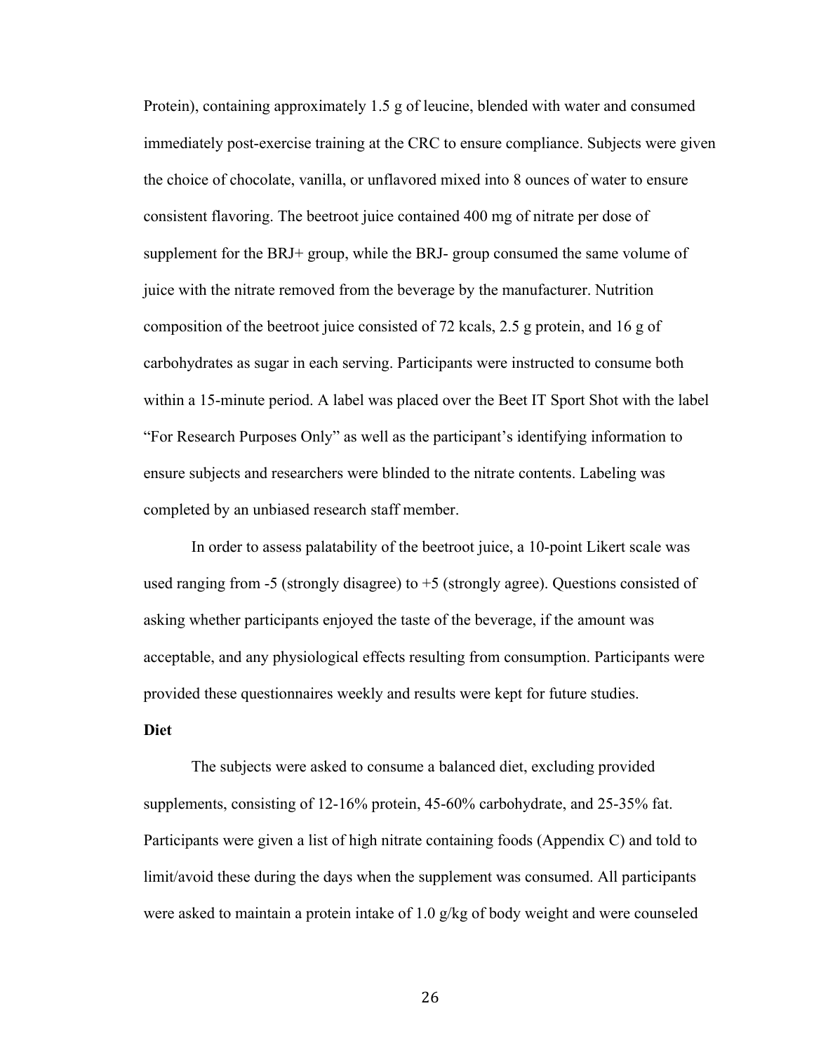Protein), containing approximately 1.5 g of leucine, blended with water and consumed immediately post-exercise training at the CRC to ensure compliance. Subjects were given the choice of chocolate, vanilla, or unflavored mixed into 8 ounces of water to ensure consistent flavoring. The beetroot juice contained 400 mg of nitrate per dose of supplement for the BRJ+ group, while the BRJ- group consumed the same volume of juice with the nitrate removed from the beverage by the manufacturer. Nutrition composition of the beetroot juice consisted of 72 kcals, 2.5 g protein, and 16 g of carbohydrates as sugar in each serving. Participants were instructed to consume both within a 15-minute period. A label was placed over the Beet IT Sport Shot with the label "For Research Purposes Only" as well as the participant's identifying information to ensure subjects and researchers were blinded to the nitrate contents. Labeling was completed by an unbiased research staff member.

In order to assess palatability of the beetroot juice, a 10-point Likert scale was used ranging from -5 (strongly disagree) to +5 (strongly agree). Questions consisted of asking whether participants enjoyed the taste of the beverage, if the amount was acceptable, and any physiological effects resulting from consumption. Participants were provided these questionnaires weekly and results were kept for future studies.

**Diet**

The subjects were asked to consume a balanced diet, excluding provided supplements, consisting of 12-16% protein, 45-60% carbohydrate, and 25-35% fat. Participants were given a list of high nitrate containing foods (Appendix C) and told to limit/avoid these during the days when the supplement was consumed. All participants were asked to maintain a protein intake of 1.0 g/kg of body weight and were counseled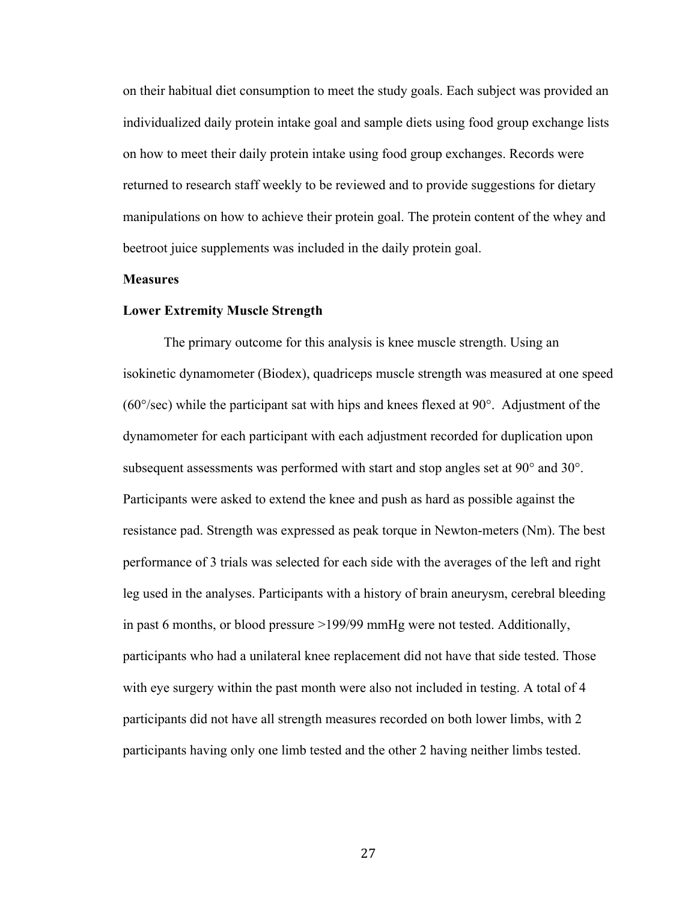on their habitual diet consumption to meet the study goals. Each subject was provided an individualized daily protein intake goal and sample diets using food group exchange lists on how to meet their daily protein intake using food group exchanges. Records were returned to research staff weekly to be reviewed and to provide suggestions for dietary manipulations on how to achieve their protein goal. The protein content of the whey and beetroot juice supplements was included in the daily protein goal.

**Measures**

**Lower Extremity Muscle Strength**

The primary outcome for this analysis is knee muscle strength. Using an isokinetic dynamometer (Biodex), quadriceps muscle strength was measured at one speed (60°/sec) while the participant sat with hips and knees flexed at 90°. Adjustment of the dynamometer for each participant with each adjustment recorded for duplication upon subsequent assessments was performed with start and stop angles set at 90° and 30°. Participants were asked to extend the knee and push as hard as possible against the resistance pad. Strength was expressed as peak torque in Newton-meters (Nm). The best performance of 3 trials was selected for each side with the averages of the left and right leg used in the analyses. Participants with a history of brain aneurysm, cerebral bleeding in past 6 months, or blood pressure >199/99 mmHg were not tested. Additionally, participants who had a unilateral knee replacement did not have that side tested. Those with eye surgery within the past month were also not included in testing. A total of 4 participants did not have all strength measures recorded on both lower limbs, with 2 participants having only one limb tested and the other 2 having neither limbs tested.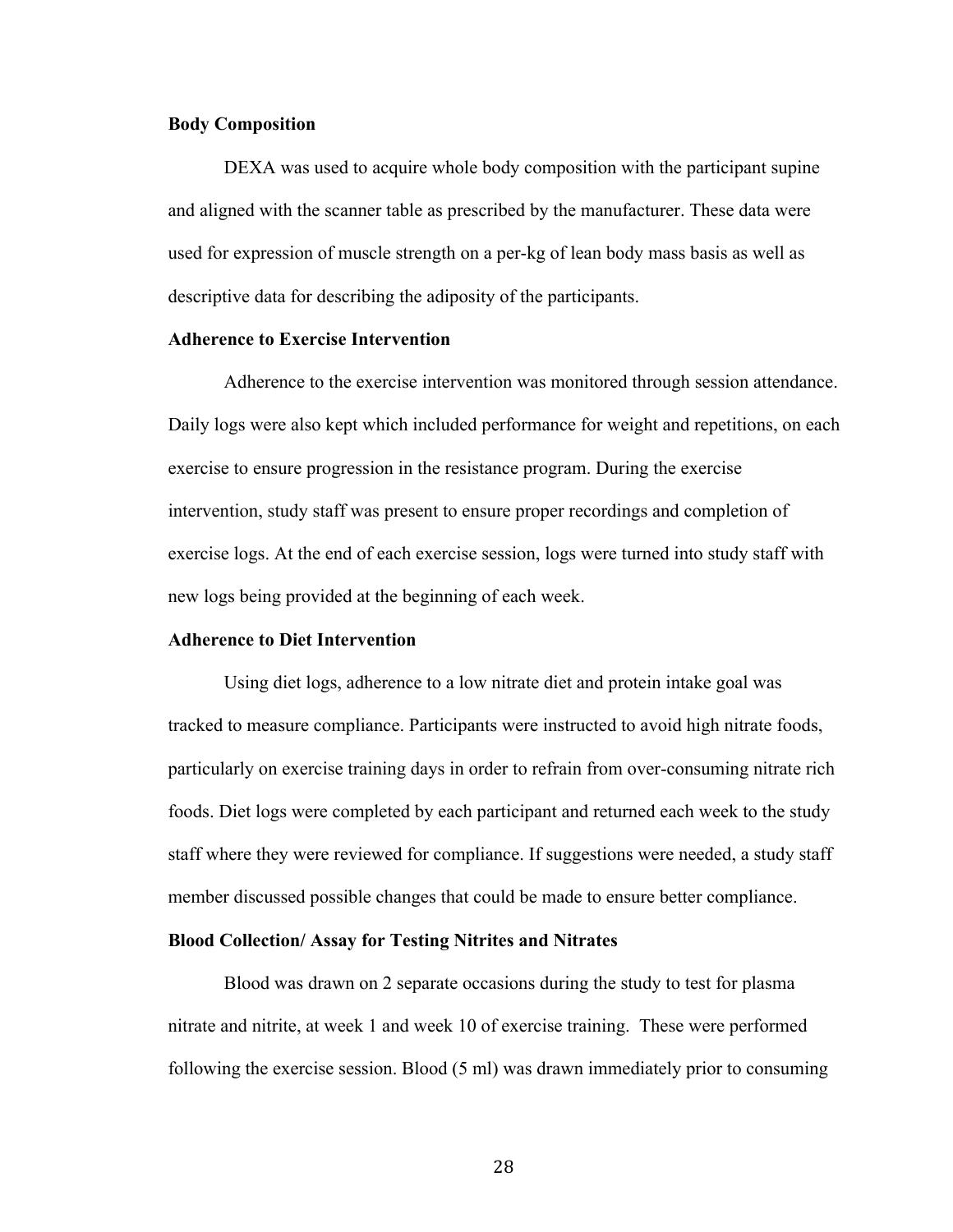**Body Composition**

DEXA was used to acquire whole body composition with the participant supine and aligned with the scanner table as prescribed by the manufacturer. These data were used for expression of muscle strength on a per-kg of lean body mass basis as well as descriptive data for describing the adiposity of the participants.

**Adherence to Exercise Intervention**

Adherence to the exercise intervention was monitored through session attendance. Daily logs were also kept which included performance for weight and repetitions, on each exercise to ensure progression in the resistance program. During the exercise intervention, study staff was present to ensure proper recordings and completion of exercise logs. At the end of each exercise session, logs were turned into study staff with new logs being provided at the beginning of each week.

**Adherence to Diet Intervention**

Using diet logs, adherence to a low nitrate diet and protein intake goal was tracked to measure compliance. Participants were instructed to avoid high nitrate foods, particularly on exercise training days in order to refrain from over-consuming nitrate rich foods. Diet logs were completed by each participant and returned each week to the study staff where they were reviewed for compliance. If suggestions were needed, a study staff member discussed possible changes that could be made to ensure better compliance.

**Blood Collection/ Assay for Testing Nitrites and Nitrates**

Blood was drawn on 2 separate occasions during the study to test for plasma nitrate and nitrite, at week 1 and week 10 of exercise training. These were performed following the exercise session. Blood (5 ml) was drawn immediately prior to consuming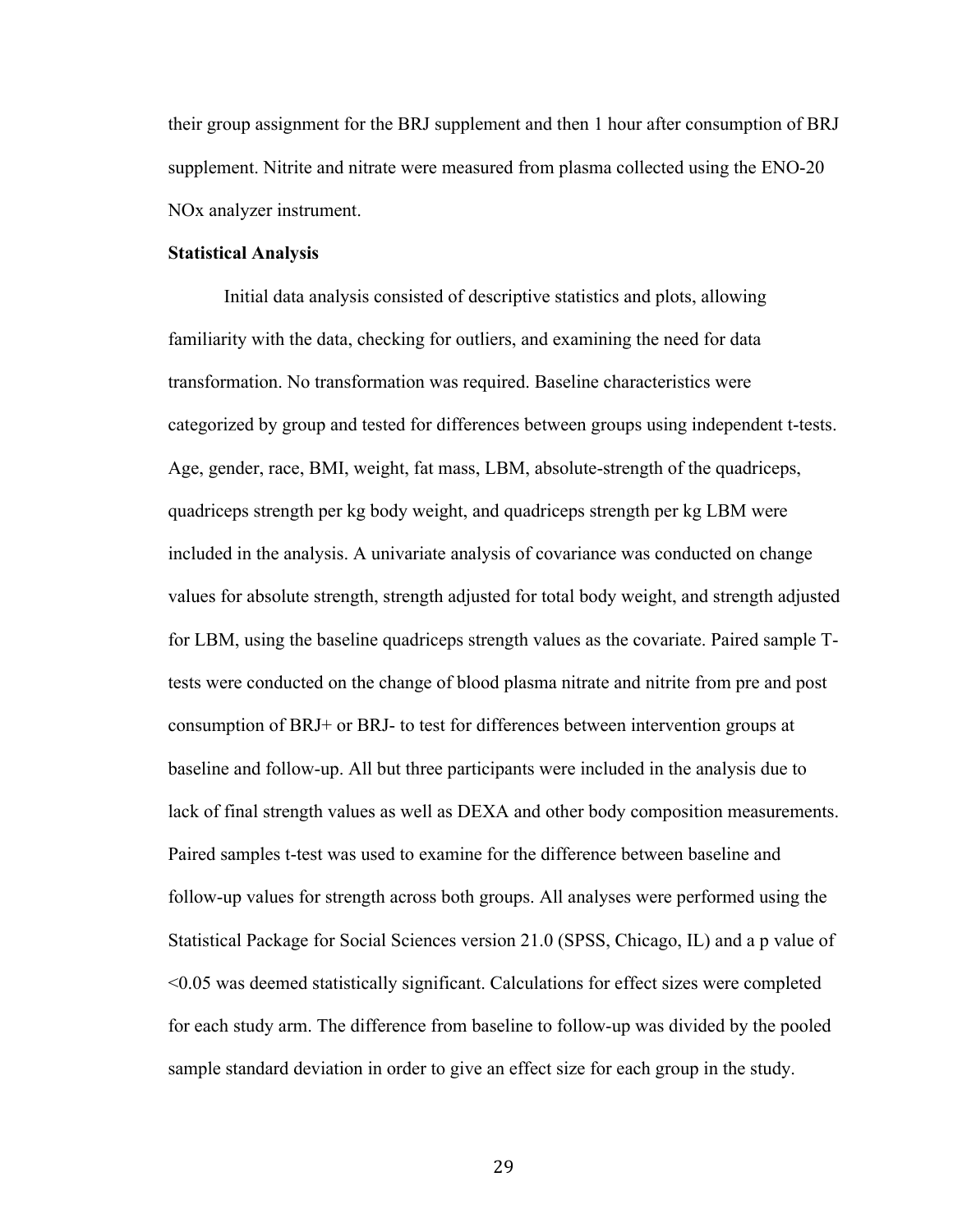their group assignment for the BRJ supplement and then 1 hour after consumption of BRJ supplement. Nitrite and nitrate were measured from plasma collected using the ENO-20 NOx analyzer instrument.

**Statistical Analysis**

Initial data analysis consisted of descriptive statistics and plots, allowing familiarity with the data, checking for outliers, and examining the need for data transformation. No transformation was required. Baseline characteristics were categorized by group and tested for differences between groups using independent t-tests. Age, gender, race, BMI, weight, fat mass, LBM, absolute-strength of the quadriceps, quadriceps strength per kg body weight, and quadriceps strength per kg LBM were included in the analysis. A univariate analysis of covariance was conducted on change values for absolute strength, strength adjusted for total body weight, and strength adjusted for LBM, using the baseline quadriceps strength values as the covariate. Paired sample T-tests were conducted on the change of blood plasma nitrate and nitrite from pre and post consumption of BRJ+ or BRJ- to test for differences between intervention groups at baseline and follow-up. All but three participants were included in the analysis due to lack of final strength values as well as DEXA and other body composition measurements. Paired samples t-test was used to examine for the difference between baseline and follow-up values for strength across both groups. All analyses were performed using the Statistical Package for Social Sciences version 21.0 (SPSS, Chicago, IL) and a p value of $<0.05$ was deemed statistically significant. Calculations for effect sizes were completed for each study arm. The difference from baseline to follow-up was divided by the pooled sample standard deviation in order to give an effect size for each group in the study.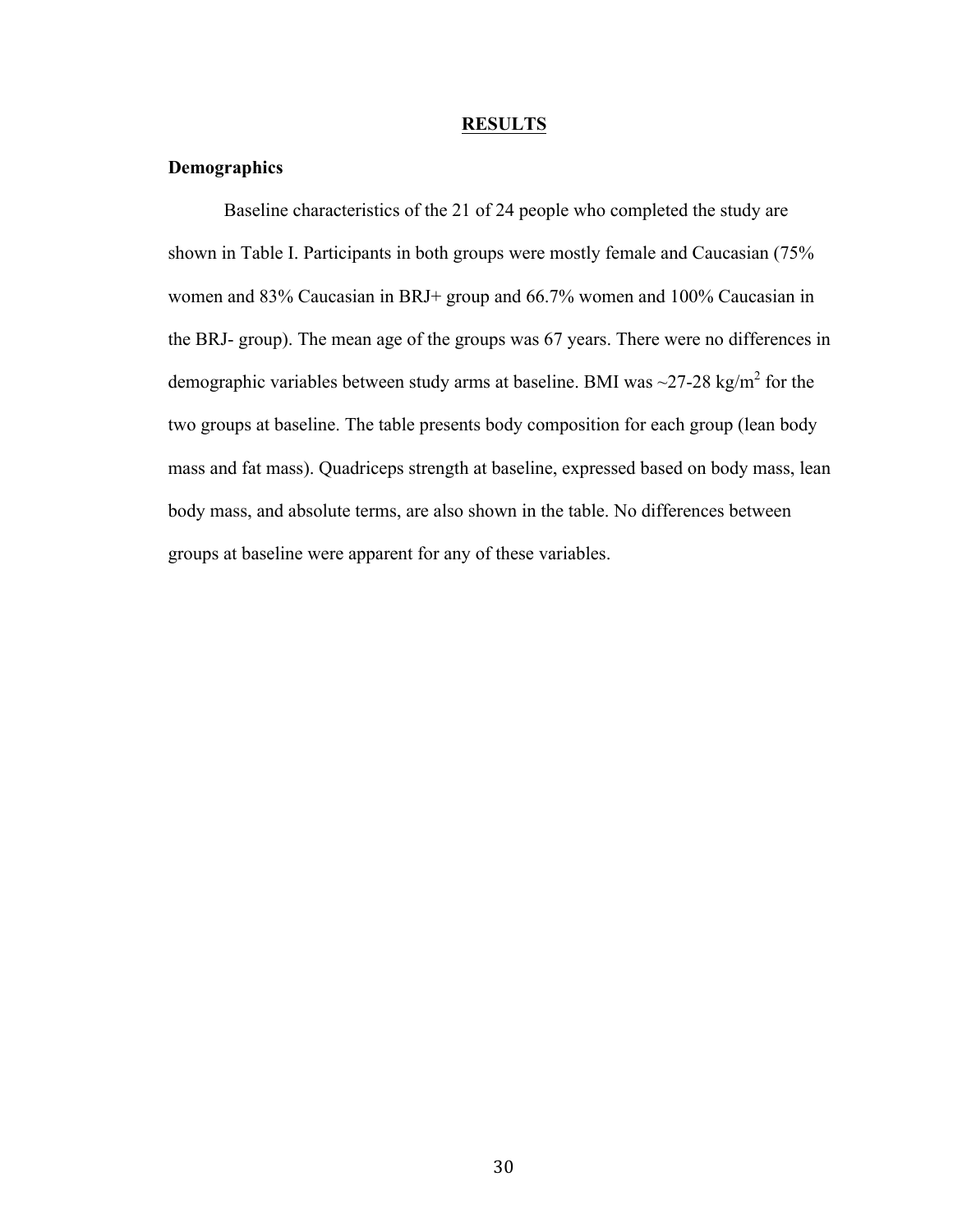# RESULTS

## Demographics

Baseline characteristics of the 21 of 24 people who completed the study are shown in Table I. Participants in both groups were mostly female and Caucasian (75% women and 83% Caucasian in BRJ+ group and 66.7% women and 100% Caucasian in the BRJ- group). The mean age of the groups was 67 years. There were no differences in demographic variables between study arms at baseline. BMI was ~27-28 kg/$m^2$ for the two groups at baseline. The table presents body composition for each group (lean body mass and fat mass). Quadriceps strength at baseline, expressed based on body mass, lean body mass, and absolute terms, are also shown in the table. No differences between groups at baseline were apparent for any of these variables.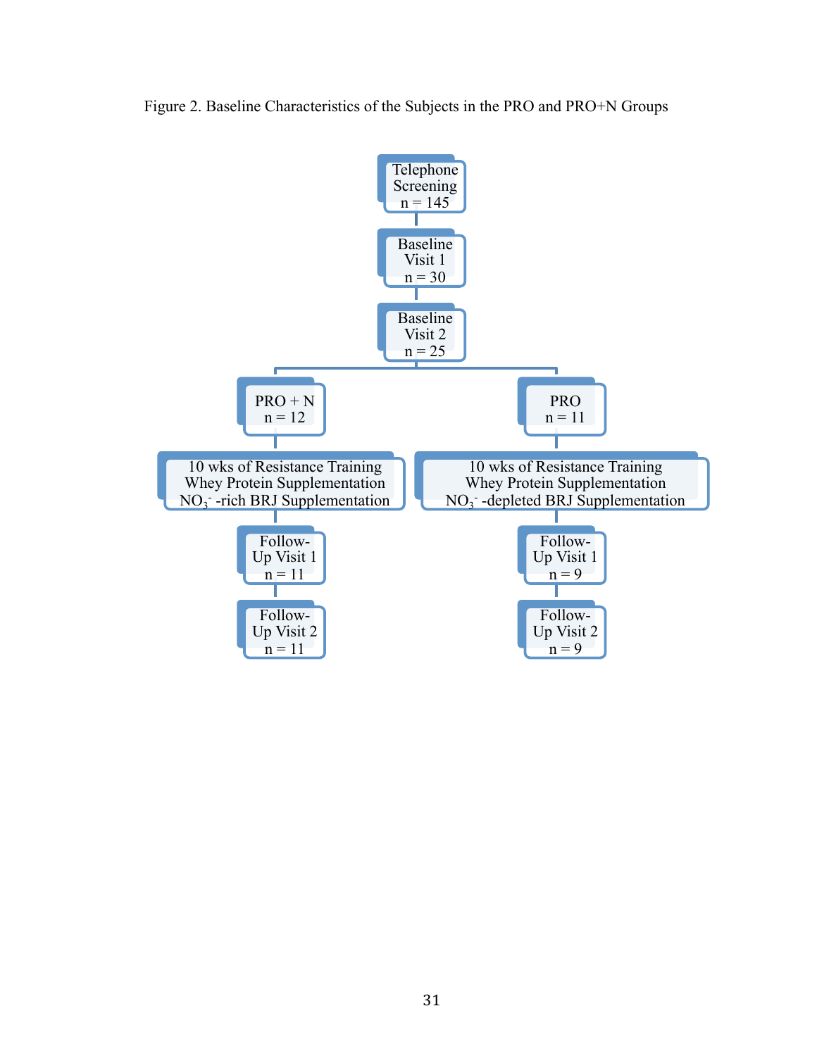Figure 2. Baseline Characteristics of the Subjects in the PRO and PRO+N Groups

Telephone Screening n = 145

Baseline Visit 1 n = 30

Baseline Visit 2 n = 25

PRO + N n = 12

10 wks of Resistance Training
Whey Protein Supplementation
$NO_3^-$ -rich BRJ Supplementation

Follow-Up Visit 1 n = 11

Follow-Up Visit 2 n = 11

PRO n = 11

10 wks of Resistance Training
Whey Protein Supplementation
$NO_3^-$ -depleted BRJ Supplementation

Follow-Up Visit 1 n = 9

Follow-Up Visit 2 n = 9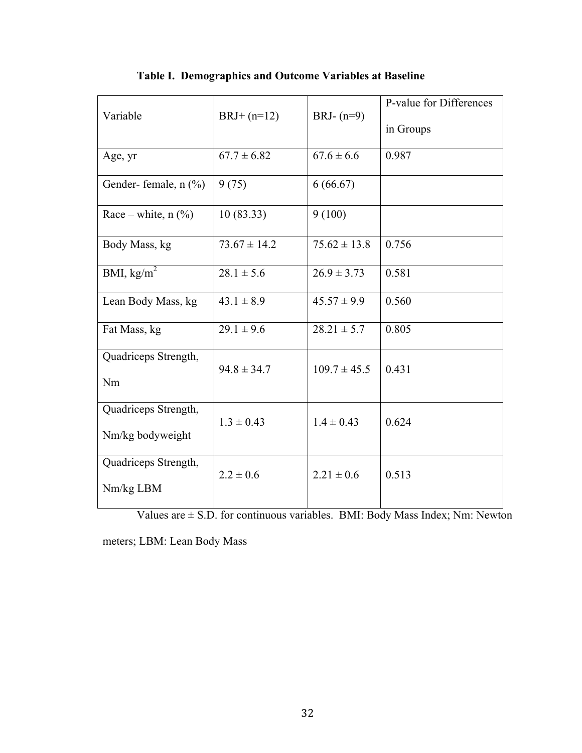**Table I. Demographics and Outcome Variables at Baseline**

| Variable | BRJ+ (n=12) | BRJ- (n=9) | P-value for Differences in Groups |
|---|---|---|---|
| Age, yr | 67.7 ± 6.82 | 67.6 ± 6.6 | 0.987 |
| Gender- female, n (%) | 9 (75) | 6 (66.67) | |
| Race – white, n (%) | 10 (83.33) | 9 (100) | |
| Body Mass, kg | 73.67 ± 14.2 | 75.62 ± 13.8 | 0.756 |
| BMI, $kg/m^2$ | 28.1 ± 5.6 | 26.9 ± 3.73 | 0.581 |
| Lean Body Mass, kg | 43.1 ± 8.9 | 45.57 ± 9.9 | 0.560 |
| Fat Mass, kg | 29.1 ± 9.6 | 28.21 ± 5.7 | 0.805 |
| Quadriceps Strength, Nm | 94.8 ± 34.7 | 109.7 ± 45.5 | 0.431 |
| Quadriceps Strength, Nm/kg bodyweight | 1.3 ± 0.43 | 1.4 ± 0.43 | 0.624 |
| Quadriceps Strength, Nm/kg LBM | 2.2 ± 0.6 | 2.21 ± 0.6 | 0.513 |

Values are ± S.D. for continuous variables. BMI: Body Mass Index; Nm: Newton meters; LBM: Lean Body Mass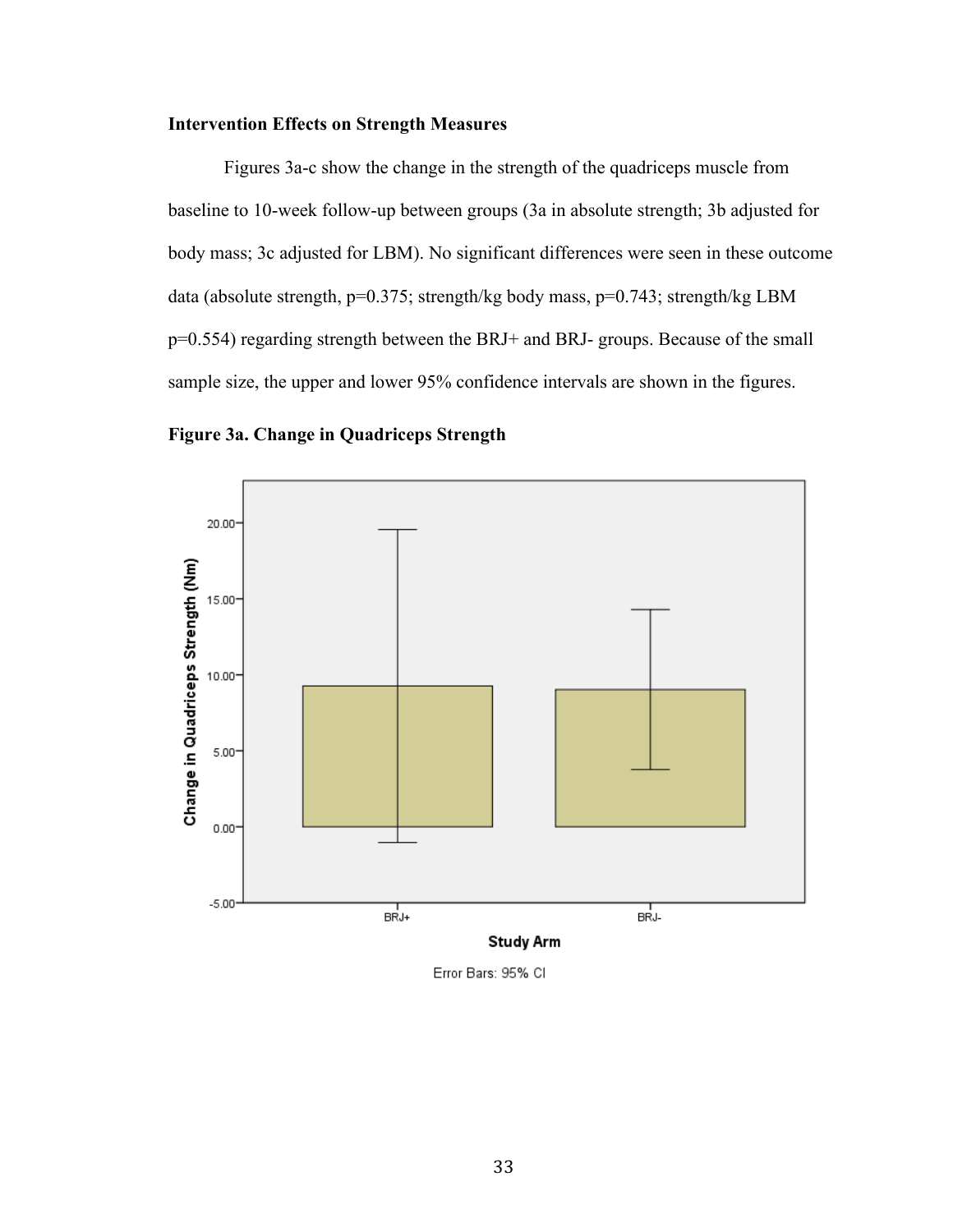**Intervention Effects on Strength Measures**

Figures 3a-c show the change in the strength of the quadriceps muscle from baseline to 10-week follow-up between groups (3a in absolute strength; 3b adjusted for body mass; 3c adjusted for LBM). No significant differences were seen in these outcome data (absolute strength, p=0.375; strength/kg body mass, p=0.743; strength/kg LBM p=0.554) regarding strength between the BRJ+ and BRJ- groups. Because of the small sample size, the upper and lower 95% confidence intervals are shown in the figures.

**Figure 3a. Change in Quadriceps Strength**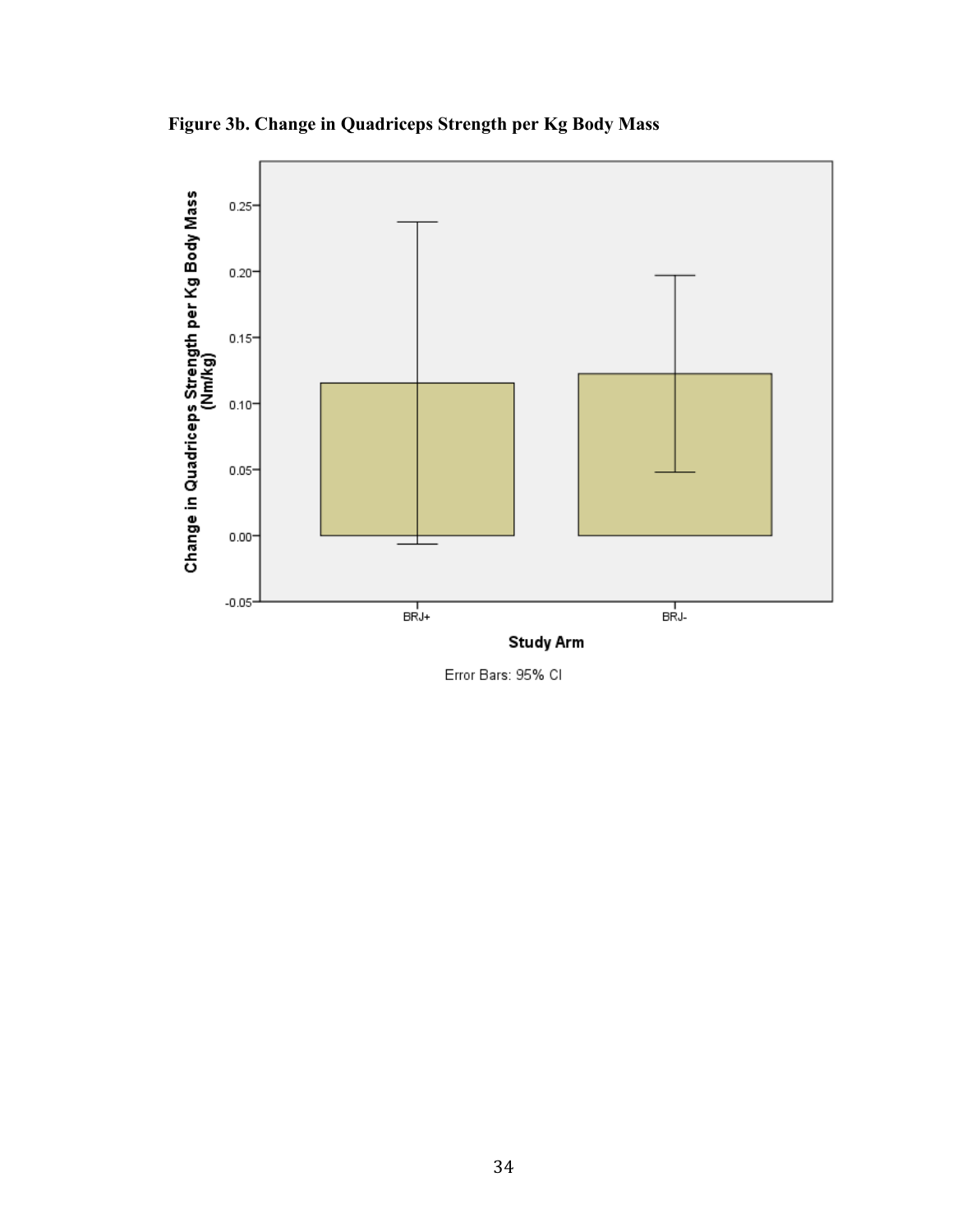**Figure 3b. Change in Quadriceps Strength per Kg Body Mass**

Change in Quadriceps Strength per Kg Body Mass (Nm/kg)

Study Arm

BRJ+ BRJ-

Error Bars: 95% CI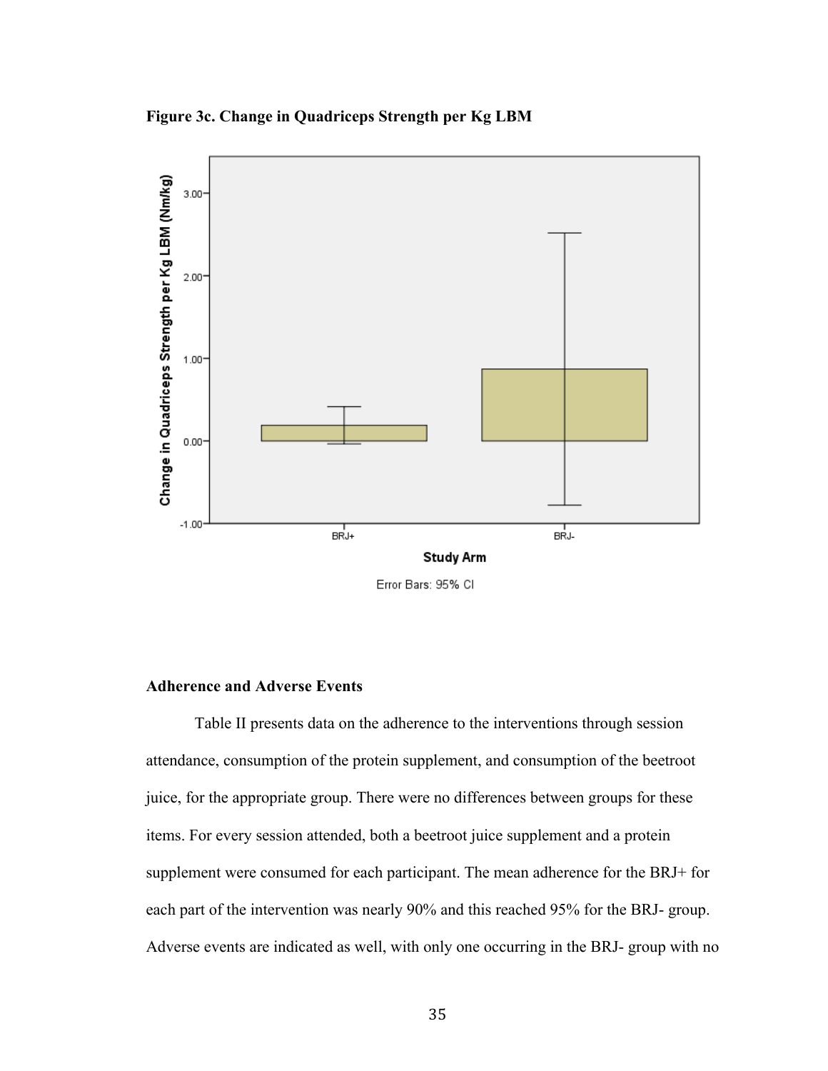**Figure 3c. Change in Quadriceps Strength per Kg LBM**

### Adherence and Adverse Events

Table II presents data on the adherence to the interventions through session attendance, consumption of the protein supplement, and consumption of the beetroot juice, for the appropriate group. There were no differences between groups for these items. For every session attended, both a beetroot juice supplement and a protein supplement were consumed for each participant. The mean adherence for the BRJ+ for each part of the intervention was nearly 90% and this reached 95% for the BRJ- group. Adverse events are indicated as well, with only one occurring in the BRJ- group with no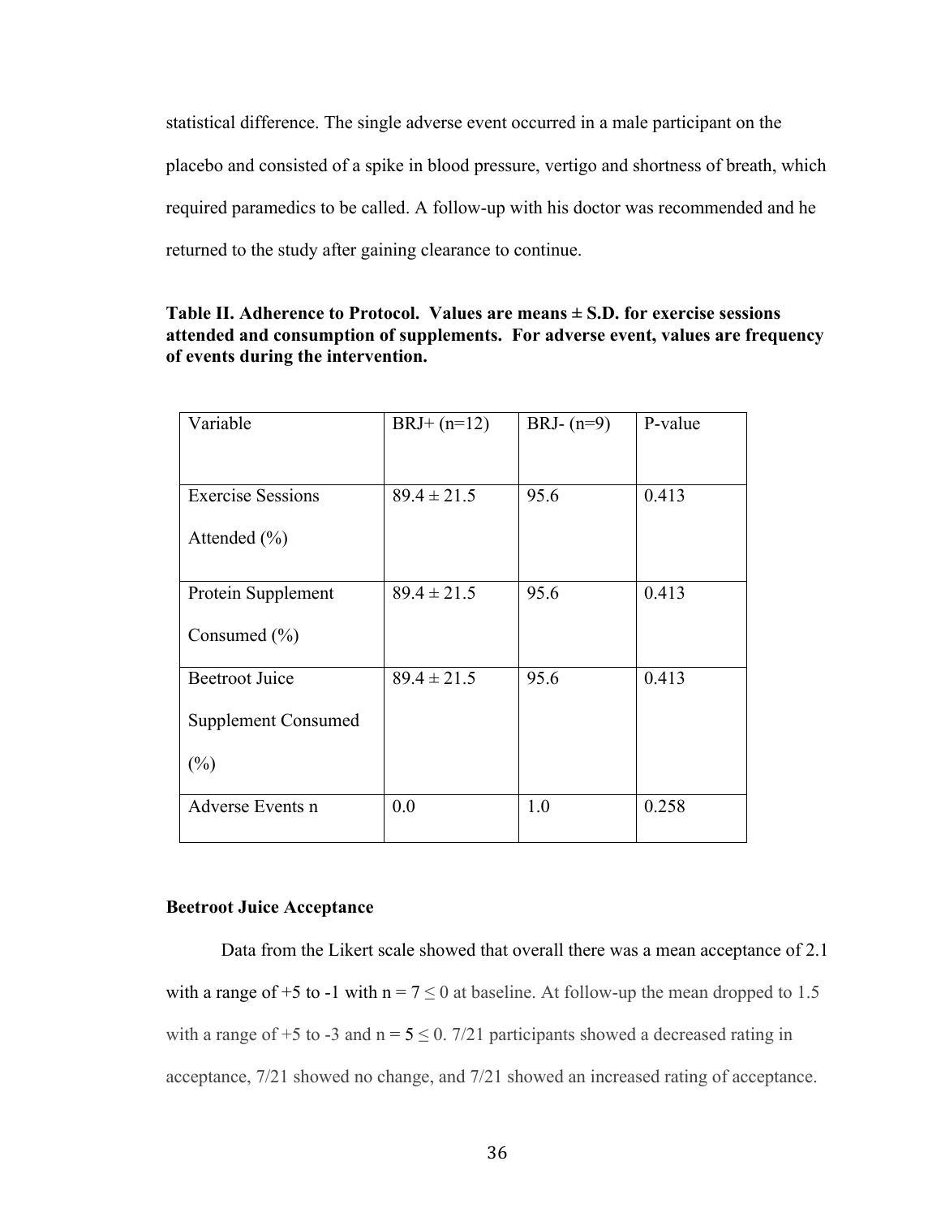statistical difference. The single adverse event occurred in a male participant on the placebo and consisted of a spike in blood pressure, vertigo and shortness of breath, which required paramedics to be called. A follow-up with his doctor was recommended and he returned to the study after gaining clearance to continue.

**Table II. Adherence to Protocol. Values are means ± S.D. for exercise sessions attended and consumption of supplements. For adverse event, values are frequency of events during the intervention.**

| Variable | BRJ+ (n=12) | BRJ- (n=9) | P-value |
|---|---|---|---|
| Exercise Sessions Attended (%) | 89.4 ± 21.5 | 95.6 | 0.413 |
| Protein Supplement Consumed (%) | 89.4 ± 21.5 | 95.6 | 0.413 |
| Beetroot Juice Supplement Consumed (%) | 89.4 ± 21.5 | 95.6 | 0.413 |
| Adverse Events n | 0.0 | 1.0 | 0.258 |

**Beetroot Juice Acceptance**

Data from the Likert scale showed that overall there was a mean acceptance of 2.1 with a range of +5 to -1 with $n = 7 \leq 0$ at baseline. At follow-up the mean dropped to 1.5 with a range of +5 to -3 and $n = 5 \leq 0$. 7/21 participants showed a decreased rating in acceptance, 7/21 showed no change, and 7/21 showed an increased rating of acceptance.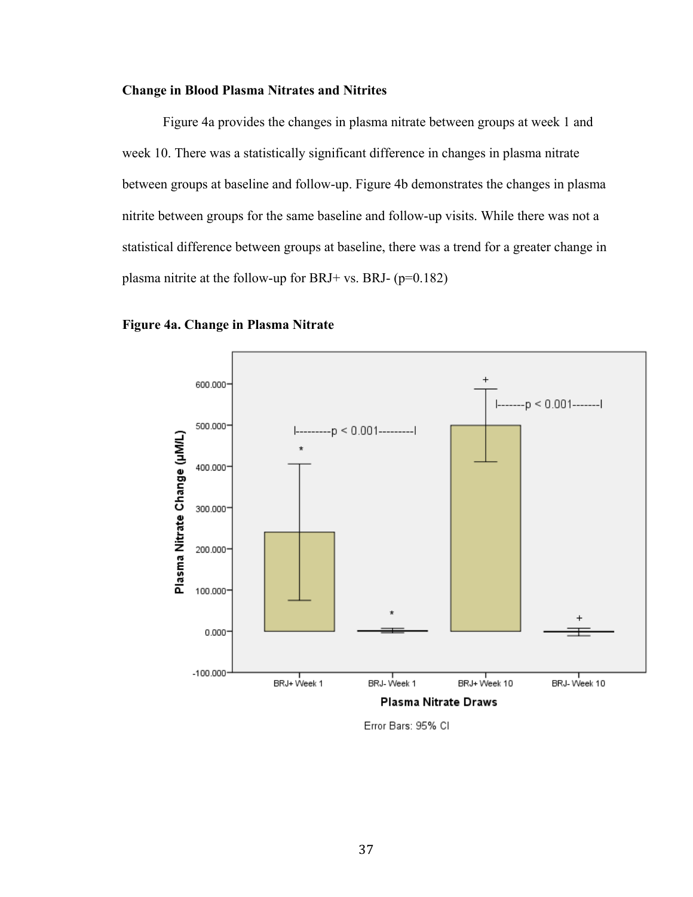**Change in Blood Plasma Nitrates and Nitrites**

Figure 4a provides the changes in plasma nitrate between groups at week 1 and week 10. There was a statistically significant difference in changes in plasma nitrate between groups at baseline and follow-up. Figure 4b demonstrates the changes in plasma nitrite between groups for the same baseline and follow-up visits. While there was not a statistical difference between groups at baseline, there was a trend for a greater change in plasma nitrite at the follow-up for BRJ+ vs. BRJ- ($p=0.182$)

**Figure 4a. Change in Plasma Nitrate**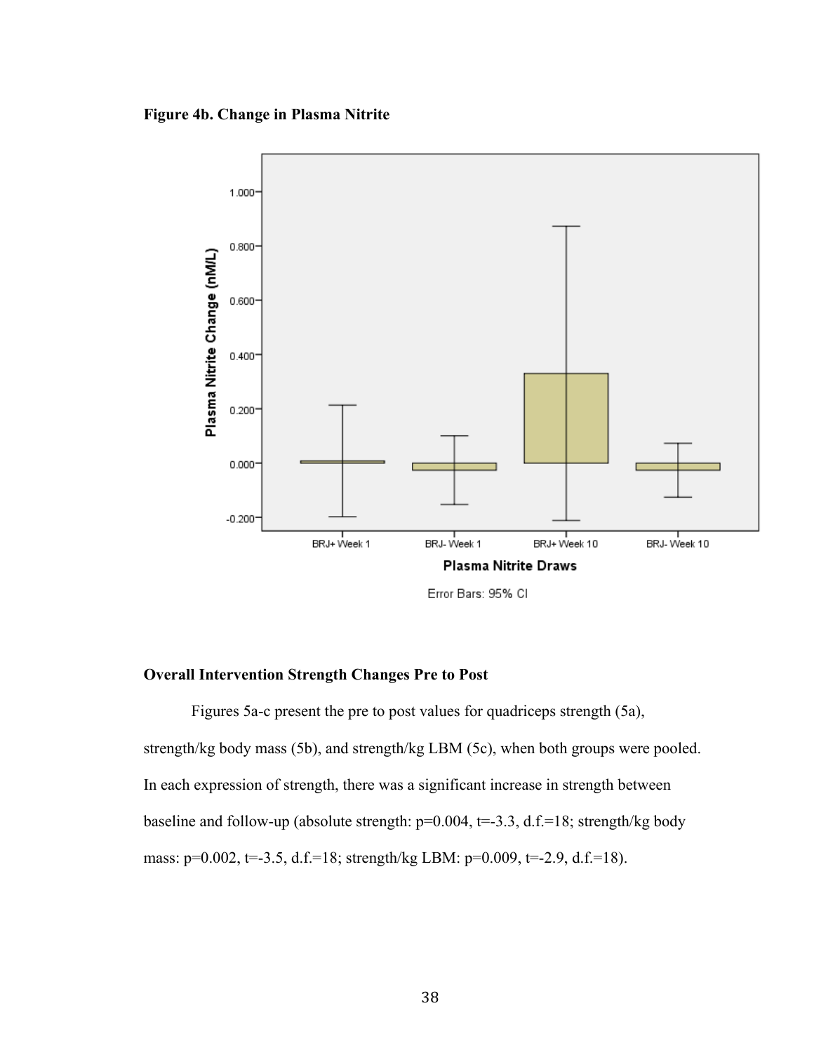**Figure 4b. Change in Plasma Nitrite**

### Overall Intervention Strength Changes Pre to Post

Figures 5a-c present the pre to post values for quadriceps strength (5a), strength/kg body mass (5b), and strength/kg LBM (5c), when both groups were pooled. In each expression of strength, there was a significant increase in strength between baseline and follow-up (absolute strength: $p=0.004$, $t=-3.3$, d.f.=18; strength/kg body mass: $p=0.002$, $t=-3.5$, d.f.=18; strength/kg LBM: $p=0.009$, $t=-2.9$, d.f.=18).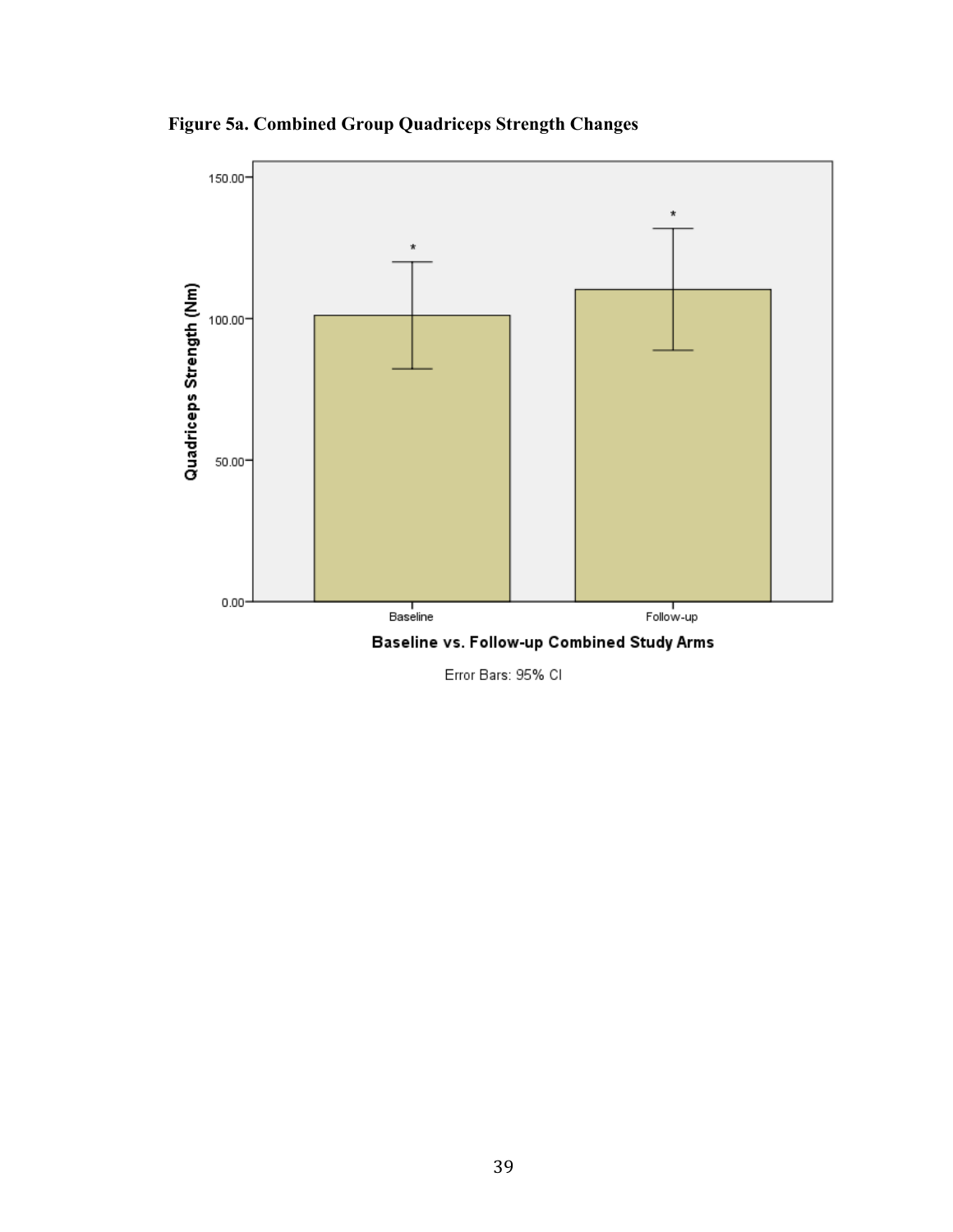**Figure 5a. Combined Group Quadriceps Strength Changes**

Quadriceps Strength (Nm)

150.00

100.00

50.00

0.00

*

*

Baseline

Follow-up

**Baseline vs. Follow-up Combined Study Arms**

Error Bars: 95% CI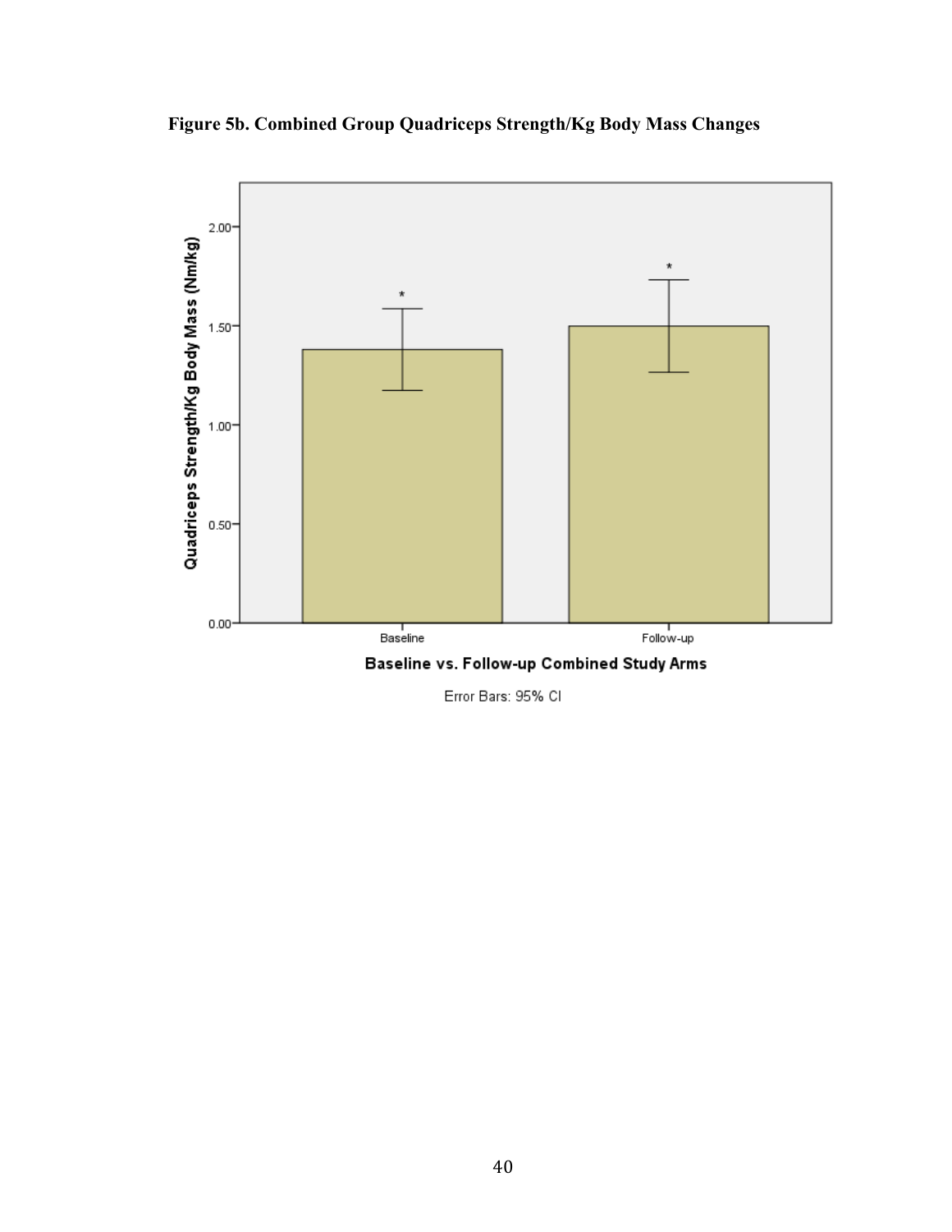**Figure 5b. Combined Group Quadriceps Strength/Kg Body Mass Changes**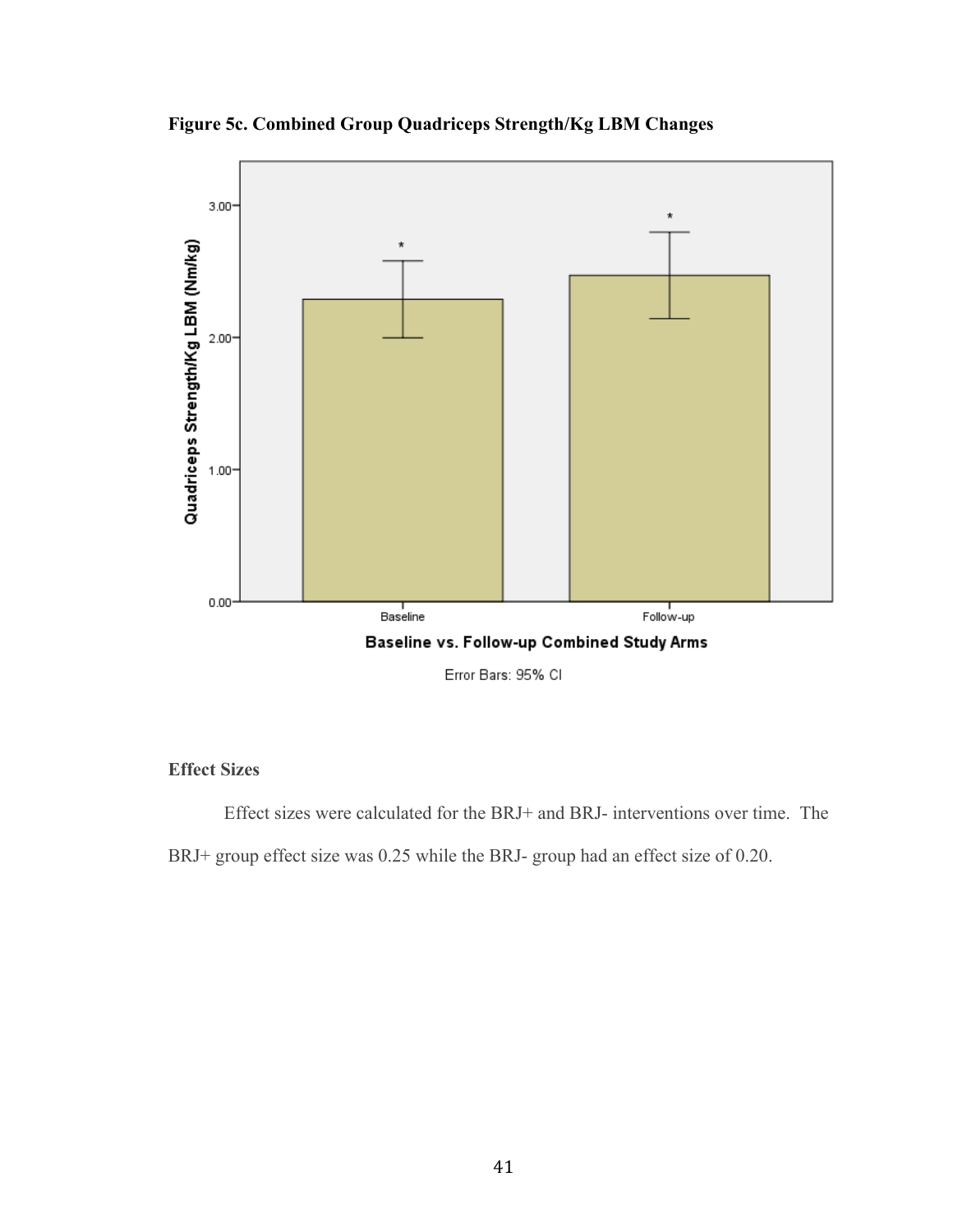**Figure 5c. Combined Group Quadriceps Strength/Kg LBM Changes**

### Effect Sizes

Effect sizes were calculated for the BRJ+ and BRJ- interventions over time. The BRJ+ group effect size was 0.25 while the BRJ- group had an effect size of 0.20.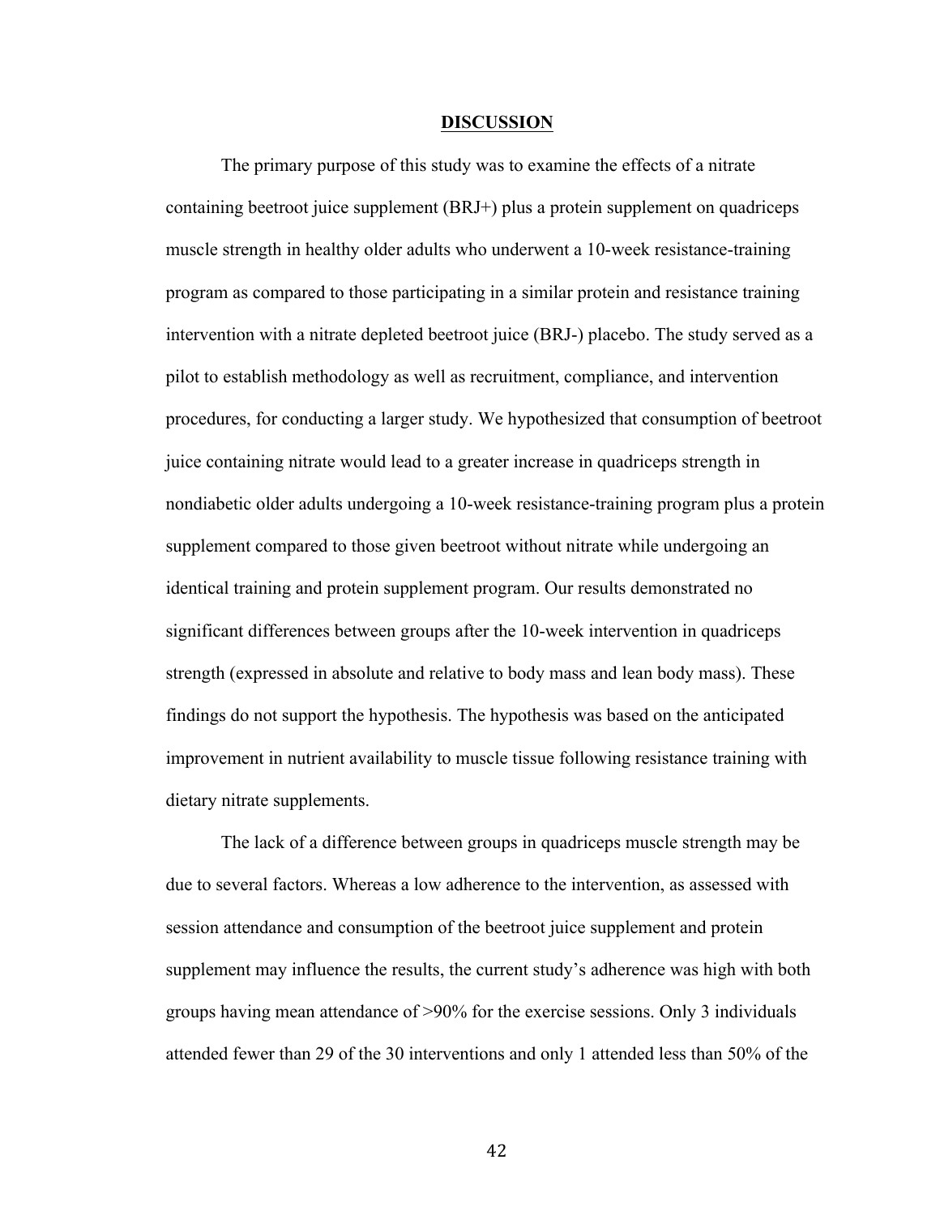# DISCUSSION

The primary purpose of this study was to examine the effects of a nitrate containing beetroot juice supplement (BRJ+) plus a protein supplement on quadriceps muscle strength in healthy older adults who underwent a 10-week resistance-training program as compared to those participating in a similar protein and resistance training intervention with a nitrate depleted beetroot juice (BRJ-) placebo. The study served as a pilot to establish methodology as well as recruitment, compliance, and intervention procedures, for conducting a larger study. We hypothesized that consumption of beetroot juice containing nitrate would lead to a greater increase in quadriceps strength in nondiabetic older adults undergoing a 10-week resistance-training program plus a protein supplement compared to those given beetroot without nitrate while undergoing an identical training and protein supplement program. Our results demonstrated no significant differences between groups after the 10-week intervention in quadriceps strength (expressed in absolute and relative to body mass and lean body mass). These findings do not support the hypothesis. The hypothesis was based on the anticipated improvement in nutrient availability to muscle tissue following resistance training with dietary nitrate supplements.

The lack of a difference between groups in quadriceps muscle strength may be due to several factors. Whereas a low adherence to the intervention, as assessed with session attendance and consumption of the beetroot juice supplement and protein supplement may influence the results, the current study's adherence was high with both groups having mean attendance of >90% for the exercise sessions. Only 3 individuals attended fewer than 29 of the 30 interventions and only 1 attended less than 50% of the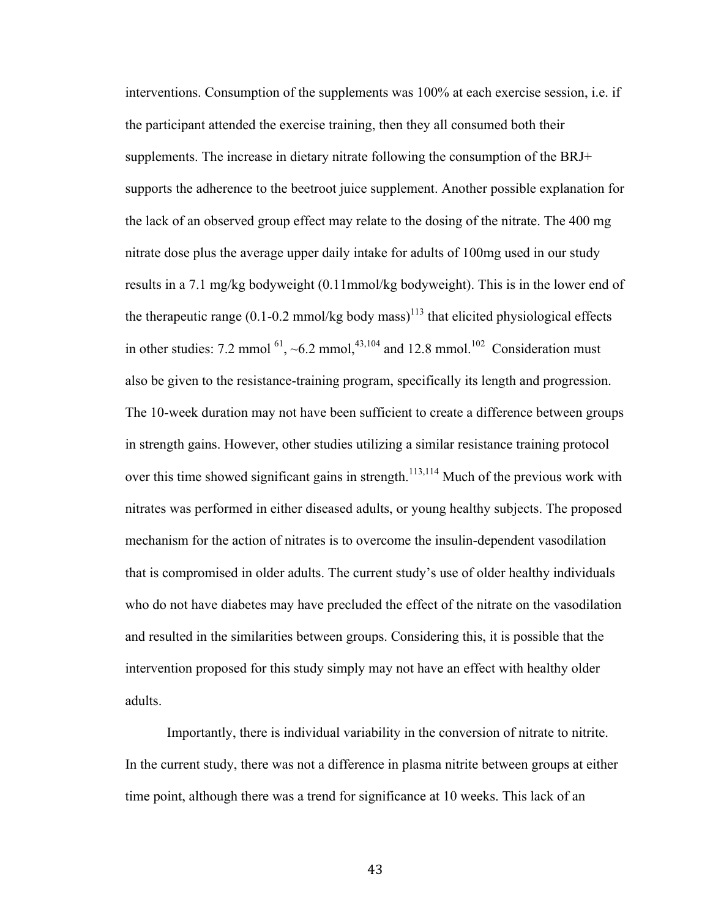interventions. Consumption of the supplements was 100% at each exercise session, i.e. if the participant attended the exercise training, then they all consumed both their supplements. The increase in dietary nitrate following the consumption of the BRJ+ supports the adherence to the beetroot juice supplement. Another possible explanation for the lack of an observed group effect may relate to the dosing of the nitrate. The 400 mg nitrate dose plus the average upper daily intake for adults of 100mg used in our study results in a 7.1 mg/kg bodyweight (0.11mmol/kg bodyweight). This is in the lower end of the therapeutic range (0.1-0.2 mmol/kg body mass)[113] that elicited physiological effects in other studies: 7.2 mmol [61], ~6.2 mmol,[43,104] and 12.8 mmol.[102] Consideration must also be given to the resistance-training program, specifically its length and progression. The 10-week duration may not have been sufficient to create a difference between groups in strength gains. However, other studies utilizing a similar resistance training protocol over this time showed significant gains in strength.[113,114] Much of the previous work with nitrates was performed in either diseased adults, or young healthy subjects. The proposed mechanism for the action of nitrates is to overcome the insulin-dependent vasodilation that is compromised in older adults. The current study's use of older healthy individuals who do not have diabetes may have precluded the effect of the nitrate on the vasodilation and resulted in the similarities between groups. Considering this, it is possible that the intervention proposed for this study simply may not have an effect with healthy older adults.

Importantly, there is individual variability in the conversion of nitrate to nitrite. In the current study, there was not a difference in plasma nitrite between groups at either time point, although there was a trend for significance at 10 weeks. This lack of an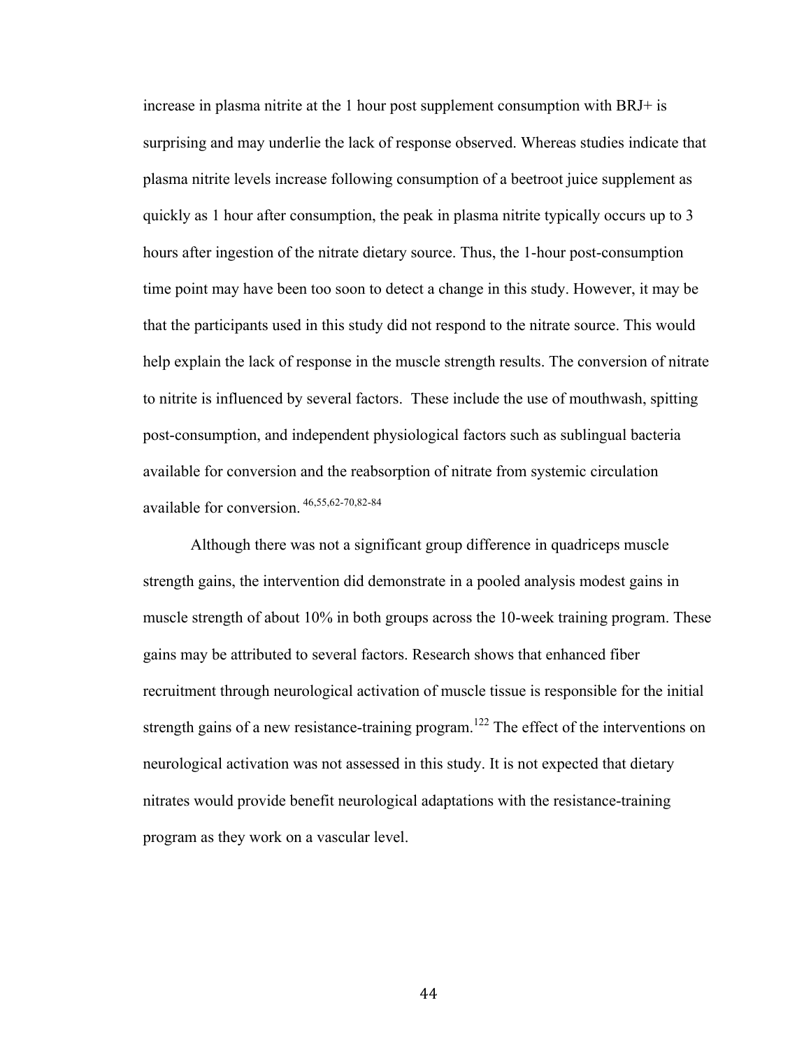increase in plasma nitrite at the 1 hour post supplement consumption with BRJ+ is surprising and may underlie the lack of response observed. Whereas studies indicate that plasma nitrite levels increase following consumption of a beetroot juice supplement as quickly as 1 hour after consumption, the peak in plasma nitrite typically occurs up to 3 hours after ingestion of the nitrate dietary source. Thus, the 1-hour post-consumption time point may have been too soon to detect a change in this study. However, it may be that the participants used in this study did not respond to the nitrate source. This would help explain the lack of response in the muscle strength results. The conversion of nitrate to nitrite is influenced by several factors. These include the use of mouthwash, spitting post-consumption, and independent physiological factors such as sublingual bacteria available for conversion and the reabsorption of nitrate from systemic circulation available for conversion. [46,55,62-70,82-84]

Although there was not a significant group difference in quadriceps muscle strength gains, the intervention did demonstrate in a pooled analysis modest gains in muscle strength of about 10% in both groups across the 10-week training program. These gains may be attributed to several factors. Research shows that enhanced fiber recruitment through neurological activation of muscle tissue is responsible for the initial strength gains of a new resistance-training program.[122] The effect of the interventions on neurological activation was not assessed in this study. It is not expected that dietary nitrates would provide benefit neurological adaptations with the resistance-training program as they work on a vascular level.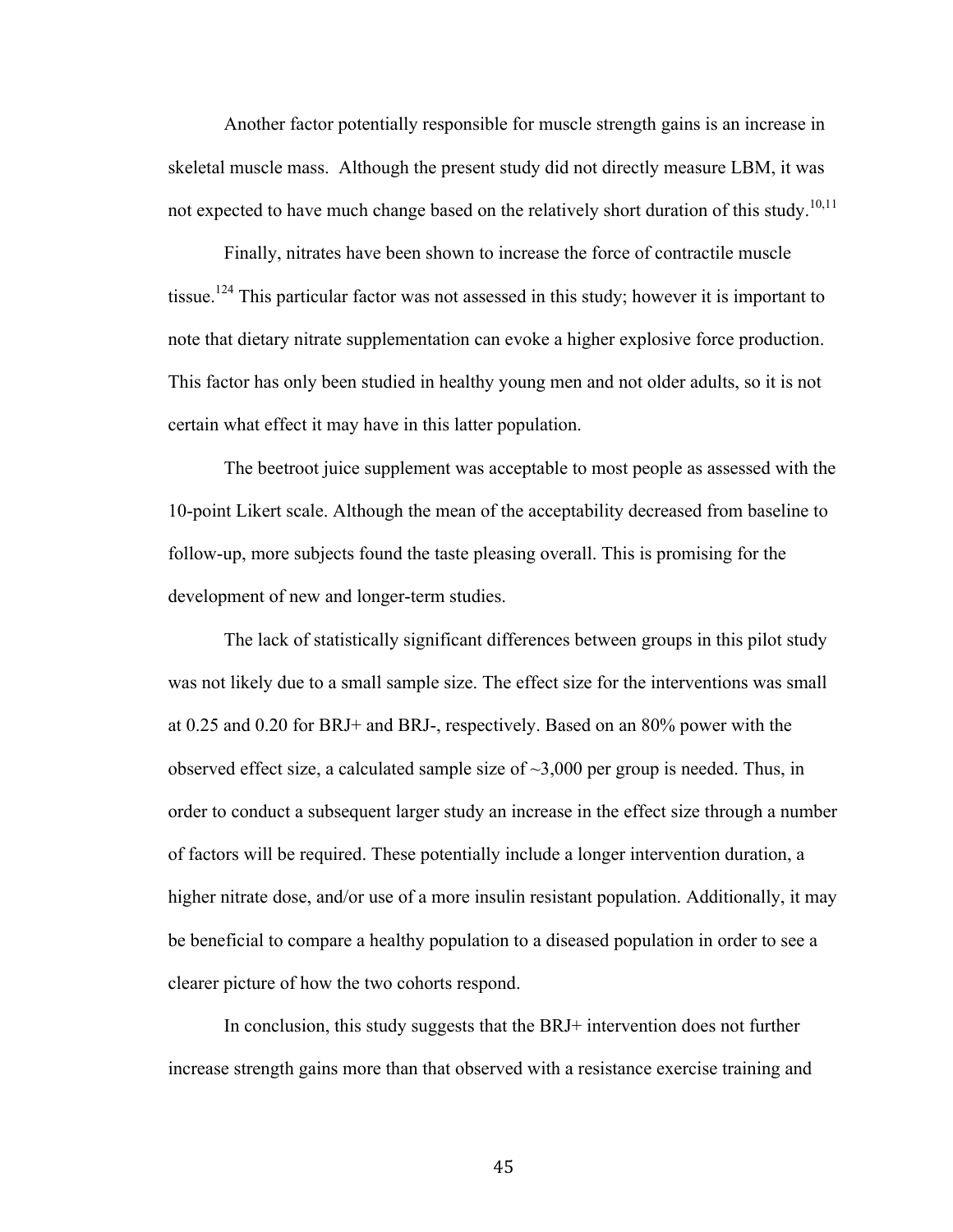Another factor potentially responsible for muscle strength gains is an increase in skeletal muscle mass. Although the present study did not directly measure LBM, it was not expected to have much change based on the relatively short duration of this study.[10,11]

Finally, nitrates have been shown to increase the force of contractile muscle tissue.[124] This particular factor was not assessed in this study; however it is important to note that dietary nitrate supplementation can evoke a higher explosive force production. This factor has only been studied in healthy young men and not older adults, so it is not certain what effect it may have in this latter population.

The beetroot juice supplement was acceptable to most people as assessed with the 10-point Likert scale. Although the mean of the acceptability decreased from baseline to follow-up, more subjects found the taste pleasing overall. This is promising for the development of new and longer-term studies.

The lack of statistically significant differences between groups in this pilot study was not likely due to a small sample size. The effect size for the interventions was small at 0.25 and 0.20 for BRJ+ and BRJ-, respectively. Based on an 80% power with the observed effect size, a calculated sample size of ~3,000 per group is needed. Thus, in order to conduct a subsequent larger study an increase in the effect size through a number of factors will be required. These potentially include a longer intervention duration, a higher nitrate dose, and/or use of a more insulin resistant population. Additionally, it may be beneficial to compare a healthy population to a diseased population in order to see a clearer picture of how the two cohorts respond.

In conclusion, this study suggests that the BRJ+ intervention does not further increase strength gains more than that observed with a resistance exercise training and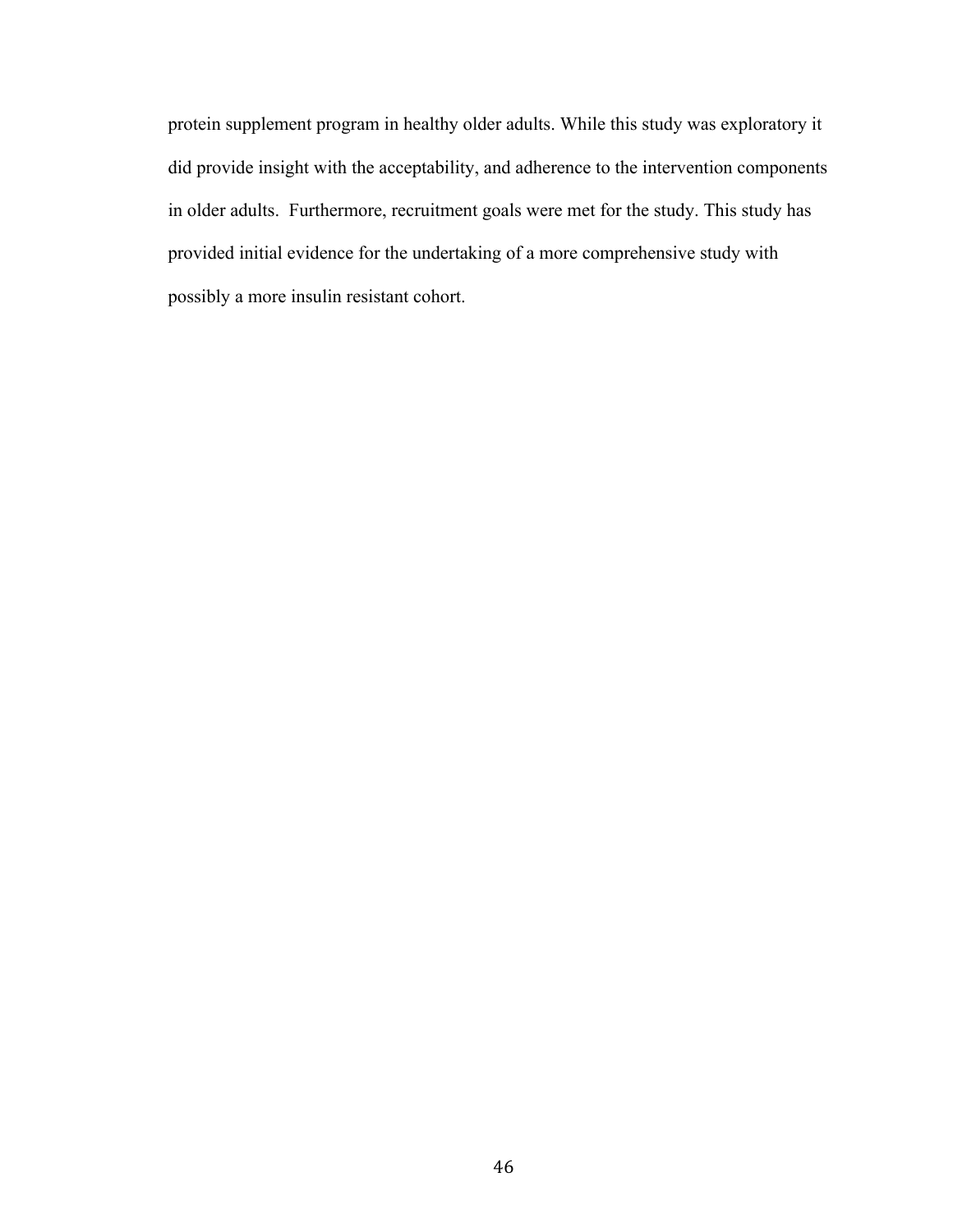protein supplement program in healthy older adults. While this study was exploratory it did provide insight with the acceptability, and adherence to the intervention components in older adults.  Furthermore, recruitment goals were met for the study. This study has provided initial evidence for the undertaking of a more comprehensive study with possibly a more insulin resistant cohort.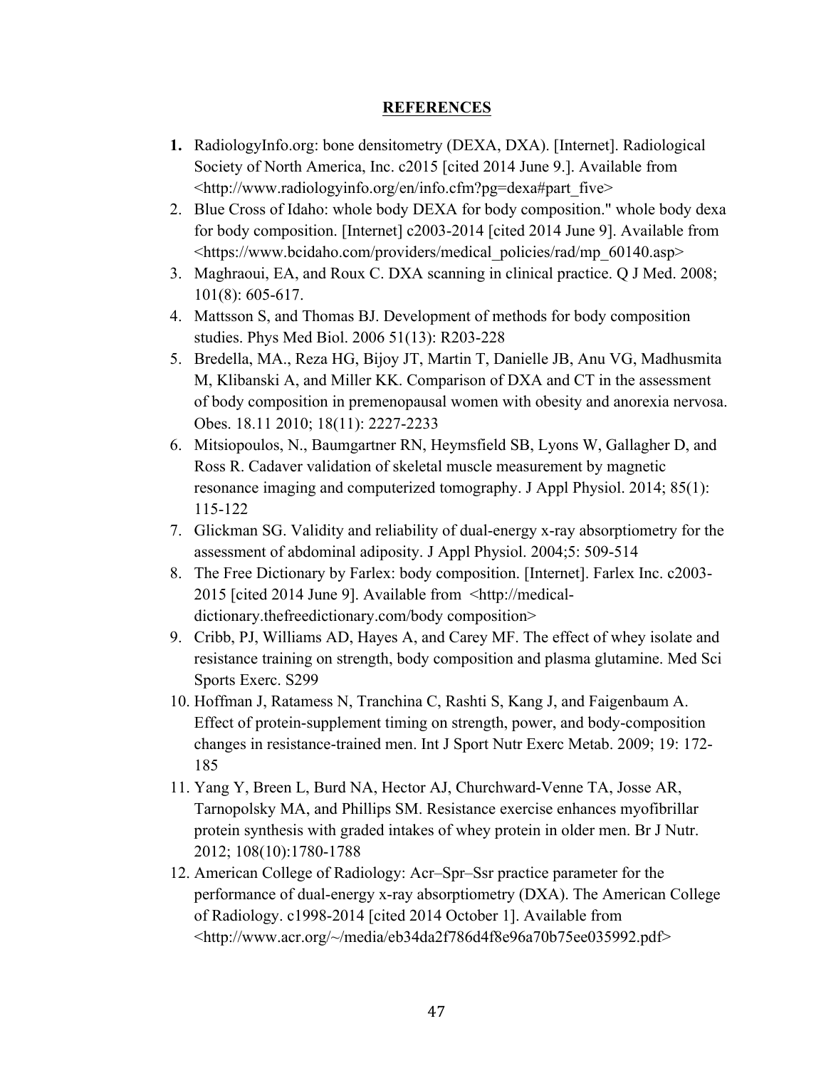## REFERENCES

1. RadiologyInfo.org: bone densitometry (DEXA, DXA). [Internet]. Radiological Society of North America, Inc. c2015 [cited 2014 June 9.]. Available from <http://www.radiologyinfo.org/en/info.cfm?pg=dexa#part_five>
2. Blue Cross of Idaho: whole body DEXA for body composition." whole body dexa for body composition. [Internet] c2003-2014 [cited 2014 June 9]. Available from <https://www.bcidaho.com/providers/medical_policies/rad/mp_60140.asp>
3. Maghraoui, EA, and Roux C. DXA scanning in clinical practice. Q J Med. 2008; 101(8): 605-617.
4. Mattsson S, and Thomas BJ. Development of methods for body composition studies. Phys Med Biol. 2006 51(13): R203-228
5. Bredella, MA., Reza HG, Bijoy JT, Martin T, Danielle JB, Anu VG, Madhusmita M, Klibanski A, and Miller KK. Comparison of DXA and CT in the assessment of body composition in premenopausal women with obesity and anorexia nervosa. Obes. 18.11 2010; 18(11): 2227-2233
6. Mitsiopoulos, N., Baumgartner RN, Heymsfield SB, Lyons W, Gallagher D, and Ross R. Cadaver validation of skeletal muscle measurement by magnetic resonance imaging and computerized tomography. J Appl Physiol. 2014; 85(1): 115-122
7. Glickman SG. Validity and reliability of dual-energy x-ray absorptiometry for the assessment of abdominal adiposity. J Appl Physiol. 2004;5: 509-514
8. The Free Dictionary by Farlex: body composition. [Internet]. Farlex Inc. c2003-2015 [cited 2014 June 9]. Available from <http://medical-dictionary.thefreedictionary.com/body composition>
9. Cribb, PJ, Williams AD, Hayes A, and Carey MF. The effect of whey isolate and resistance training on strength, body composition and plasma glutamine. Med Sci Sports Exerc. S299
10. Hoffman J, Ratamess N, Tranchina C, Rashti S, Kang J, and Faigenbaum A. Effect of protein-supplement timing on strength, power, and body-composition changes in resistance-trained men. Int J Sport Nutr Exerc Metab. 2009; 19: 172-185
11. Yang Y, Breen L, Burd NA, Hector AJ, Churchward-Venne TA, Josse AR, Tarnopolsky MA, and Phillips SM. Resistance exercise enhances myofibrillar protein synthesis with graded intakes of whey protein in older men. Br J Nutr. 2012; 108(10):1780-1788
12. American College of Radiology: Acr–Spr–Ssr practice parameter for the performance of dual-energy x-ray absorptiometry (DXA). The American College of Radiology. c1998-2014 [cited 2014 October 1]. Available from <http://www.acr.org/~/media/eb34da2f786d4f8e96a70b75ee035992.pdf>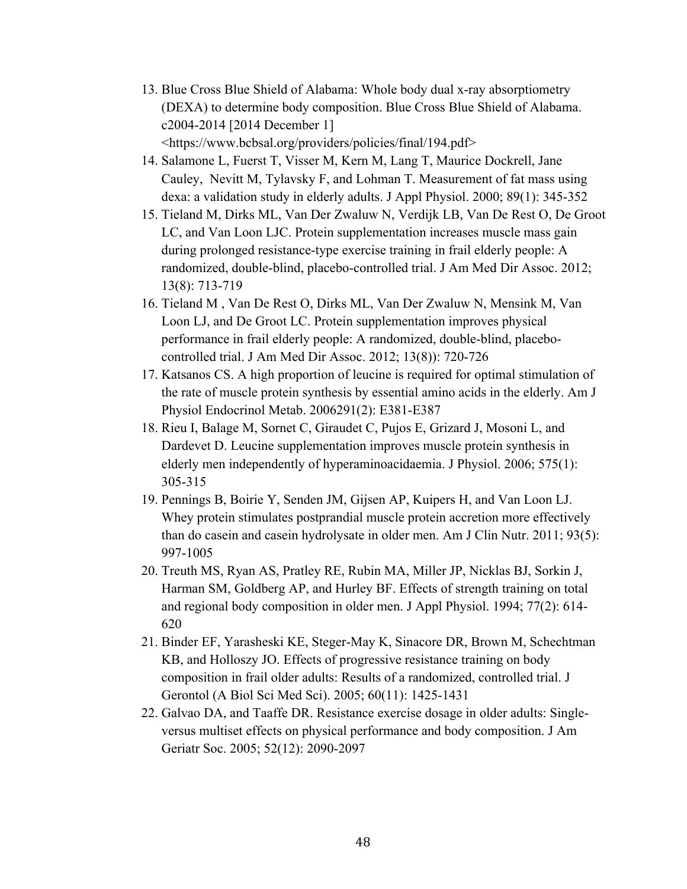13. Blue Cross Blue Shield of Alabama: Whole body dual x-ray absorptiometry (DEXA) to determine body composition. Blue Cross Blue Shield of Alabama. c2004-2014 [2014 December 1] <https://www.bcbsal.org/providers/policies/final/194.pdf>
14. Salamone L, Fuerst T, Visser M, Kern M, Lang T, Maurice Dockrell, Jane Cauley, Nevitt M, Tylavsky F, and Lohman T. Measurement of fat mass using dexa: a validation study in elderly adults. J Appl Physiol. 2000; 89(1): 345-352
15. Tieland M, Dirks ML, Van Der Zwaluw N, Verdijk LB, Van De Rest O, De Groot LC, and Van Loon LJC. Protein supplementation increases muscle mass gain during prolonged resistance-type exercise training in frail elderly people: A randomized, double-blind, placebo-controlled trial. J Am Med Dir Assoc. 2012; 13(8): 713-719
16. Tieland M , Van De Rest O, Dirks ML, Van Der Zwaluw N, Mensink M, Van Loon LJ, and De Groot LC. Protein supplementation improves physical performance in frail elderly people: A randomized, double-blind, placebo-controlled trial. J Am Med Dir Assoc. 2012; 13(8)): 720-726
17. Katsanos CS. A high proportion of leucine is required for optimal stimulation of the rate of muscle protein synthesis by essential amino acids in the elderly. Am J Physiol Endocrinol Metab. 2006291(2): E381-E387
18. Rieu I, Balage M, Sornet C, Giraudet C, Pujos E, Grizard J, Mosoni L, and Dardevet D. Leucine supplementation improves muscle protein synthesis in elderly men independently of hyperaminoacidaemia. J Physiol. 2006; 575(1): 305-315
19. Pennings B, Boirie Y, Senden JM, Gijsen AP, Kuipers H, and Van Loon LJ. Whey protein stimulates postprandial muscle protein accretion more effectively than do casein and casein hydrolysate in older men. Am J Clin Nutr. 2011; 93(5): 997-1005
20. Treuth MS, Ryan AS, Pratley RE, Rubin MA, Miller JP, Nicklas BJ, Sorkin J, Harman SM, Goldberg AP, and Hurley BF. Effects of strength training on total and regional body composition in older men. J Appl Physiol. 1994; 77(2): 614-620
21. Binder EF, Yarasheski KE, Steger-May K, Sinacore DR, Brown M, Schechtman KB, and Holloszy JO. Effects of progressive resistance training on body composition in frail older adults: Results of a randomized, controlled trial. J Gerontol (A Biol Sci Med Sci). 2005; 60(11): 1425-1431
22. Galvao DA, and Taaffe DR. Resistance exercise dosage in older adults: Single- versus multiset effects on physical performance and body composition. J Am Geriatr Soc. 2005; 52(12): 2090-2097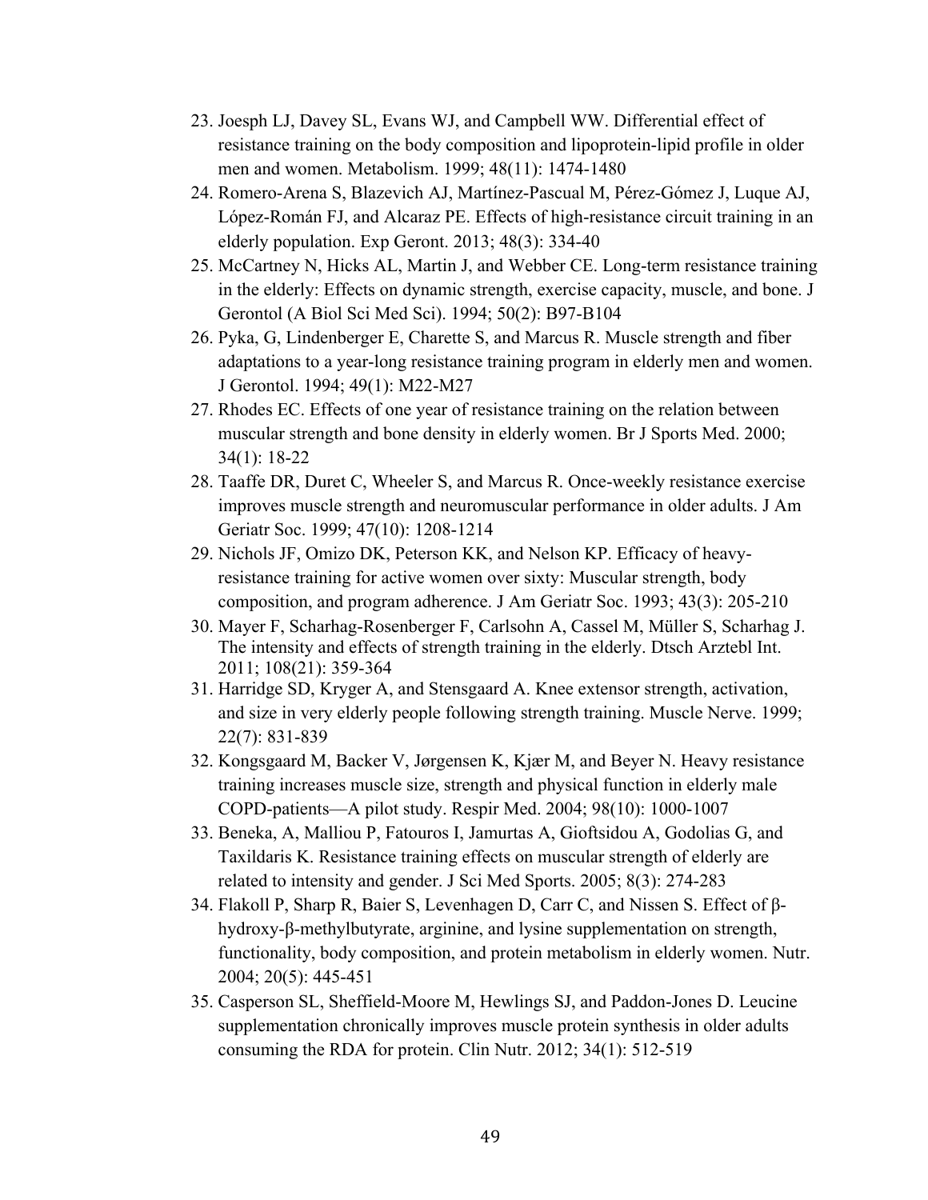23. Joesph LJ, Davey SL, Evans WJ, and Campbell WW. Differential effect of resistance training on the body composition and lipoprotein-lipid profile in older men and women. Metabolism. 1999; 48(11): 1474-1480
24. Romero-Arena S, Blazevich AJ, Martínez-Pascual M, Pérez-Gómez J, Luque AJ, López-Román FJ, and Alcaraz PE. Effects of high-resistance circuit training in an elderly population. Exp Geront. 2013; 48(3): 334-40
25. McCartney N, Hicks AL, Martin J, and Webber CE. Long-term resistance training in the elderly: Effects on dynamic strength, exercise capacity, muscle, and bone. J Gerontol (A Biol Sci Med Sci). 1994; 50(2): B97-B104
26. Pyka, G, Lindenberger E, Charette S, and Marcus R. Muscle strength and fiber adaptations to a year-long resistance training program in elderly men and women. J Gerontol. 1994; 49(1): M22-M27
27. Rhodes EC. Effects of one year of resistance training on the relation between muscular strength and bone density in elderly women. Br J Sports Med. 2000; 34(1): 18-22
28. Taaffe DR, Duret C, Wheeler S, and Marcus R. Once-weekly resistance exercise improves muscle strength and neuromuscular performance in older adults. J Am Geriatr Soc. 1999; 47(10): 1208-1214
29. Nichols JF, Omizo DK, Peterson KK, and Nelson KP. Efficacy of heavy-resistance training for active women over sixty: Muscular strength, body composition, and program adherence. J Am Geriatr Soc. 1993; 43(3): 205-210
30. Mayer F, Scharhag-Rosenberger F, Carlsohn A, Cassel M, Müller S, Scharhag J. The intensity and effects of strength training in the elderly. Dtsch Arztebl Int. 2011; 108(21): 359-364
31. Harridge SD, Kryger A, and Stensgaard A. Knee extensor strength, activation, and size in very elderly people following strength training. Muscle Nerve. 1999; 22(7): 831-839
32. Kongsgaard M, Backer V, Jørgensen K, Kjær M, and Beyer N. Heavy resistance training increases muscle size, strength and physical function in elderly male COPD-patients—A pilot study. Respir Med. 2004; 98(10): 1000-1007
33. Beneka, A, Malliou P, Fatouros I, Jamurtas A, Gioftsidou A, Godolias G, and Taxildaris K. Resistance training effects on muscular strength of elderly are related to intensity and gender. J Sci Med Sports. 2005; 8(3): 274-283
34. Flakoll P, Sharp R, Baier S, Levenhagen D, Carr C, and Nissen S. Effect of β-hydroxy-β-methylbutyrate, arginine, and lysine supplementation on strength, functionality, body composition, and protein metabolism in elderly women. Nutr. 2004; 20(5): 445-451
35. Casperson SL, Sheffield-Moore M, Hewlings SJ, and Paddon-Jones D. Leucine supplementation chronically improves muscle protein synthesis in older adults consuming the RDA for protein. Clin Nutr. 2012; 34(1): 512-519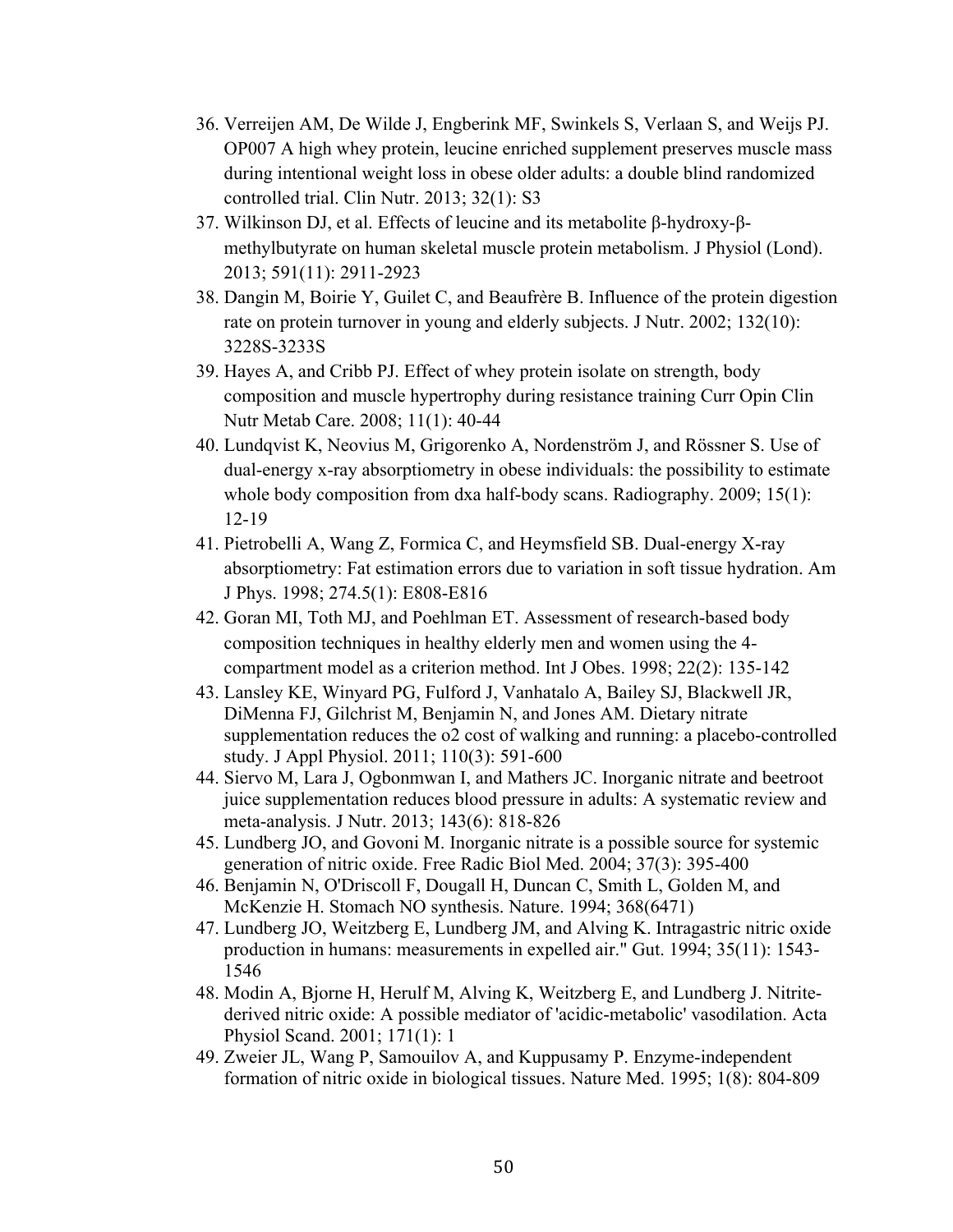36. Verreijen AM, De Wilde J, Engberink MF, Swinkels S, Verlaan S, and Weijs PJ. OP007 A high whey protein, leucine enriched supplement preserves muscle mass during intentional weight loss in obese older adults: a double blind randomized controlled trial. Clin Nutr. 2013; 32(1): S3
37. Wilkinson DJ, et al. Effects of leucine and its metabolite β-hydroxy-β-methylbutyrate on human skeletal muscle protein metabolism. J Physiol (Lond). 2013; 591(11): 2911-2923
38. Dangin M, Boirie Y, Guilet C, and Beaufrère B. Influence of the protein digestion rate on protein turnover in young and elderly subjects. J Nutr. 2002; 132(10): 3228S-3233S
39. Hayes A, and Cribb PJ. Effect of whey protein isolate on strength, body composition and muscle hypertrophy during resistance training Curr Opin Clin Nutr Metab Care. 2008; 11(1): 40-44
40. Lundqvist K, Neovius M, Grigorenko A, Nordenström J, and Rössner S. Use of dual-energy x-ray absorptiometry in obese individuals: the possibility to estimate whole body composition from dxa half-body scans. Radiography. 2009; 15(1): 12-19
41. Pietrobelli A, Wang Z, Formica C, and Heymsfield SB. Dual-energy X-ray absorptiometry: Fat estimation errors due to variation in soft tissue hydration. Am J Phys. 1998; 274.5(1): E808-E816
42. Goran MI, Toth MJ, and Poehlman ET. Assessment of research-based body composition techniques in healthy elderly men and women using the 4-compartment model as a criterion method. Int J Obes. 1998; 22(2): 135-142
43. Lansley KE, Winyard PG, Fulford J, Vanhatalo A, Bailey SJ, Blackwell JR, DiMenna FJ, Gilchrist M, Benjamin N, and Jones AM. Dietary nitrate supplementation reduces the o2 cost of walking and running: a placebo-controlled study. J Appl Physiol. 2011; 110(3): 591-600
44. Siervo M, Lara J, Ogbonmwan I, and Mathers JC. Inorganic nitrate and beetroot juice supplementation reduces blood pressure in adults: A systematic review and meta-analysis. J Nutr. 2013; 143(6): 818-826
45. Lundberg JO, and Govoni M. Inorganic nitrate is a possible source for systemic generation of nitric oxide. Free Radic Biol Med. 2004; 37(3): 395-400
46. Benjamin N, O'Driscoll F, Dougall H, Duncan C, Smith L, Golden M, and McKenzie H. Stomach NO synthesis. Nature. 1994; 368(6471)
47. Lundberg JO, Weitzberg E, Lundberg JM, and Alving K. Intragastric nitric oxide production in humans: measurements in expelled air." Gut. 1994; 35(11): 1543-1546
48. Modin A, Bjorne H, Herulf M, Alving K, Weitzberg E, and Lundberg J. Nitrite-derived nitric oxide: A possible mediator of 'acidic-metabolic' vasodilation. Acta Physiol Scand. 2001; 171(1): 1
49. Zweier JL, Wang P, Samouilov A, and Kuppusamy P. Enzyme-independent formation of nitric oxide in biological tissues. Nature Med. 1995; 1(8): 804-809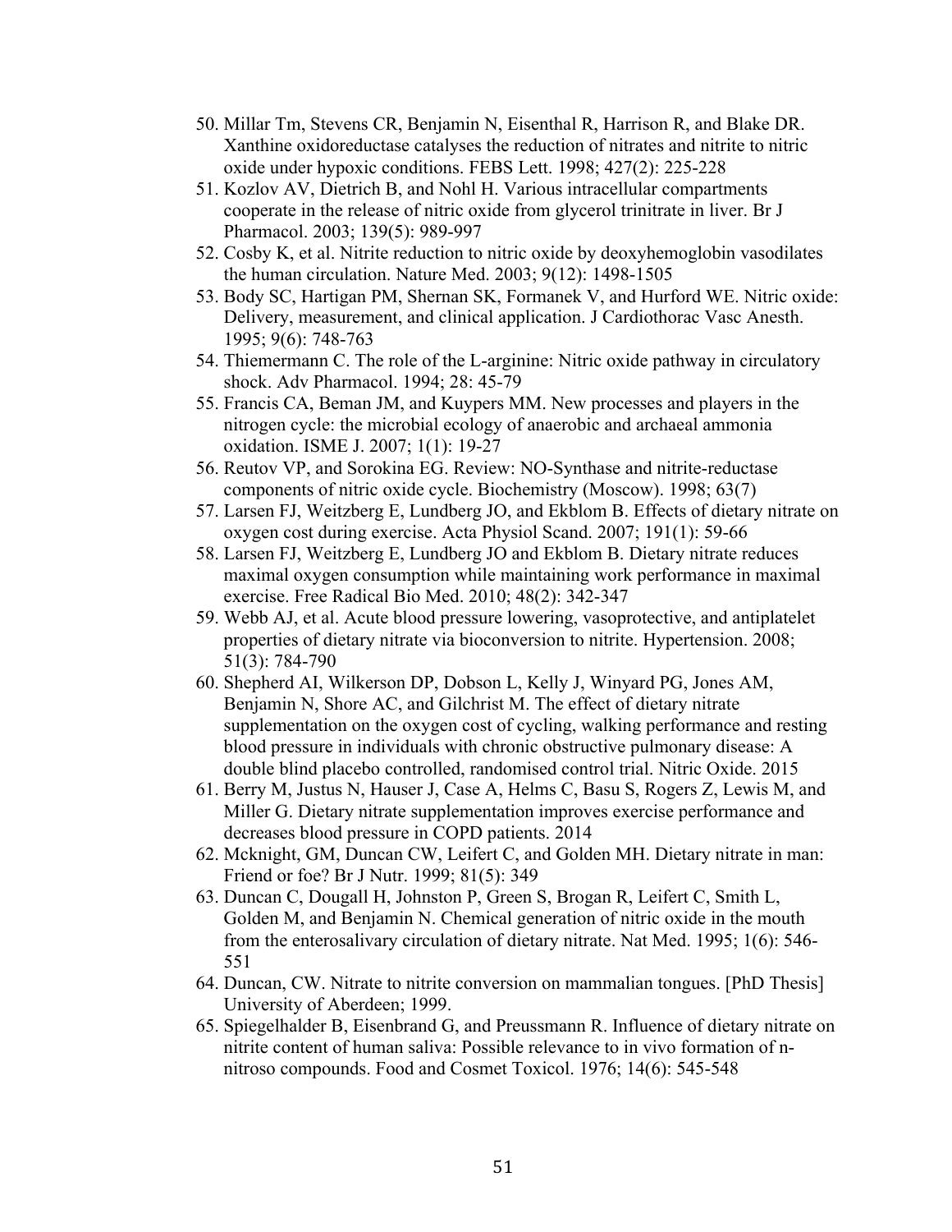50. Millar Tm, Stevens CR, Benjamin N, Eisenthal R, Harrison R, and Blake DR. Xanthine oxidoreductase catalyses the reduction of nitrates and nitrite to nitric oxide under hypoxic conditions. FEBS Lett. 1998; 427(2): 225-228
51. Kozlov AV, Dietrich B, and Nohl H. Various intracellular compartments cooperate in the release of nitric oxide from glycerol trinitrate in liver. Br J Pharmacol. 2003; 139(5): 989-997
52. Cosby K, et al. Nitrite reduction to nitric oxide by deoxyhemoglobin vasodilates the human circulation. Nature Med. 2003; 9(12): 1498-1505
53. Body SC, Hartigan PM, Shernan SK, Formanek V, and Hurford WE. Nitric oxide: Delivery, measurement, and clinical application. J Cardiothorac Vasc Anesth. 1995; 9(6): 748-763
54. Thiemermann C. The role of the L-arginine: Nitric oxide pathway in circulatory shock. Adv Pharmacol. 1994; 28: 45-79
55. Francis CA, Beman JM, and Kuypers MM. New processes and players in the nitrogen cycle: the microbial ecology of anaerobic and archaeal ammonia oxidation. ISME J. 2007; 1(1): 19-27
56. Reutov VP, and Sorokina EG. Review: NO-Synthase and nitrite-reductase components of nitric oxide cycle. Biochemistry (Moscow). 1998; 63(7)
57. Larsen FJ, Weitzberg E, Lundberg JO, and Ekblom B. Effects of dietary nitrate on oxygen cost during exercise. Acta Physiol Scand. 2007; 191(1): 59-66
58. Larsen FJ, Weitzberg E, Lundberg JO and Ekblom B. Dietary nitrate reduces maximal oxygen consumption while maintaining work performance in maximal exercise. Free Radical Bio Med. 2010; 48(2): 342-347
59. Webb AJ, et al. Acute blood pressure lowering, vasoprotective, and antiplatelet properties of dietary nitrate via bioconversion to nitrite. Hypertension. 2008; 51(3): 784-790
60. Shepherd AI, Wilkerson DP, Dobson L, Kelly J, Winyard PG, Jones AM, Benjamin N, Shore AC, and Gilchrist M. The effect of dietary nitrate supplementation on the oxygen cost of cycling, walking performance and resting blood pressure in individuals with chronic obstructive pulmonary disease: A double blind placebo controlled, randomised control trial. Nitric Oxide. 2015
61. Berry M, Justus N, Hauser J, Case A, Helms C, Basu S, Rogers Z, Lewis M, and Miller G. Dietary nitrate supplementation improves exercise performance and decreases blood pressure in COPD patients. 2014
62. Mcknight, GM, Duncan CW, Leifert C, and Golden MH. Dietary nitrate in man: Friend or foe? Br J Nutr. 1999; 81(5): 349
63. Duncan C, Dougall H, Johnston P, Green S, Brogan R, Leifert C, Smith L, Golden M, and Benjamin N. Chemical generation of nitric oxide in the mouth from the enterosalivary circulation of dietary nitrate. Nat Med. 1995; 1(6): 546-551
64. Duncan, CW. Nitrate to nitrite conversion on mammalian tongues. [PhD Thesis] University of Aberdeen; 1999.
65. Spiegelhalder B, Eisenbrand G, and Preussmann R. Influence of dietary nitrate on nitrite content of human saliva: Possible relevance to in vivo formation of n-nitroso compounds. Food and Cosmet Toxicol. 1976; 14(6): 545-548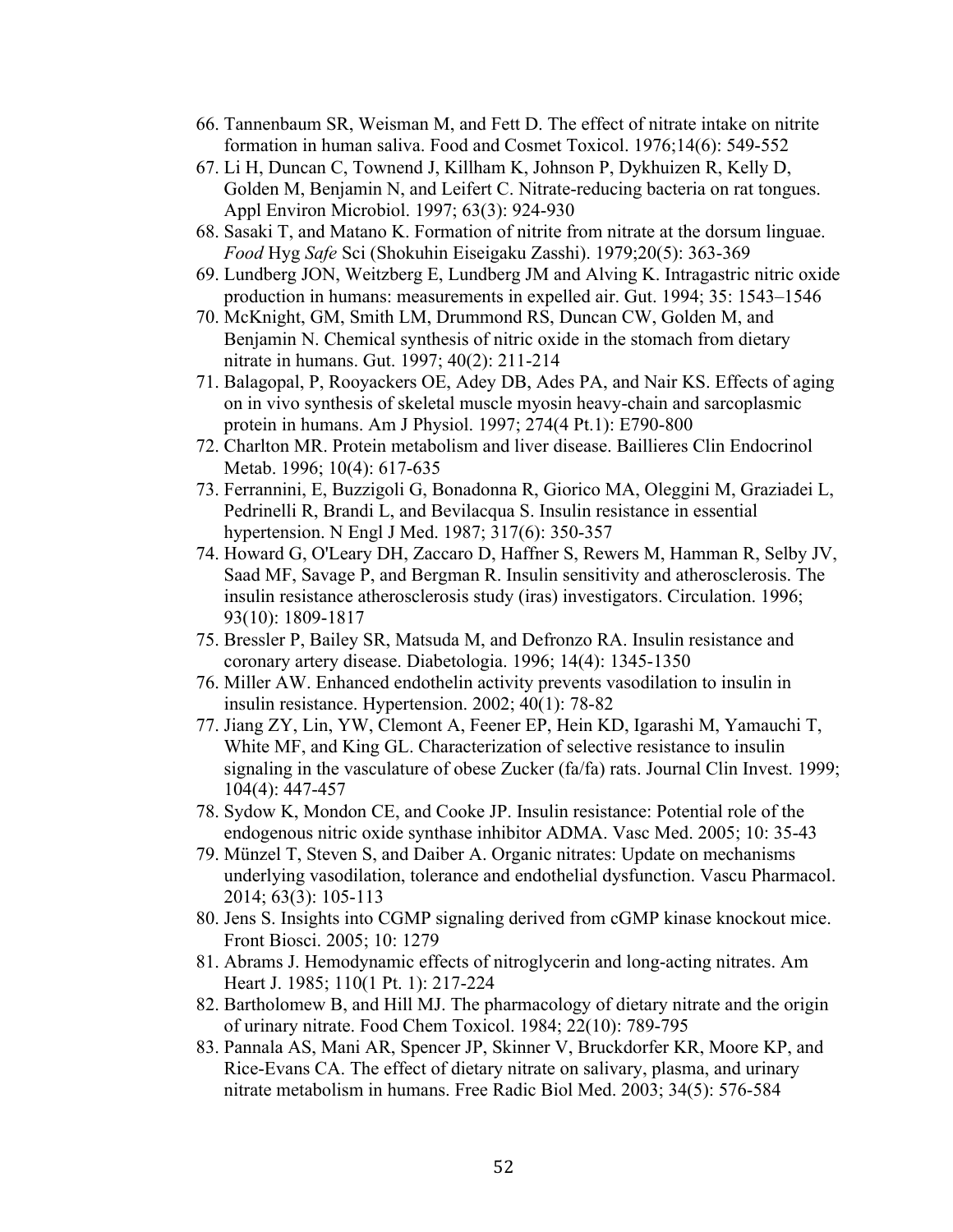66. Tannenbaum SR, Weisman M, and Fett D. The effect of nitrate intake on nitrite formation in human saliva. Food and Cosmet Toxicol. 1976;14(6): 549-552
67. Li H, Duncan C, Townend J, Killham K, Johnson P, Dykhuizen R, Kelly D, Golden M, Benjamin N, and Leifert C. Nitrate-reducing bacteria on rat tongues. Appl Environ Microbiol. 1997; 63(3): 924-930
68. Sasaki T, and Matano K. Formation of nitrite from nitrate at the dorsum linguae. *Food* Hyg *Safe* Sci (Shokuhin Eiseigaku Zasshi). 1979;20(5): 363-369
69. Lundberg JON, Weitzberg E, Lundberg JM and Alving K. Intragastric nitric oxide production in humans: measurements in expelled air. Gut. 1994; 35: 1543–1546
70. McKnight, GM, Smith LM, Drummond RS, Duncan CW, Golden M, and Benjamin N. Chemical synthesis of nitric oxide in the stomach from dietary nitrate in humans. Gut. 1997; 40(2): 211-214
71. Balagopal, P, Rooyackers OE, Adey DB, Ades PA, and Nair KS. Effects of aging on in vivo synthesis of skeletal muscle myosin heavy-chain and sarcoplasmic protein in humans. Am J Physiol. 1997; 274(4 Pt.1): E790-800
72. Charlton MR. Protein metabolism and liver disease. Baillieres Clin Endocrinol Metab. 1996; 10(4): 617-635
73. Ferrannini, E, Buzzigoli G, Bonadonna R, Giorico MA, Oleggini M, Graziadei L, Pedrinelli R, Brandi L, and Bevilacqua S. Insulin resistance in essential hypertension. N Engl J Med. 1987; 317(6): 350-357
74. Howard G, O'Leary DH, Zaccaro D, Haffner S, Rewers M, Hamman R, Selby JV, Saad MF, Savage P, and Bergman R. Insulin sensitivity and atherosclerosis. The insulin resistance atherosclerosis study (iras) investigators. Circulation. 1996; 93(10): 1809-1817
75. Bressler P, Bailey SR, Matsuda M, and Defronzo RA. Insulin resistance and coronary artery disease. Diabetologia. 1996; 14(4): 1345-1350
76. Miller AW. Enhanced endothelin activity prevents vasodilation to insulin in insulin resistance. Hypertension. 2002; 40(1): 78-82
77. Jiang ZY, Lin, YW, Clemont A, Feener EP, Hein KD, Igarashi M, Yamauchi T, White MF, and King GL. Characterization of selective resistance to insulin signaling in the vasculature of obese Zucker (fa/fa) rats. Journal Clin Invest. 1999; 104(4): 447-457
78. Sydow K, Mondon CE, and Cooke JP. Insulin resistance: Potential role of the endogenous nitric oxide synthase inhibitor ADMA. Vasc Med. 2005; 10: 35-43
79. Münzel T, Steven S, and Daiber A. Organic nitrates: Update on mechanisms underlying vasodilation, tolerance and endothelial dysfunction. Vascu Pharmacol. 2014; 63(3): 105-113
80. Jens S. Insights into CGMP signaling derived from cGMP kinase knockout mice. Front Biosci. 2005; 10: 1279
81. Abrams J. Hemodynamic effects of nitroglycerin and long-acting nitrates. Am Heart J. 1985; 110(1 Pt. 1): 217-224
82. Bartholomew B, and Hill MJ. The pharmacology of dietary nitrate and the origin of urinary nitrate. Food Chem Toxicol. 1984; 22(10): 789-795
83. Pannala AS, Mani AR, Spencer JP, Skinner V, Bruckdorfer KR, Moore KP, and Rice-Evans CA. The effect of dietary nitrate on salivary, plasma, and urinary nitrate metabolism in humans. Free Radic Biol Med. 2003; 34(5): 576-584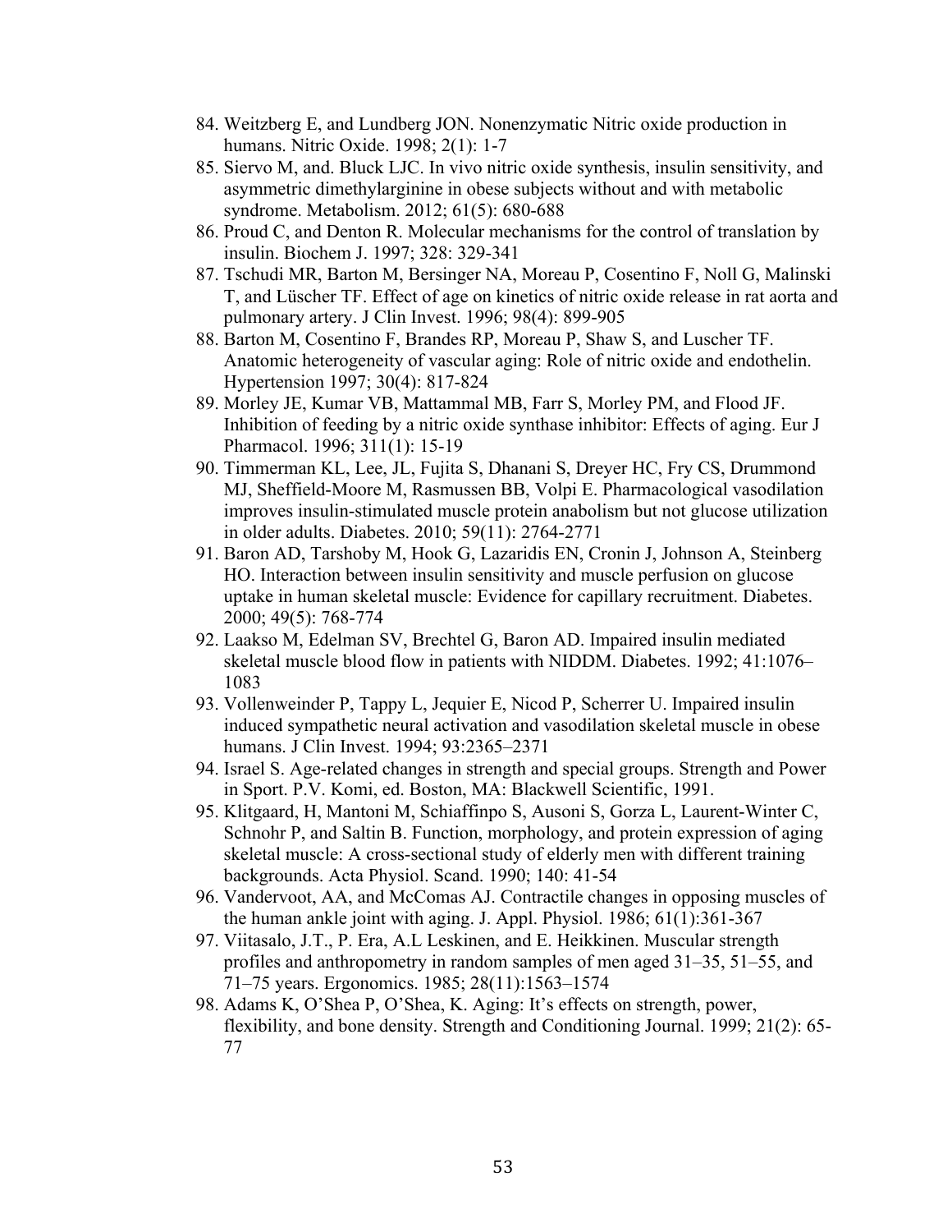84. Weitzberg E, and Lundberg JON. Nonenzymatic Nitric oxide production in humans. Nitric Oxide. 1998; 2(1): 1-7
85. Siervo M, and. Bluck LJC. In vivo nitric oxide synthesis, insulin sensitivity, and asymmetric dimethylarginine in obese subjects without and with metabolic syndrome. Metabolism. 2012; 61(5): 680-688
86. Proud C, and Denton R. Molecular mechanisms for the control of translation by insulin. Biochem J. 1997; 328: 329-341
87. Tschudi MR, Barton M, Bersinger NA, Moreau P, Cosentino F, Noll G, Malinski T, and Lüscher TF. Effect of age on kinetics of nitric oxide release in rat aorta and pulmonary artery. J Clin Invest. 1996; 98(4): 899-905
88. Barton M, Cosentino F, Brandes RP, Moreau P, Shaw S, and Luscher TF. Anatomic heterogeneity of vascular aging: Role of nitric oxide and endothelin. Hypertension 1997; 30(4): 817-824
89. Morley JE, Kumar VB, Mattammal MB, Farr S, Morley PM, and Flood JF. Inhibition of feeding by a nitric oxide synthase inhibitor: Effects of aging. Eur J Pharmacol. 1996; 311(1): 15-19
90. Timmerman KL, Lee, JL, Fujita S, Dhanani S, Dreyer HC, Fry CS, Drummond MJ, Sheffield-Moore M, Rasmussen BB, Volpi E. Pharmacological vasodilation improves insulin-stimulated muscle protein anabolism but not glucose utilization in older adults. Diabetes. 2010; 59(11): 2764-2771
91. Baron AD, Tarshoby M, Hook G, Lazaridis EN, Cronin J, Johnson A, Steinberg HO. Interaction between insulin sensitivity and muscle perfusion on glucose uptake in human skeletal muscle: Evidence for capillary recruitment. Diabetes. 2000; 49(5): 768-774
92. Laakso M, Edelman SV, Brechtel G, Baron AD. Impaired insulin mediated skeletal muscle blood flow in patients with NIDDM. Diabetes. 1992; 41:1076–1083
93. Vollenweinder P, Tappy L, Jequier E, Nicod P, Scherrer U. Impaired insulin induced sympathetic neural activation and vasodilation skeletal muscle in obese humans. J Clin Invest. 1994; 93:2365–2371
94. Israel S. Age-related changes in strength and special groups. Strength and Power in Sport. P.V. Komi, ed. Boston, MA: Blackwell Scientific, 1991.
95. Klitgaard, H, Mantoni M, Schiaffinpo S, Ausoni S, Gorza L, Laurent-Winter C, Schnohr P, and Saltin B. Function, morphology, and protein expression of aging skeletal muscle: A cross-sectional study of elderly men with different training backgrounds. Acta Physiol. Scand. 1990; 140: 41-54
96. Vandervoot, AA, and McComas AJ. Contractile changes in opposing muscles of the human ankle joint with aging. J. Appl. Physiol. 1986; 61(1):361-367
97. Viitasalo, J.T., P. Era, A.L Leskinen, and E. Heikkinen. Muscular strength profiles and anthropometry in random samples of men aged 31–35, 51–55, and 71–75 years. Ergonomics. 1985; 28(11):1563–1574
98. Adams K, O'Shea P, O'Shea, K. Aging: It's effects on strength, power, flexibility, and bone density. Strength and Conditioning Journal. 1999; 21(2): 65-77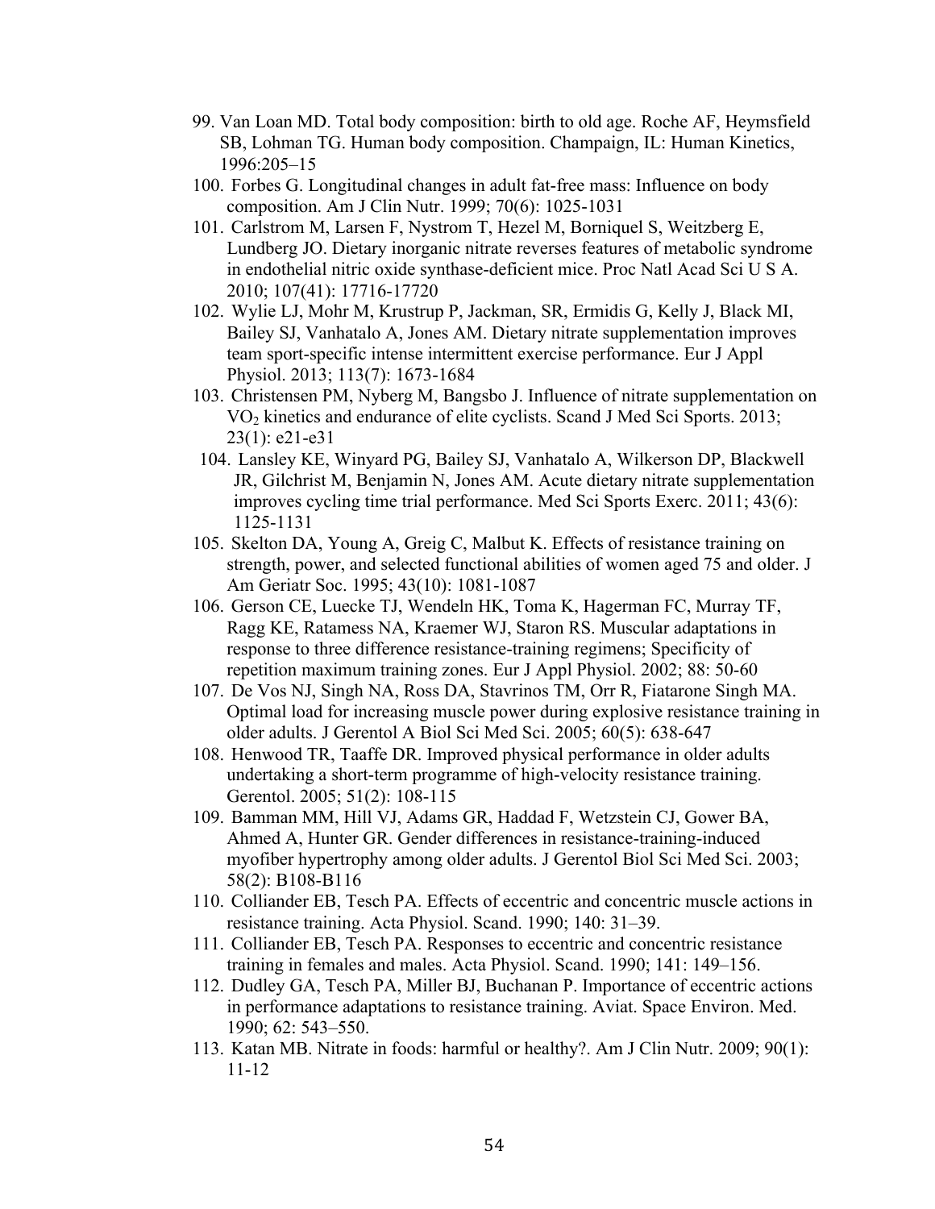99. Van Loan MD. Total body composition: birth to old age. Roche AF, Heymsfield SB, Lohman TG. Human body composition. Champaign, IL: Human Kinetics, 1996:205–15
100. Forbes G. Longitudinal changes in adult fat-free mass: Influence on body composition. Am J Clin Nutr. 1999; 70(6): 1025-1031
101. Carlstrom M, Larsen F, Nystrom T, Hezel M, Borniquel S, Weitzberg E, Lundberg JO. Dietary inorganic nitrate reverses features of metabolic syndrome in endothelial nitric oxide synthase-deficient mice. Proc Natl Acad Sci U S A. 2010; 107(41): 17716-17720
102. Wylie LJ, Mohr M, Krustrup P, Jackman, SR, Ermidis G, Kelly J, Black MI, Bailey SJ, Vanhatalo A, Jones AM. Dietary nitrate supplementation improves team sport-specific intense intermittent exercise performance. Eur J Appl Physiol. 2013; 113(7): 1673-1684
103. Christensen PM, Nyberg M, Bangsbo J. Influence of nitrate supplementation on $VO_2$ kinetics and endurance of elite cyclists. Scand J Med Sci Sports. 2013; 23(1): e21-e31
104. Lansley KE, Winyard PG, Bailey SJ, Vanhatalo A, Wilkerson DP, Blackwell JR, Gilchrist M, Benjamin N, Jones AM. Acute dietary nitrate supplementation improves cycling time trial performance. Med Sci Sports Exerc. 2011; 43(6): 1125-1131
105. Skelton DA, Young A, Greig C, Malbut K. Effects of resistance training on strength, power, and selected functional abilities of women aged 75 and older. J Am Geriatr Soc. 1995; 43(10): 1081-1087
106. Gerson CE, Luecke TJ, Wendeln HK, Toma K, Hagerman FC, Murray TF, Ragg KE, Ratamess NA, Kraemer WJ, Staron RS. Muscular adaptations in response to three difference resistance-training regimens; Specificity of repetition maximum training zones. Eur J Appl Physiol. 2002; 88: 50-60
107. De Vos NJ, Singh NA, Ross DA, Stavrinos TM, Orr R, Fiatarone Singh MA. Optimal load for increasing muscle power during explosive resistance training in older adults. J Gerentol A Biol Sci Med Sci. 2005; 60(5): 638-647
108. Henwood TR, Taaffe DR. Improved physical performance in older adults undertaking a short-term programme of high-velocity resistance training. Gerentol. 2005; 51(2): 108-115
109. Bamman MM, Hill VJ, Adams GR, Haddad F, Wetzstein CJ, Gower BA, Ahmed A, Hunter GR. Gender differences in resistance-training-induced myofiber hypertrophy among older adults. J Gerentol Biol Sci Med Sci. 2003; 58(2): B108-B116
110. Colliander EB, Tesch PA. Effects of eccentric and concentric muscle actions in resistance training. Acta Physiol. Scand. 1990; 140: 31–39.
111. Colliander EB, Tesch PA. Responses to eccentric and concentric resistance training in females and males. Acta Physiol. Scand. 1990; 141: 149–156.
112. Dudley GA, Tesch PA, Miller BJ, Buchanan P. Importance of eccentric actions in performance adaptations to resistance training. Aviat. Space Environ. Med. 1990; 62: 543–550.
113. Katan MB. Nitrate in foods: harmful or healthy?. Am J Clin Nutr. 2009; 90(1): 11-12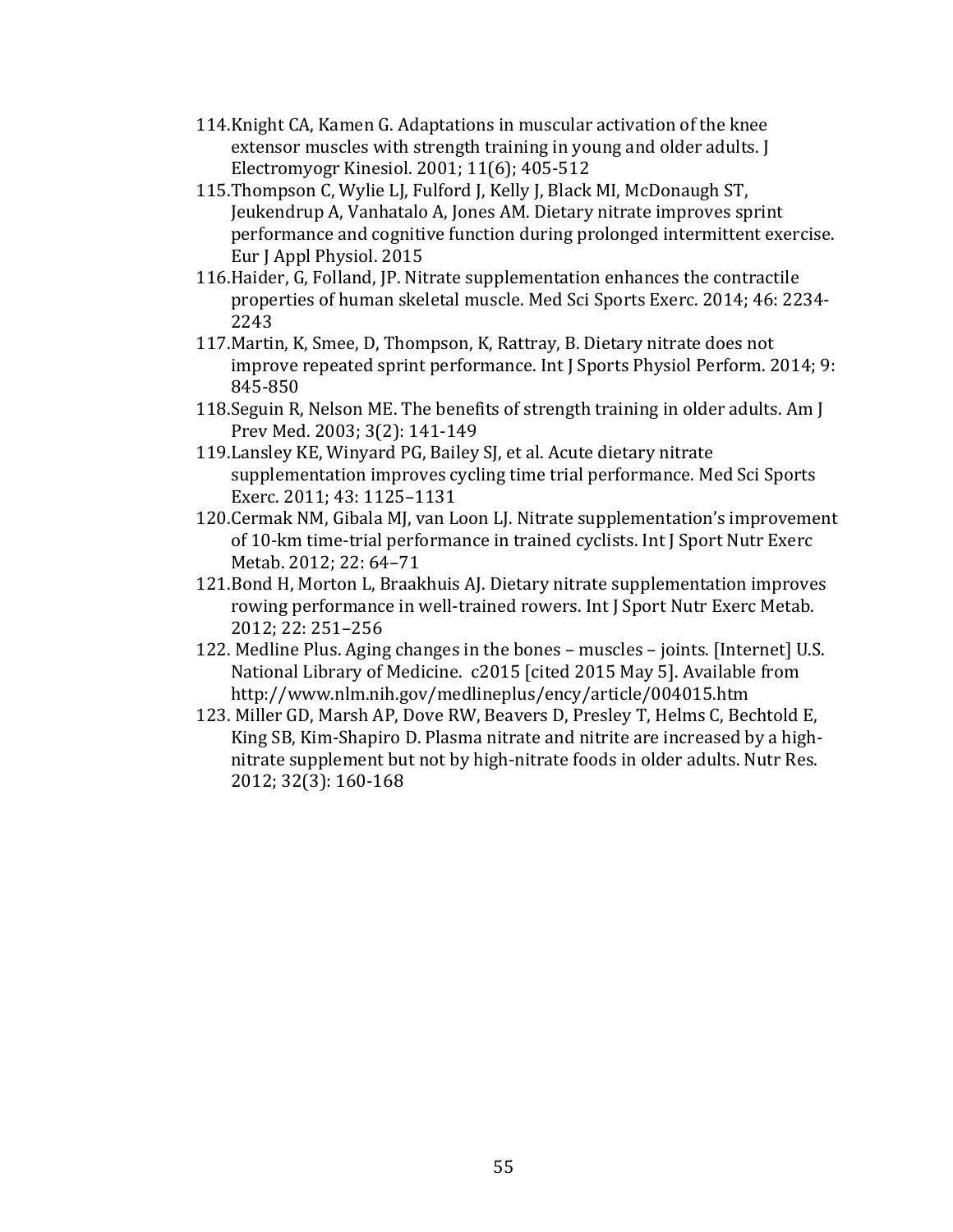114. Knight CA, Kamen G. Adaptations in muscular activation of the knee extensor muscles with strength training in young and older adults. J Electromyogr Kinesiol. 2001; 11(6); 405-512
115. Thompson C, Wylie LJ, Fulford J, Kelly J, Black MI, McDonaugh ST, Jeukendrup A, Vanhatalo A, Jones AM. Dietary nitrate improves sprint performance and cognitive function during prolonged intermittent exercise. Eur J Appl Physiol. 2015
116. Haider, G, Folland, JP. Nitrate supplementation enhances the contractile properties of human skeletal muscle. Med Sci Sports Exerc. 2014; 46: 2234-2243
117. Martin, K, Smee, D, Thompson, K, Rattray, B. Dietary nitrate does not improve repeated sprint performance. Int J Sports Physiol Perform. 2014; 9: 845-850
118. Seguin R, Nelson ME. The benefits of strength training in older adults. Am J Prev Med. 2003; 3(2): 141-149
119. Lansley KE, Winyard PG, Bailey SJ, et al. Acute dietary nitrate supplementation improves cycling time trial performance. Med Sci Sports Exerc. 2011; 43: 1125–1131
120. Cermak NM, Gibala MJ, van Loon LJ. Nitrate supplementation's improvement of 10-km time-trial performance in trained cyclists. Int J Sport Nutr Exerc Metab. 2012; 22: 64–71
121. Bond H, Morton L, Braakhuis AJ. Dietary nitrate supplementation improves rowing performance in well-trained rowers. Int J Sport Nutr Exerc Metab. 2012; 22: 251–256
122. Medline Plus. Aging changes in the bones – muscles – joints. [Internet] U.S. National Library of Medicine. c2015 [cited 2015 May 5]. Available from http://www.nlm.nih.gov/medlineplus/ency/article/004015.htm
123. Miller GD, Marsh AP, Dove RW, Beavers D, Presley T, Helms C, Bechtold E, King SB, Kim-Shapiro D. Plasma nitrate and nitrite are increased by a high-nitrate supplement but not by high-nitrate foods in older adults. Nutr Res. 2012; 32(3): 160-168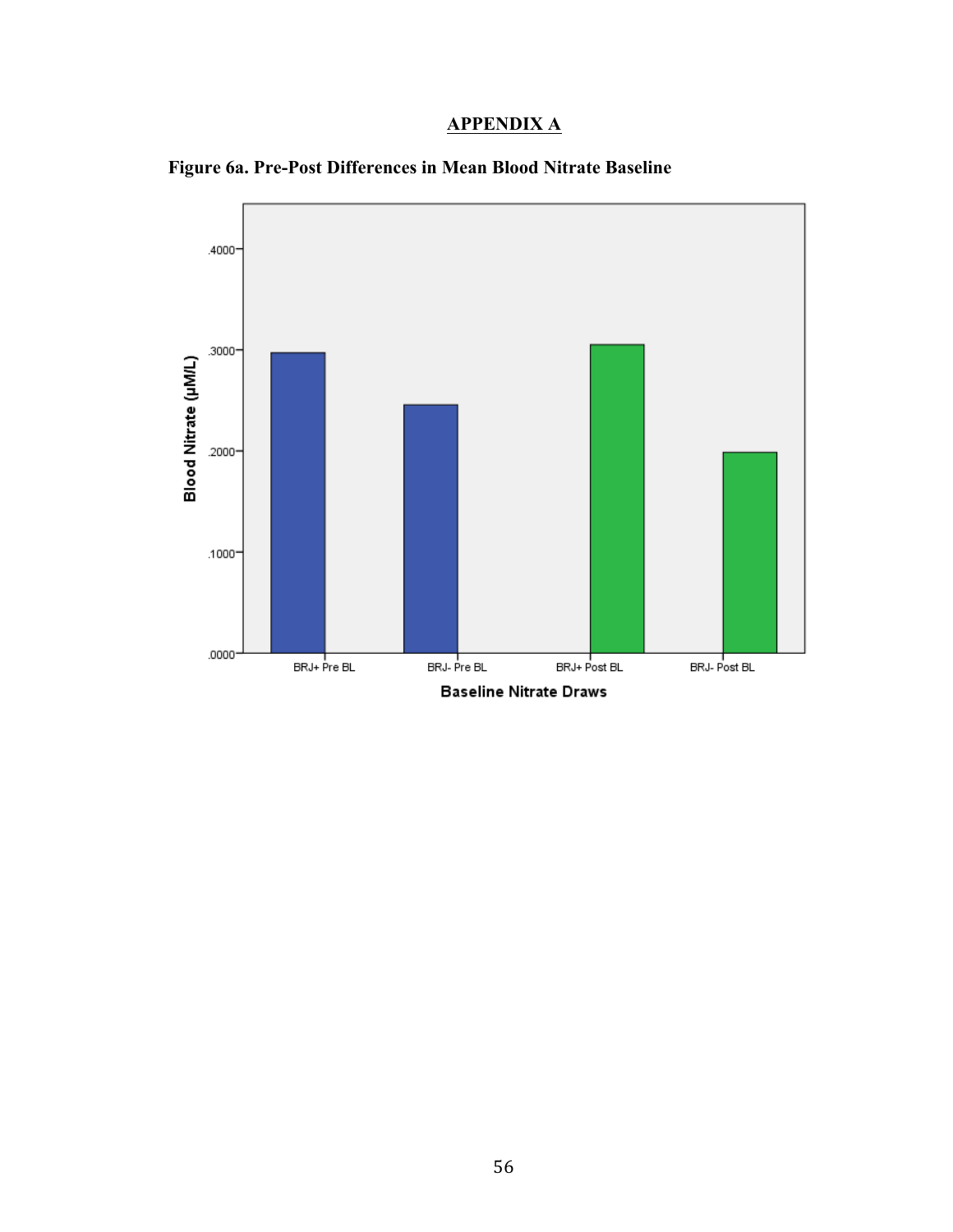## APPENDIX A

**Figure 6a. Pre-Post Differences in Mean Blood Nitrate Baseline**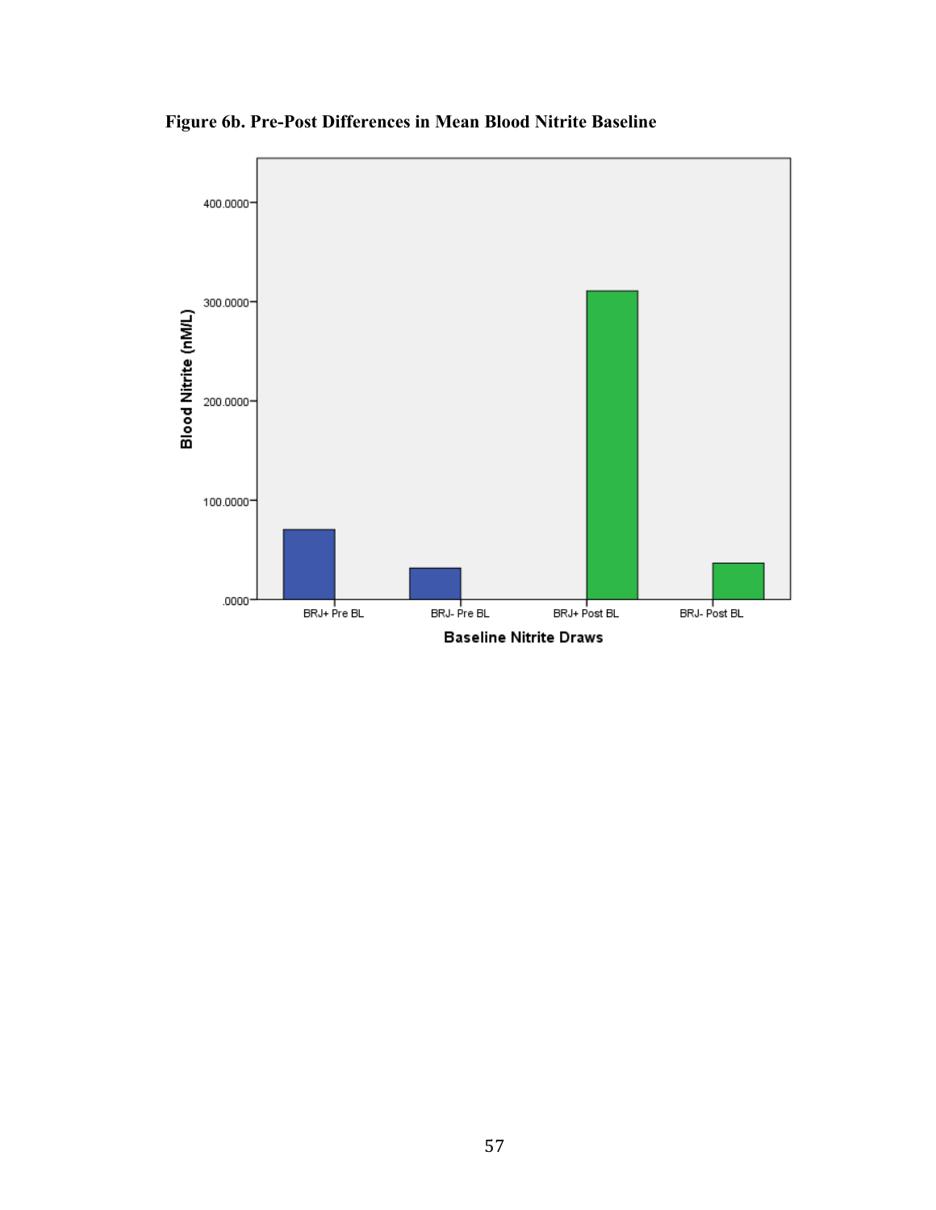**Figure 6b. Pre-Post Differences in Mean Blood Nitrite Baseline**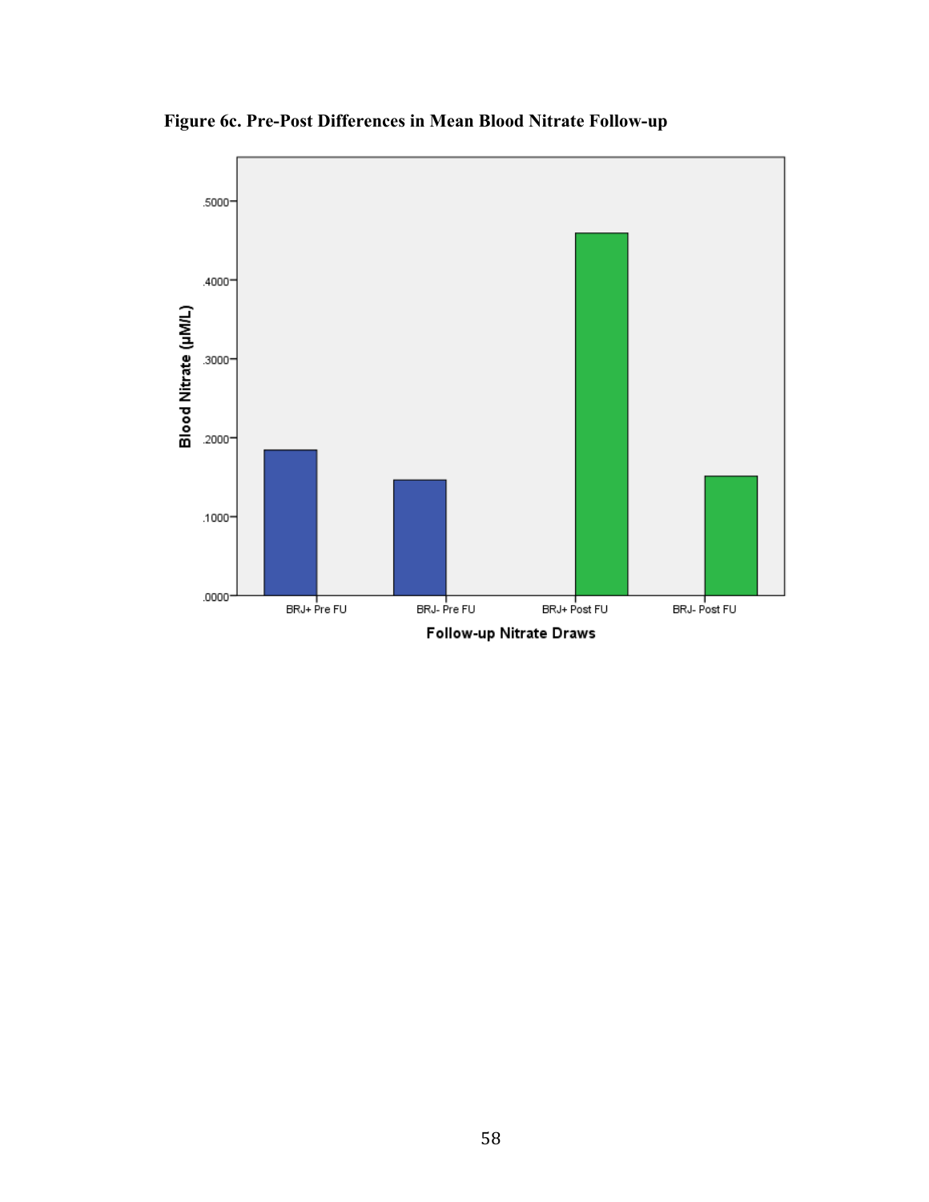**Figure 6c. Pre-Post Differences in Mean Blood Nitrate Follow-up**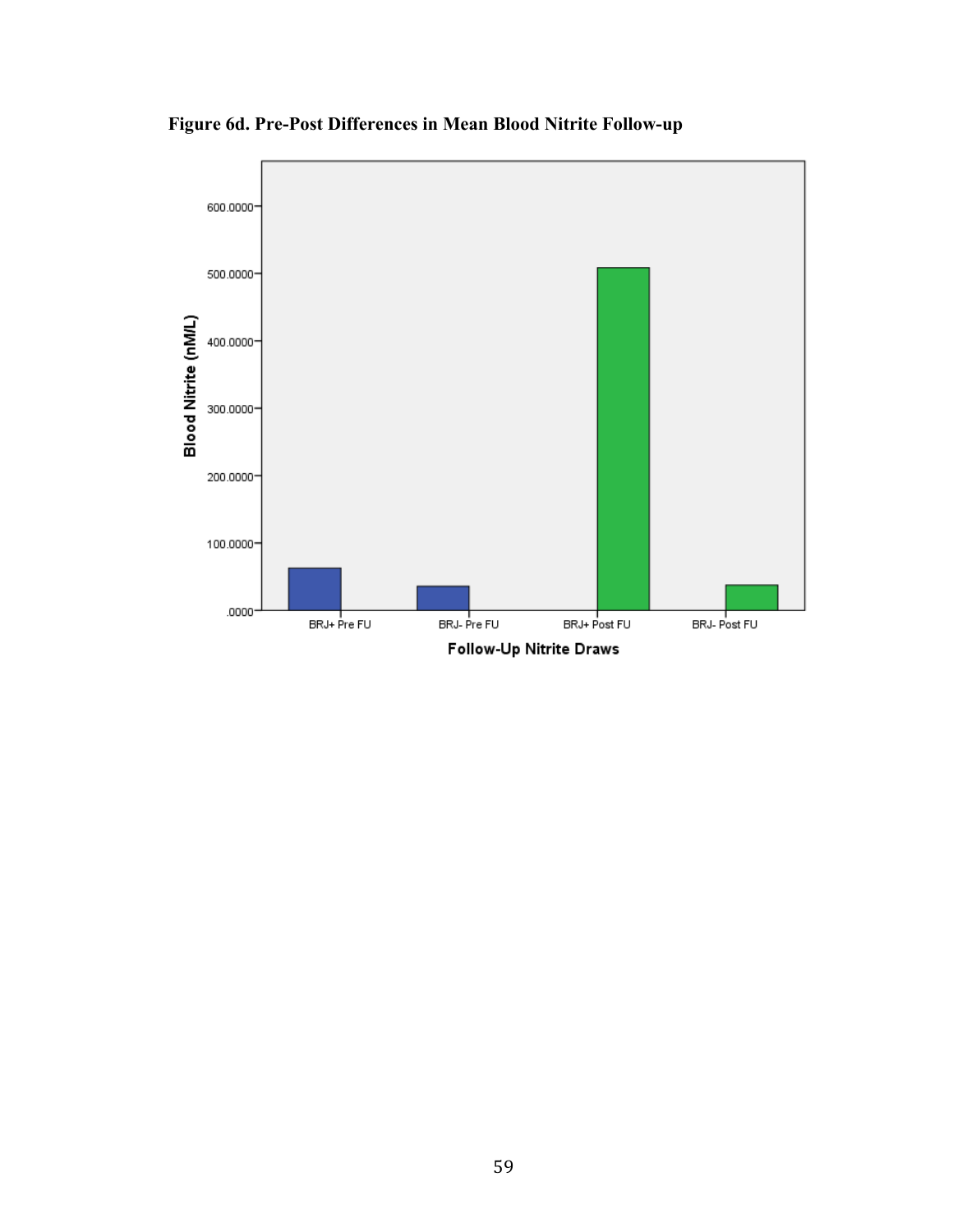**Figure 6d. Pre-Post Differences in Mean Blood Nitrite Follow-up**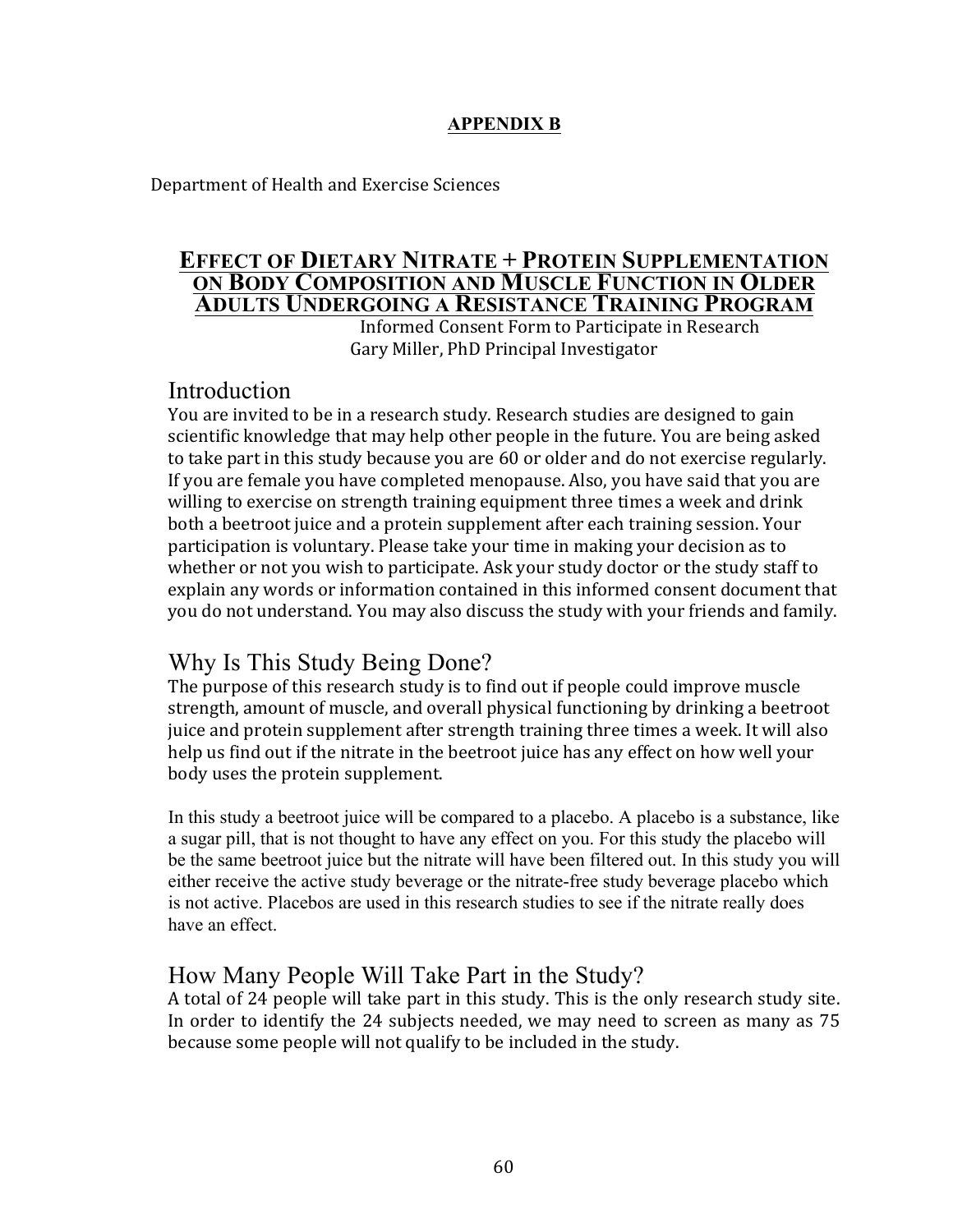**APPENDIX B**

Department of Health and Exercise Sciences

# EFFECT OF DIETARY NITRATE + PROTEIN SUPPLEMENTATION ON BODY COMPOSITION AND MUSCLE FUNCTION IN OLDER ADULTS UNDERGOING A RESISTANCE TRAINING PROGRAM

Informed Consent Form to Participate in Research
Gary Miller, PhD Principal Investigator

## Introduction

You are invited to be in a research study. Research studies are designed to gain scientific knowledge that may help other people in the future. You are being asked to take part in this study because you are 60 or older and do not exercise regularly. If you are female you have completed menopause. Also, you have said that you are willing to exercise on strength training equipment three times a week and drink both a beetroot juice and a protein supplement after each training session. Your participation is voluntary. Please take your time in making your decision as to whether or not you wish to participate. Ask your study doctor or the study staff to explain any words or information contained in this informed consent document that you do not understand. You may also discuss the study with your friends and family.

## Why Is This Study Being Done?

The purpose of this research study is to find out if people could improve muscle strength, amount of muscle, and overall physical functioning by drinking a beetroot juice and protein supplement after strength training three times a week. It will also help us find out if the nitrate in the beetroot juice has any effect on how well your body uses the protein supplement.

In this study a beetroot juice will be compared to a placebo. A placebo is a substance, like a sugar pill, that is not thought to have any effect on you. For this study the placebo will be the same beetroot juice but the nitrate will have been filtered out. In this study you will either receive the active study beverage or the nitrate-free study beverage placebo which is not active. Placebos are used in this research studies to see if the nitrate really does have an effect.

## How Many People Will Take Part in the Study?

A total of 24 people will take part in this study. This is the only research study site. In order to identify the 24 subjects needed, we may need to screen as many as 75 because some people will not qualify to be included in the study.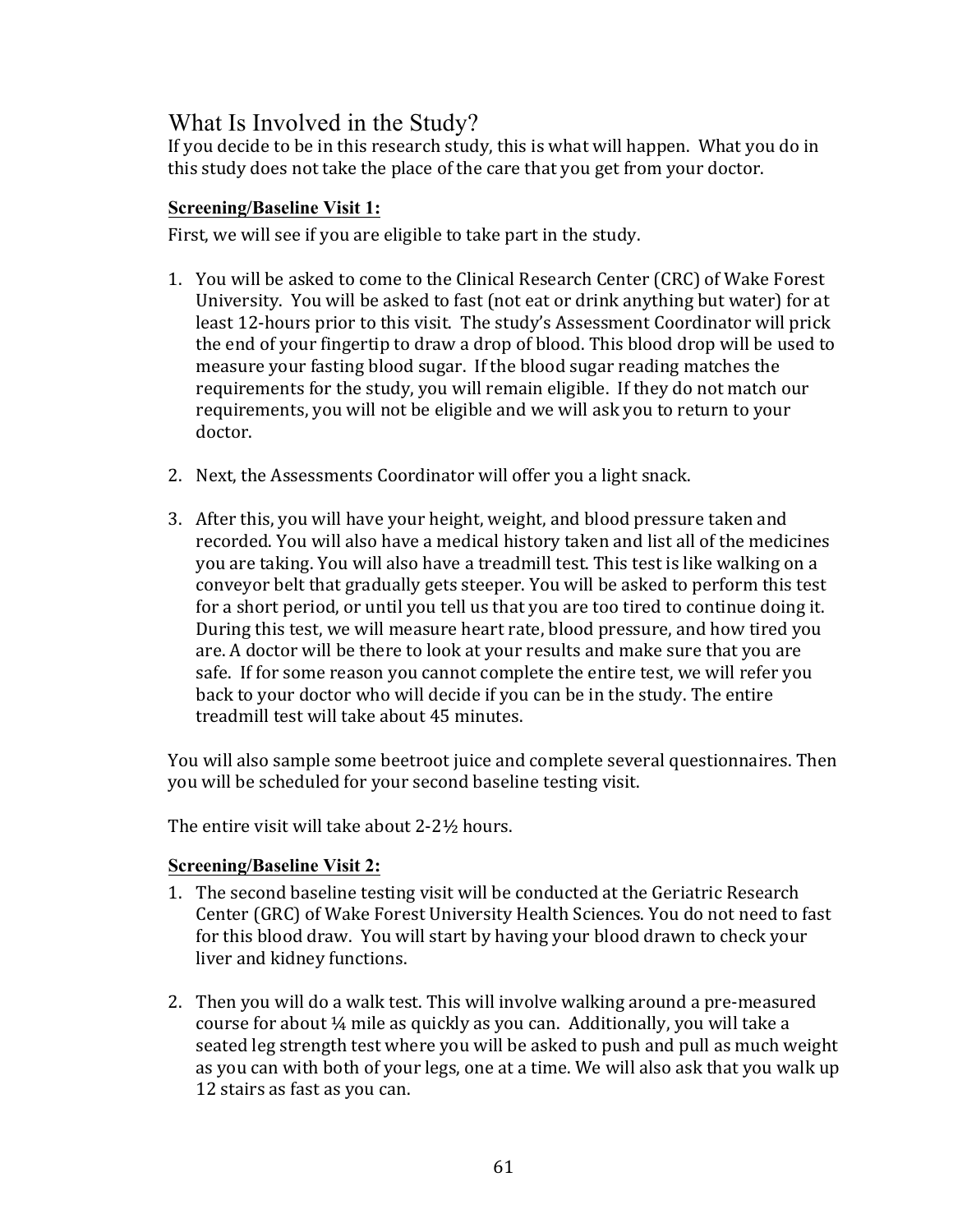## What Is Involved in the Study?

If you decide to be in this research study, this is what will happen. What you do in this study does not take the place of the care that you get from your doctor.

**Screening/Baseline Visit 1:**

First, we will see if you are eligible to take part in the study.

1. You will be asked to come to the Clinical Research Center (CRC) of Wake Forest University. You will be asked to fast (not eat or drink anything but water) for at least 12-hours prior to this visit. The study's Assessment Coordinator will prick the end of your fingertip to draw a drop of blood. This blood drop will be used to measure your fasting blood sugar. If the blood sugar reading matches the requirements for the study, you will remain eligible. If they do not match our requirements, you will not be eligible and we will ask you to return to your doctor.

2. Next, the Assessments Coordinator will offer you a light snack.

3. After this, you will have your height, weight, and blood pressure taken and recorded. You will also have a medical history taken and list all of the medicines you are taking. You will also have a treadmill test. This test is like walking on a conveyor belt that gradually gets steeper. You will be asked to perform this test for a short period, or until you tell us that you are too tired to continue doing it. During this test, we will measure heart rate, blood pressure, and how tired you are. A doctor will be there to look at your results and make sure that you are safe. If for some reason you cannot complete the entire test, we will refer you back to your doctor who will decide if you can be in the study. The entire treadmill test will take about 45 minutes.

You will also sample some beetroot juice and complete several questionnaires. Then you will be scheduled for your second baseline testing visit.

The entire visit will take about 2-2½ hours.

**Screening/Baseline Visit 2:**

1. The second baseline testing visit will be conducted at the Geriatric Research Center (GRC) of Wake Forest University Health Sciences. You do not need to fast for this blood draw. You will start by having your blood drawn to check your liver and kidney functions.

2. Then you will do a walk test. This will involve walking around a pre-measured course for about ¼ mile as quickly as you can. Additionally, you will take a seated leg strength test where you will be asked to push and pull as much weight as you can with both of your legs, one at a time. We will also ask that you walk up 12 stairs as fast as you can.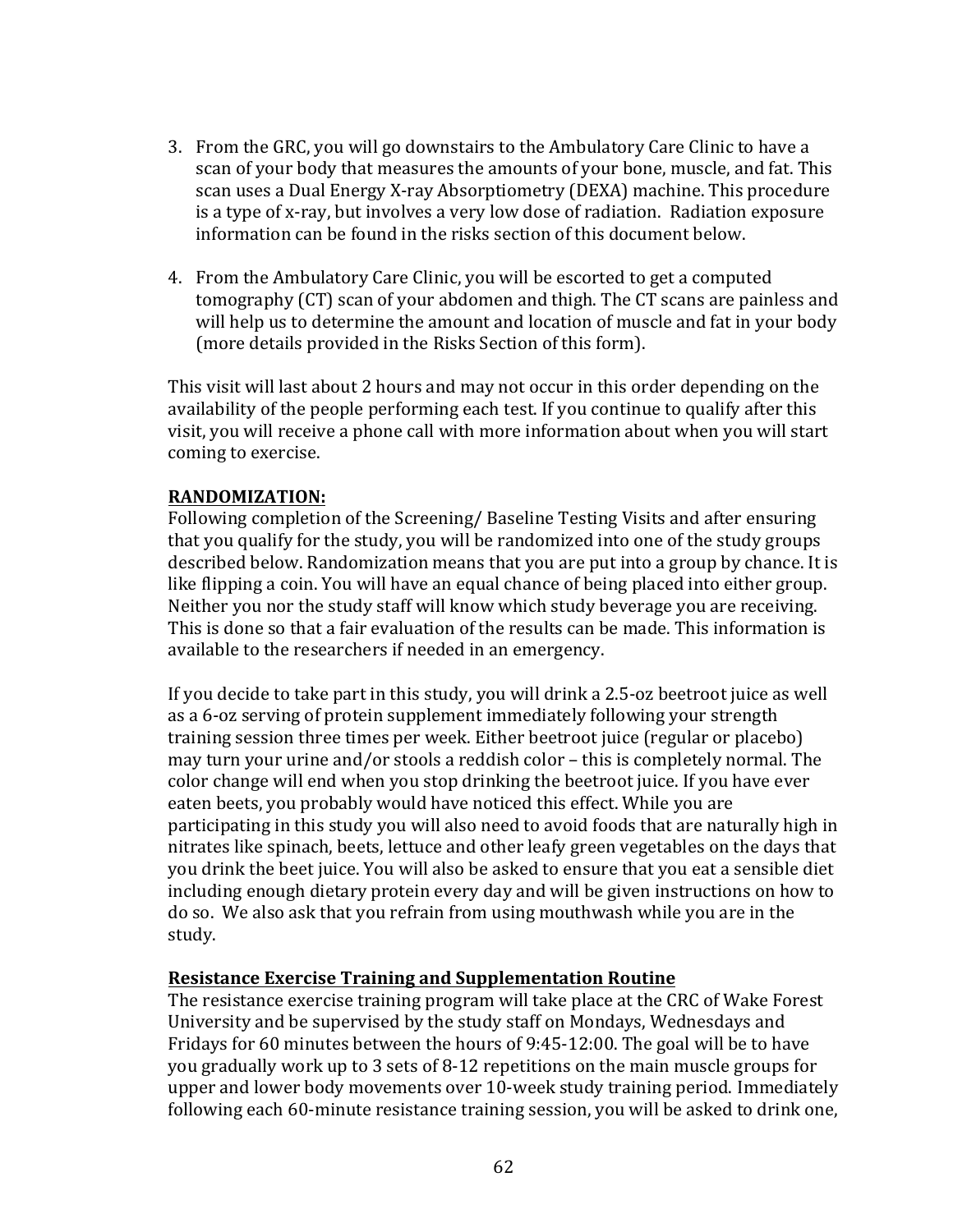3. From the GRC, you will go downstairs to the Ambulatory Care Clinic to have a scan of your body that measures the amounts of your bone, muscle, and fat. This scan uses a Dual Energy X-ray Absorptiometry (DEXA) machine. This procedure is a type of x-ray, but involves a very low dose of radiation. Radiation exposure information can be found in the risks section of this document below.

4. From the Ambulatory Care Clinic, you will be escorted to get a computed tomography (CT) scan of your abdomen and thigh. The CT scans are painless and will help us to determine the amount and location of muscle and fat in your body (more details provided in the Risks Section of this form).

This visit will last about 2 hours and may not occur in this order depending on the availability of the people performing each test. If you continue to qualify after this visit, you will receive a phone call with more information about when you will start coming to exercise.

**RANDOMIZATION:**

Following completion of the Screening/ Baseline Testing Visits and after ensuring that you qualify for the study, you will be randomized into one of the study groups described below. Randomization means that you are put into a group by chance. It is like flipping a coin. You will have an equal chance of being placed into either group. Neither you nor the study staff will know which study beverage you are receiving. This is done so that a fair evaluation of the results can be made. This information is available to the researchers if needed in an emergency.

If you decide to take part in this study, you will drink a 2.5-oz beetroot juice as well as a 6-oz serving of protein supplement immediately following your strength training session three times per week. Either beetroot juice (regular or placebo) may turn your urine and/or stools a reddish color – this is completely normal. The color change will end when you stop drinking the beetroot juice. If you have ever eaten beets, you probably would have noticed this effect. While you are participating in this study you will also need to avoid foods that are naturally high in nitrates like spinach, beets, lettuce and other leafy green vegetables on the days that you drink the beet juice. You will also be asked to ensure that you eat a sensible diet including enough dietary protein every day and will be given instructions on how to do so. We also ask that you refrain from using mouthwash while you are in the study.

**Resistance Exercise Training and Supplementation Routine**

The resistance exercise training program will take place at the CRC of Wake Forest University and be supervised by the study staff on Mondays, Wednesdays and Fridays for 60 minutes between the hours of 9:45-12:00. The goal will be to have you gradually work up to 3 sets of 8-12 repetitions on the main muscle groups for upper and lower body movements over 10-week study training period. Immediately following each 60-minute resistance training session, you will be asked to drink one,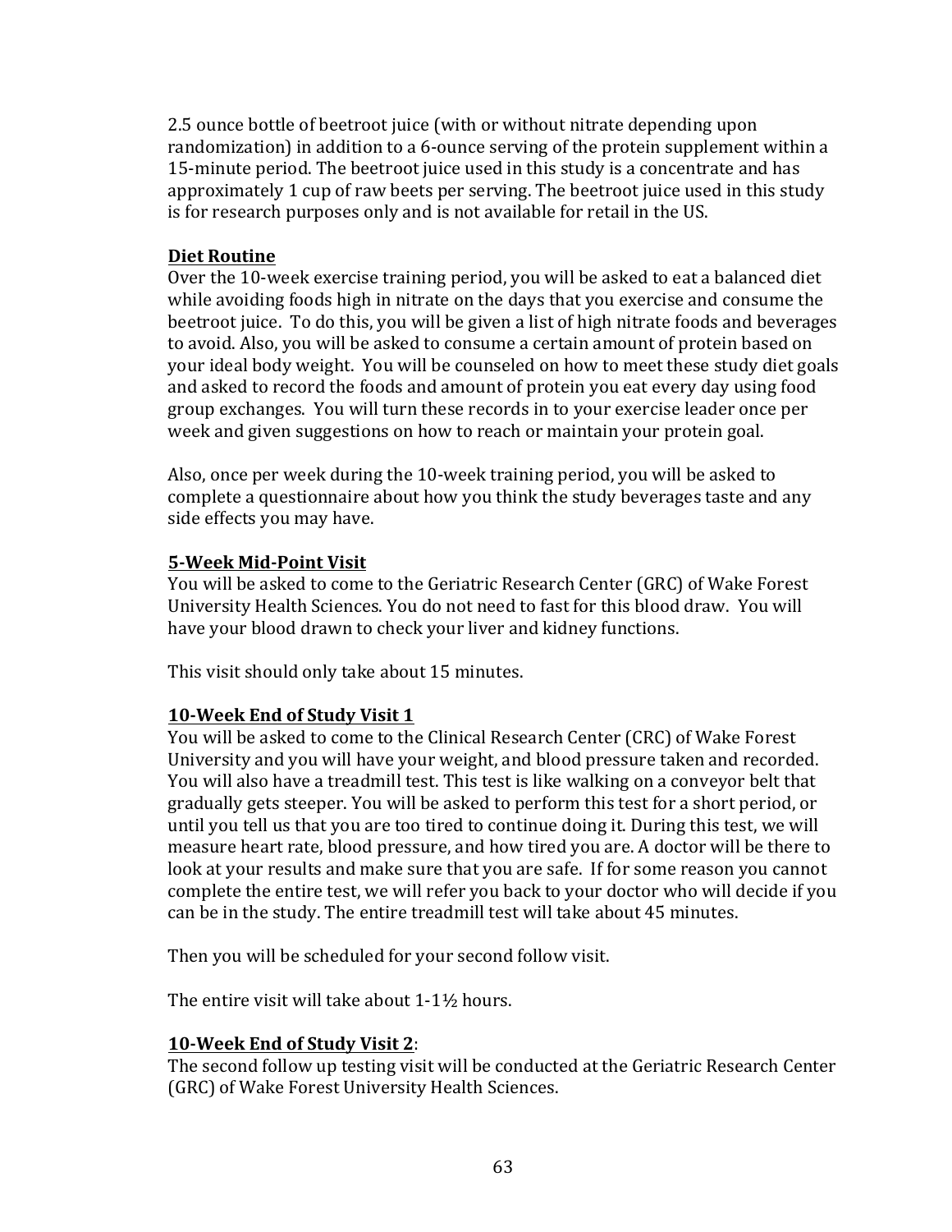2.5 ounce bottle of beetroot juice (with or without nitrate depending upon randomization) in addition to a 6-ounce serving of the protein supplement within a 15-minute period. The beetroot juice used in this study is a concentrate and has approximately 1 cup of raw beets per serving. The beetroot juice used in this study is for research purposes only and is not available for retail in the US.

**Diet Routine**

Over the 10-week exercise training period, you will be asked to eat a balanced diet while avoiding foods high in nitrate on the days that you exercise and consume the beetroot juice. To do this, you will be given a list of high nitrate foods and beverages to avoid. Also, you will be asked to consume a certain amount of protein based on your ideal body weight. You will be counseled on how to meet these study diet goals and asked to record the foods and amount of protein you eat every day using food group exchanges. You will turn these records in to your exercise leader once per week and given suggestions on how to reach or maintain your protein goal.

Also, once per week during the 10-week training period, you will be asked to complete a questionnaire about how you think the study beverages taste and any side effects you may have.

**5-Week Mid-Point Visit**

You will be asked to come to the Geriatric Research Center (GRC) of Wake Forest University Health Sciences. You do not need to fast for this blood draw. You will have your blood drawn to check your liver and kidney functions.

This visit should only take about 15 minutes.

**10-Week End of Study Visit 1**

You will be asked to come to the Clinical Research Center (CRC) of Wake Forest University and you will have your weight, and blood pressure taken and recorded. You will also have a treadmill test. This test is like walking on a conveyor belt that gradually gets steeper. You will be asked to perform this test for a short period, or until you tell us that you are too tired to continue doing it. During this test, we will measure heart rate, blood pressure, and how tired you are. A doctor will be there to look at your results and make sure that you are safe. If for some reason you cannot complete the entire test, we will refer you back to your doctor who will decide if you can be in the study. The entire treadmill test will take about 45 minutes.

Then you will be scheduled for your second follow visit.

The entire visit will take about 1-1½ hours.

**10-Week End of Study Visit 2**:

The second follow up testing visit will be conducted at the Geriatric Research Center (GRC) of Wake Forest University Health Sciences.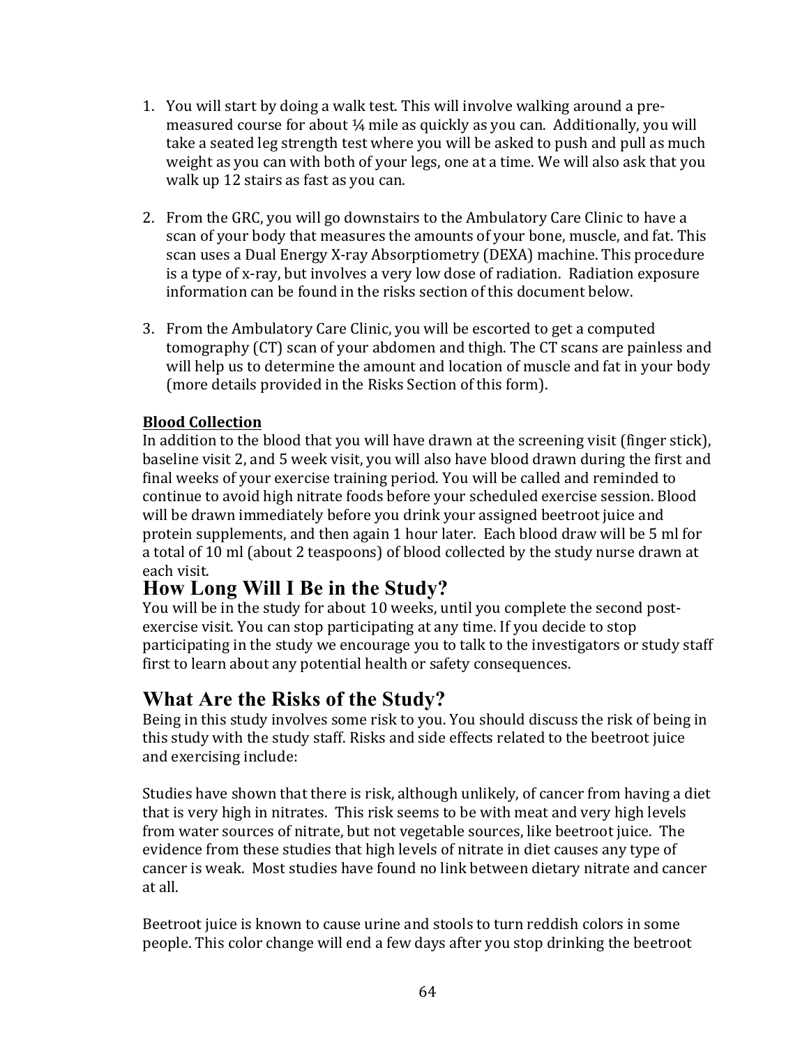1. You will start by doing a walk test. This will involve walking around a pre-measured course for about ¼ mile as quickly as you can. Additionally, you will take a seated leg strength test where you will be asked to push and pull as much weight as you can with both of your legs, one at a time. We will also ask that you walk up 12 stairs as fast as you can.

2. From the GRC, you will go downstairs to the Ambulatory Care Clinic to have a scan of your body that measures the amounts of your bone, muscle, and fat. This scan uses a Dual Energy X-ray Absorptiometry (DEXA) machine. This procedure is a type of x-ray, but involves a very low dose of radiation. Radiation exposure information can be found in the risks section of this document below.

3. From the Ambulatory Care Clinic, you will be escorted to get a computed tomography (CT) scan of your abdomen and thigh. The CT scans are painless and will help us to determine the amount and location of muscle and fat in your body (more details provided in the Risks Section of this form).

**Blood Collection**

In addition to the blood that you will have drawn at the screening visit (finger stick), baseline visit 2, and 5 week visit, you will also have blood drawn during the first and final weeks of your exercise training period. You will be called and reminded to continue to avoid high nitrate foods before your scheduled exercise session. Blood will be drawn immediately before you drink your assigned beetroot juice and protein supplements, and then again 1 hour later. Each blood draw will be 5 ml for a total of 10 ml (about 2 teaspoons) of blood collected by the study nurse drawn at each visit.

## How Long Will I Be in the Study?

You will be in the study for about 10 weeks, until you complete the second post-exercise visit. You can stop participating at any time. If you decide to stop participating in the study we encourage you to talk to the investigators or study staff first to learn about any potential health or safety consequences.

## What Are the Risks of the Study?

Being in this study involves some risk to you. You should discuss the risk of being in this study with the study staff. Risks and side effects related to the beetroot juice and exercising include:

Studies have shown that there is risk, although unlikely, of cancer from having a diet that is very high in nitrates. This risk seems to be with meat and very high levels from water sources of nitrate, but not vegetable sources, like beetroot juice. The evidence from these studies that high levels of nitrate in diet causes any type of cancer is weak. Most studies have found no link between dietary nitrate and cancer at all.

Beetroot juice is known to cause urine and stools to turn reddish colors in some people. This color change will end a few days after you stop drinking the beetroot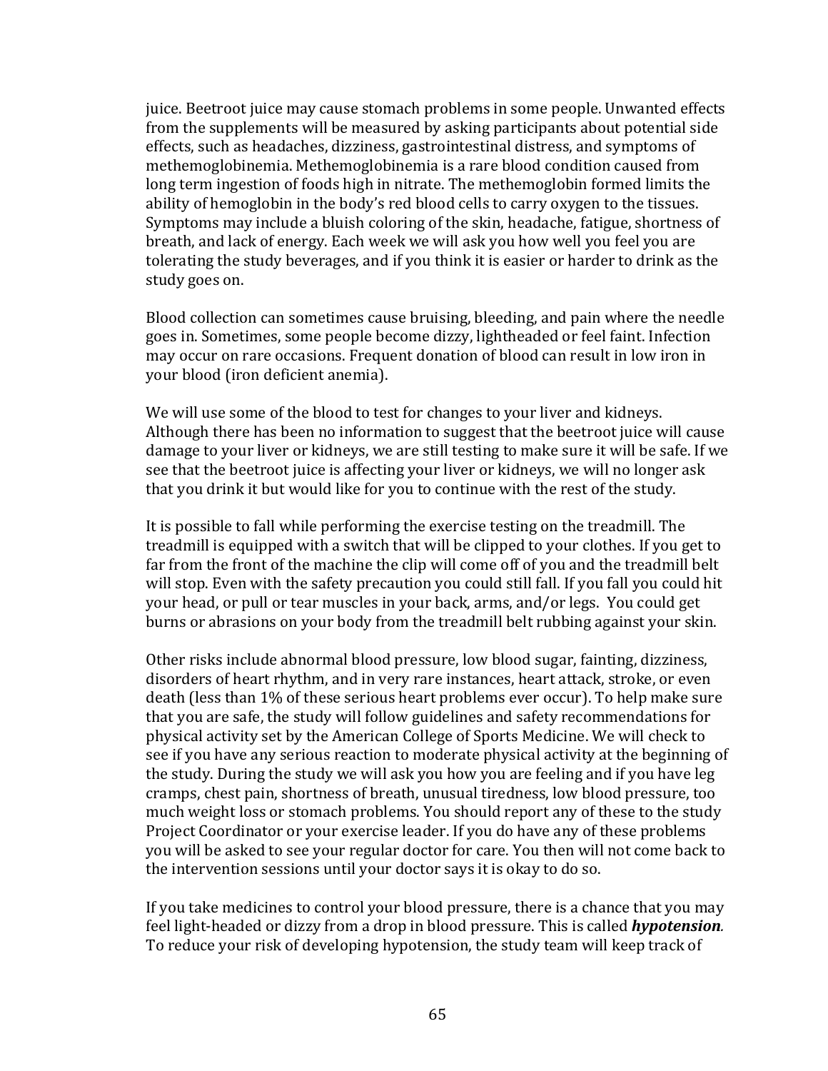juice. Beetroot juice may cause stomach problems in some people. Unwanted effects from the supplements will be measured by asking participants about potential side effects, such as headaches, dizziness, gastrointestinal distress, and symptoms of methemoglobinemia. Methemoglobinemia is a rare blood condition caused from long term ingestion of foods high in nitrate. The methemoglobin formed limits the ability of hemoglobin in the body's red blood cells to carry oxygen to the tissues. Symptoms may include a bluish coloring of the skin, headache, fatigue, shortness of breath, and lack of energy. Each week we will ask you how well you feel you are tolerating the study beverages, and if you think it is easier or harder to drink as the study goes on.

Blood collection can sometimes cause bruising, bleeding, and pain where the needle goes in. Sometimes, some people become dizzy, lightheaded or feel faint. Infection may occur on rare occasions. Frequent donation of blood can result in low iron in your blood (iron deficient anemia).

We will use some of the blood to test for changes to your liver and kidneys. Although there has been no information to suggest that the beetroot juice will cause damage to your liver or kidneys, we are still testing to make sure it will be safe. If we see that the beetroot juice is affecting your liver or kidneys, we will no longer ask that you drink it but would like for you to continue with the rest of the study.

It is possible to fall while performing the exercise testing on the treadmill. The treadmill is equipped with a switch that will be clipped to your clothes. If you get to far from the front of the machine the clip will come off of you and the treadmill belt will stop. Even with the safety precaution you could still fall. If you fall you could hit your head, or pull or tear muscles in your back, arms, and/or legs. You could get burns or abrasions on your body from the treadmill belt rubbing against your skin.

Other risks include abnormal blood pressure, low blood sugar, fainting, dizziness, disorders of heart rhythm, and in very rare instances, heart attack, stroke, or even death (less than 1% of these serious heart problems ever occur). To help make sure that you are safe, the study will follow guidelines and safety recommendations for physical activity set by the American College of Sports Medicine. We will check to see if you have any serious reaction to moderate physical activity at the beginning of the study. During the study we will ask you how you are feeling and if you have leg cramps, chest pain, shortness of breath, unusual tiredness, low blood pressure, too much weight loss or stomach problems. You should report any of these to the study Project Coordinator or your exercise leader. If you do have any of these problems you will be asked to see your regular doctor for care. You then will not come back to the intervention sessions until your doctor says it is okay to do so.

If you take medicines to control your blood pressure, there is a chance that you may feel light-headed or dizzy from a drop in blood pressure. This is called ***hypotension***. To reduce your risk of developing hypotension, the study team will keep track of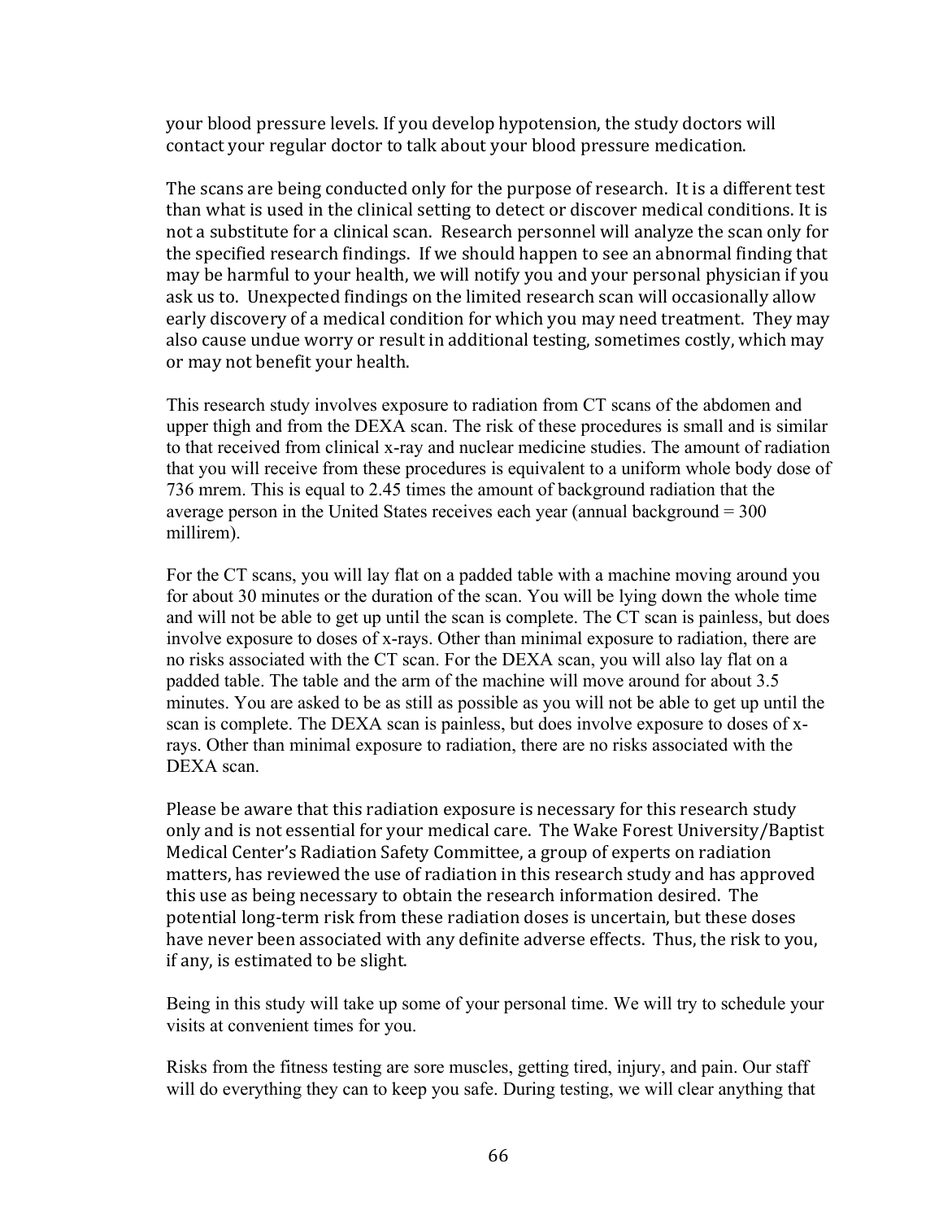your blood pressure levels. If you develop hypotension, the study doctors will contact your regular doctor to talk about your blood pressure medication.

The scans are being conducted only for the purpose of research. It is a different test than what is used in the clinical setting to detect or discover medical conditions. It is not a substitute for a clinical scan. Research personnel will analyze the scan only for the specified research findings. If we should happen to see an abnormal finding that may be harmful to your health, we will notify you and your personal physician if you ask us to. Unexpected findings on the limited research scan will occasionally allow early discovery of a medical condition for which you may need treatment. They may also cause undue worry or result in additional testing, sometimes costly, which may or may not benefit your health.

This research study involves exposure to radiation from CT scans of the abdomen and upper thigh and from the DEXA scan. The risk of these procedures is small and is similar to that received from clinical x-ray and nuclear medicine studies. The amount of radiation that you will receive from these procedures is equivalent to a uniform whole body dose of 736 mrem. This is equal to 2.45 times the amount of background radiation that the average person in the United States receives each year (annual background = 300 millirem).

For the CT scans, you will lay flat on a padded table with a machine moving around you for about 30 minutes or the duration of the scan. You will be lying down the whole time and will not be able to get up until the scan is complete. The CT scan is painless, but does involve exposure to doses of x-rays. Other than minimal exposure to radiation, there are no risks associated with the CT scan. For the DEXA scan, you will also lay flat on a padded table. The table and the arm of the machine will move around for about 3.5 minutes. You are asked to be as still as possible as you will not be able to get up until the scan is complete. The DEXA scan is painless, but does involve exposure to doses of x-rays. Other than minimal exposure to radiation, there are no risks associated with the DEXA scan.

Please be aware that this radiation exposure is necessary for this research study only and is not essential for your medical care. The Wake Forest University/Baptist Medical Center's Radiation Safety Committee, a group of experts on radiation matters, has reviewed the use of radiation in this research study and has approved this use as being necessary to obtain the research information desired. The potential long-term risk from these radiation doses is uncertain, but these doses have never been associated with any definite adverse effects. Thus, the risk to you, if any, is estimated to be slight.

Being in this study will take up some of your personal time. We will try to schedule your visits at convenient times for you.

Risks from the fitness testing are sore muscles, getting tired, injury, and pain. Our staff will do everything they can to keep you safe. During testing, we will clear anything that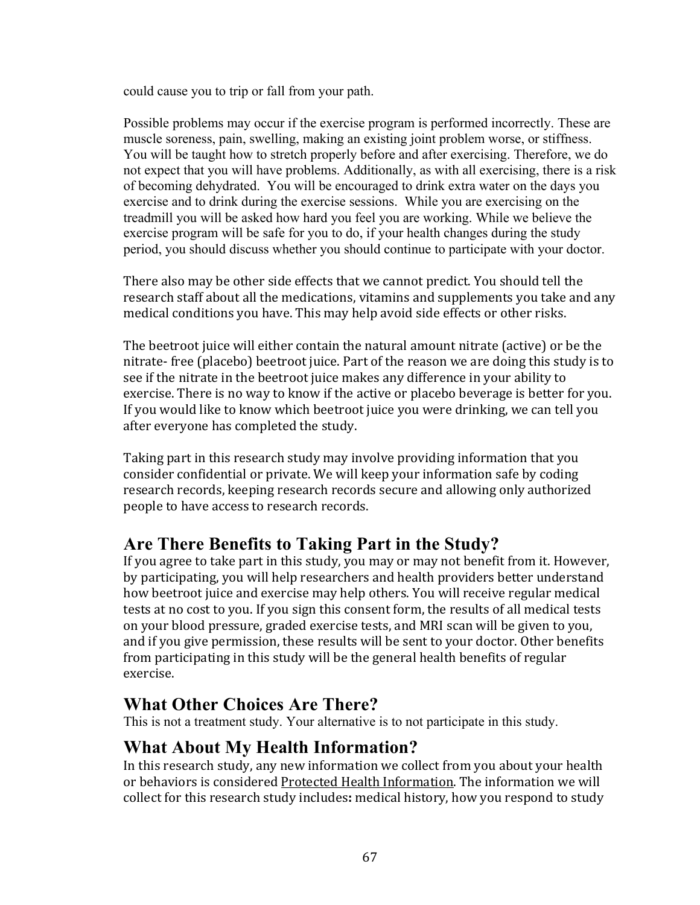could cause you to trip or fall from your path.

Possible problems may occur if the exercise program is performed incorrectly. These are muscle soreness, pain, swelling, making an existing joint problem worse, or stiffness. You will be taught how to stretch properly before and after exercising. Therefore, we do not expect that you will have problems. Additionally, as with all exercising, there is a risk of becoming dehydrated. You will be encouraged to drink extra water on the days you exercise and to drink during the exercise sessions. While you are exercising on the treadmill you will be asked how hard you feel you are working. While we believe the exercise program will be safe for you to do, if your health changes during the study period, you should discuss whether you should continue to participate with your doctor.

There also may be other side effects that we cannot predict. You should tell the research staff about all the medications, vitamins and supplements you take and any medical conditions you have. This may help avoid side effects or other risks.

The beetroot juice will either contain the natural amount nitrate (active) or be the nitrate- free (placebo) beetroot juice. Part of the reason we are doing this study is to see if the nitrate in the beetroot juice makes any difference in your ability to exercise. There is no way to know if the active or placebo beverage is better for you. If you would like to know which beetroot juice you were drinking, we can tell you after everyone has completed the study.

Taking part in this research study may involve providing information that you consider confidential or private. We will keep your information safe by coding research records, keeping research records secure and allowing only authorized people to have access to research records.

## Are There Benefits to Taking Part in the Study?

If you agree to take part in this study, you may or may not benefit from it. However, by participating, you will help researchers and health providers better understand how beetroot juice and exercise may help others. You will receive regular medical tests at no cost to you. If you sign this consent form, the results of all medical tests on your blood pressure, graded exercise tests, and MRI scan will be given to you, and if you give permission, these results will be sent to your doctor. Other benefits from participating in this study will be the general health benefits of regular exercise.

## What Other Choices Are There?

This is not a treatment study. Your alternative is to not participate in this study.

## What About My Health Information?

In this research study, any new information we collect from you about your health or behaviors is considered Protected Health Information. The information we will collect for this research study includes**:** medical history, how you respond to study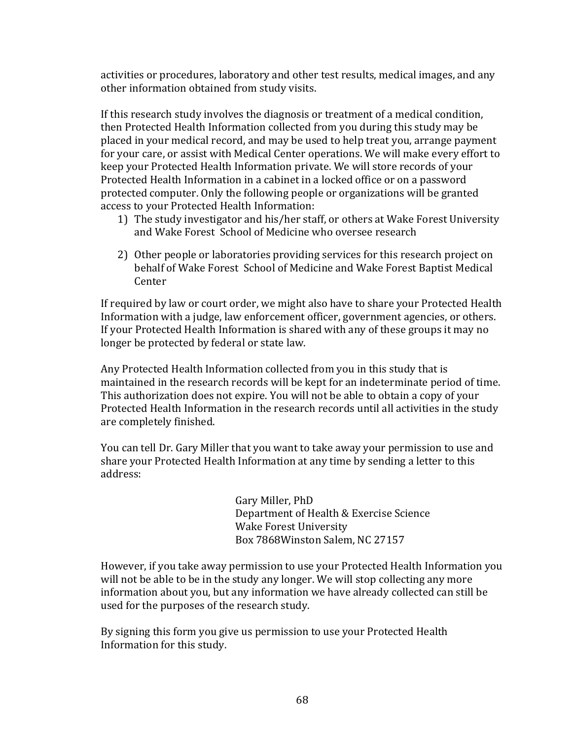activities or procedures, laboratory and other test results, medical images, and any other information obtained from study visits.

If this research study involves the diagnosis or treatment of a medical condition, then Protected Health Information collected from you during this study may be placed in your medical record, and may be used to help treat you, arrange payment for your care, or assist with Medical Center operations. We will make every effort to keep your Protected Health Information private. We will store records of your Protected Health Information in a cabinet in a locked office or on a password protected computer. Only the following people or organizations will be granted access to your Protected Health Information:

1) The study investigator and his/her staff, or others at Wake Forest University and Wake Forest School of Medicine who oversee research

2) Other people or laboratories providing services for this research project on behalf of Wake Forest School of Medicine and Wake Forest Baptist Medical Center

If required by law or court order, we might also have to share your Protected Health Information with a judge, law enforcement officer, government agencies, or others. If your Protected Health Information is shared with any of these groups it may no longer be protected by federal or state law.

Any Protected Health Information collected from you in this study that is maintained in the research records will be kept for an indeterminate period of time. This authorization does not expire. You will not be able to obtain a copy of your Protected Health Information in the research records until all activities in the study are completely finished.

You can tell Dr. Gary Miller that you want to take away your permission to use and share your Protected Health Information at any time by sending a letter to this address:

Gary Miller, PhD
Department of Health & Exercise Science
Wake Forest University
Box 7868Winston Salem, NC 27157

However, if you take away permission to use your Protected Health Information you will not be able to be in the study any longer. We will stop collecting any more information about you, but any information we have already collected can still be used for the purposes of the research study.

By signing this form you give us permission to use your Protected Health Information for this study.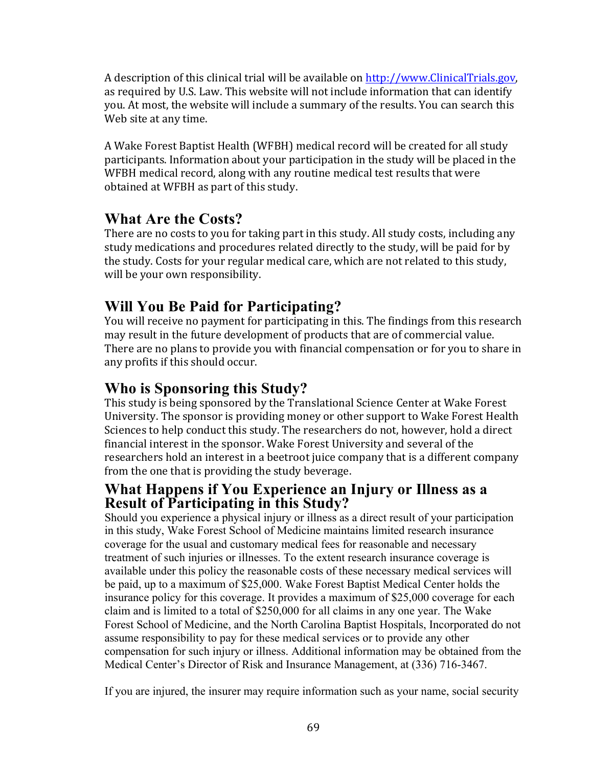A description of this clinical trial will be available on http://www.ClinicalTrials.gov, as required by U.S. Law. This website will not include information that can identify you. At most, the website will include a summary of the results. You can search this Web site at any time.

A Wake Forest Baptist Health (WFBH) medical record will be created for all study participants. Information about your participation in the study will be placed in the WFBH medical record, along with any routine medical test results that were obtained at WFBH as part of this study.

## What Are the Costs?

There are no costs to you for taking part in this study. All study costs, including any study medications and procedures related directly to the study, will be paid for by the study. Costs for your regular medical care, which are not related to this study, will be your own responsibility.

## Will You Be Paid for Participating?

You will receive no payment for participating in this. The findings from this research may result in the future development of products that are of commercial value. There are no plans to provide you with financial compensation or for you to share in any profits if this should occur.

## Who is Sponsoring this Study?

This study is being sponsored by the Translational Science Center at Wake Forest University. The sponsor is providing money or other support to Wake Forest Health Sciences to help conduct this study. The researchers do not, however, hold a direct financial interest in the sponsor. Wake Forest University and several of the researchers hold an interest in a beetroot juice company that is a different company from the one that is providing the study beverage.

## What Happens if You Experience an Injury or Illness as a Result of Participating in this Study?

Should you experience a physical injury or illness as a direct result of your participation in this study, Wake Forest School of Medicine maintains limited research insurance coverage for the usual and customary medical fees for reasonable and necessary treatment of such injuries or illnesses. To the extent research insurance coverage is available under this policy the reasonable costs of these necessary medical services will be paid, up to a maximum of $25,000. Wake Forest Baptist Medical Center holds the insurance policy for this coverage. It provides a maximum of $25,000 coverage for each claim and is limited to a total of $250,000 for all claims in any one year. The Wake Forest School of Medicine, and the North Carolina Baptist Hospitals, Incorporated do not assume responsibility to pay for these medical services or to provide any other compensation for such injury or illness. Additional information may be obtained from the Medical Center's Director of Risk and Insurance Management, at (336) 716-3467.

If you are injured, the insurer may require information such as your name, social security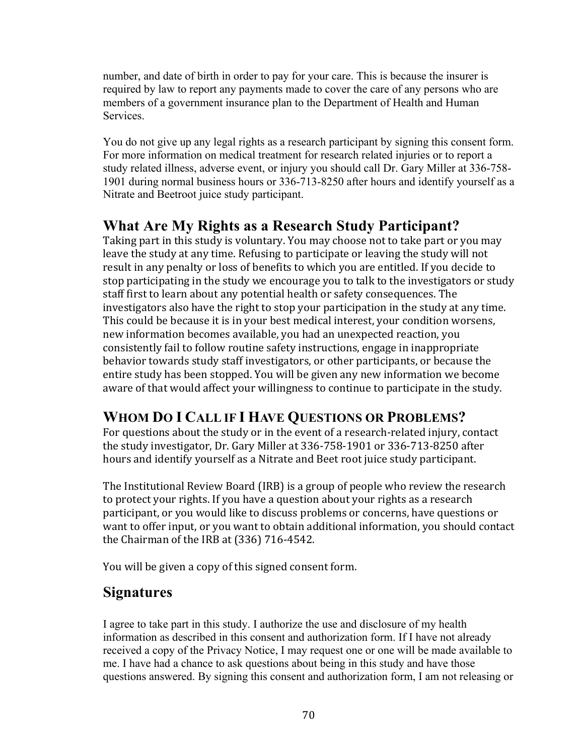number, and date of birth in order to pay for your care. This is because the insurer is required by law to report any payments made to cover the care of any persons who are members of a government insurance plan to the Department of Health and Human Services.

You do not give up any legal rights as a research participant by signing this consent form. For more information on medical treatment for research related injuries or to report a study related illness, adverse event, or injury you should call Dr. Gary Miller at 336-758-1901 during normal business hours or 336-713-8250 after hours and identify yourself as a Nitrate and Beetroot juice study participant.

## What Are My Rights as a Research Study Participant?

Taking part in this study is voluntary. You may choose not to take part or you may leave the study at any time. Refusing to participate or leaving the study will not result in any penalty or loss of benefits to which you are entitled. If you decide to stop participating in the study we encourage you to talk to the investigators or study staff first to learn about any potential health or safety consequences. The investigators also have the right to stop your participation in the study at any time. This could be because it is in your best medical interest, your condition worsens, new information becomes available, you had an unexpected reaction, you consistently fail to follow routine safety instructions, engage in inappropriate behavior towards study staff investigators, or other participants, or because the entire study has been stopped. You will be given any new information we become aware of that would affect your willingness to continue to participate in the study.

## WHOM DO I CALL IF I HAVE QUESTIONS OR PROBLEMS?

For questions about the study or in the event of a research-related injury, contact the study investigator, Dr. Gary Miller at 336-758-1901 or 336-713-8250 after hours and identify yourself as a Nitrate and Beet root juice study participant.

The Institutional Review Board (IRB) is a group of people who review the research to protect your rights. If you have a question about your rights as a research participant, or you would like to discuss problems or concerns, have questions or want to offer input, or you want to obtain additional information, you should contact the Chairman of the IRB at (336) 716-4542.

You will be given a copy of this signed consent form.

## Signatures

I agree to take part in this study. I authorize the use and disclosure of my health information as described in this consent and authorization form. If I have not already received a copy of the Privacy Notice, I may request one or one will be made available to me. I have had a chance to ask questions about being in this study and have those questions answered. By signing this consent and authorization form, I am not releasing or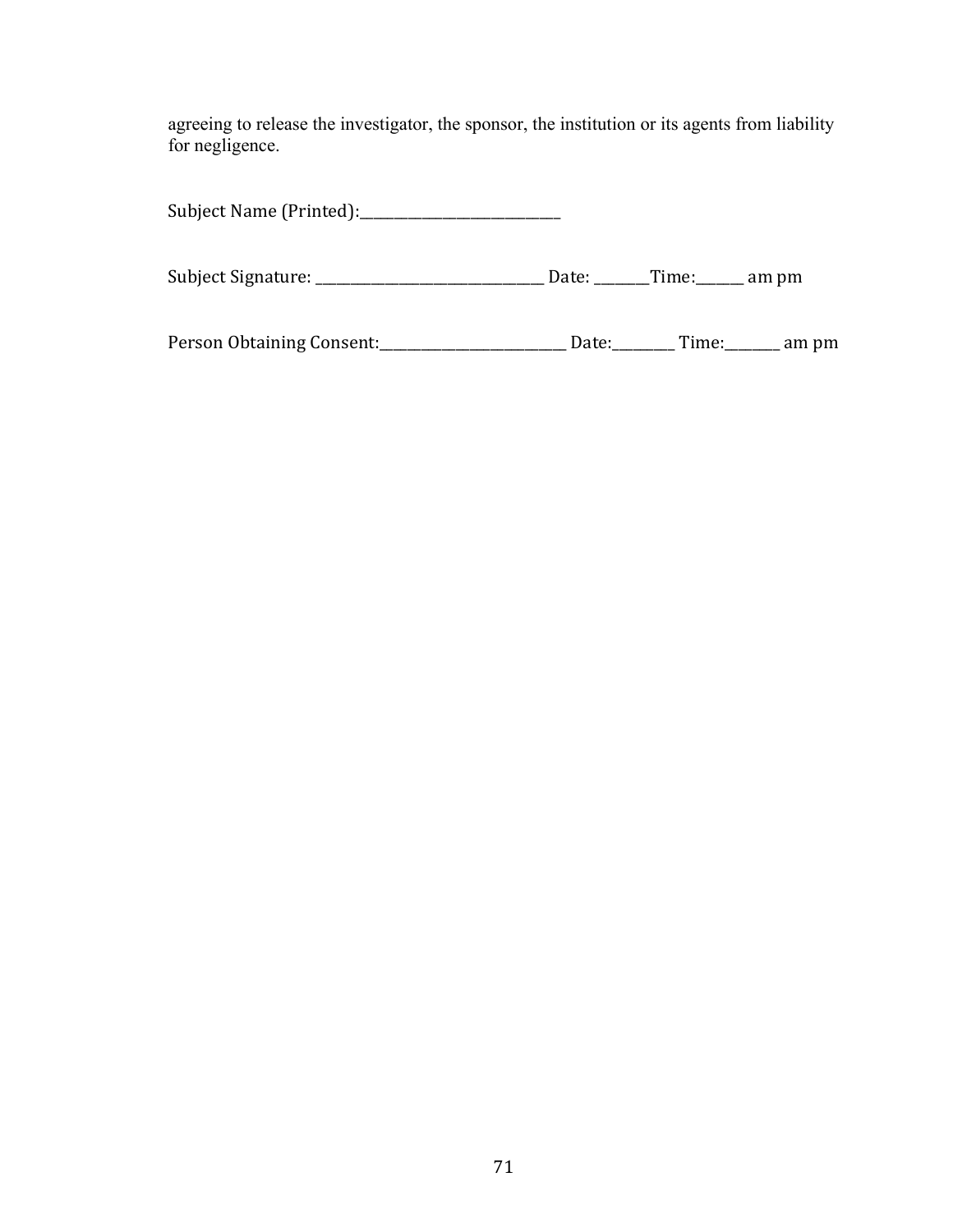agreeing to release the investigator, the sponsor, the institution or its agents from liability for negligence.

Subject Name (Printed):___________________________

Subject Signature: _______________________________ Date: _______Time:______ am pm

Person Obtaining Consent:__________________________ Date:________ Time:_______ am pm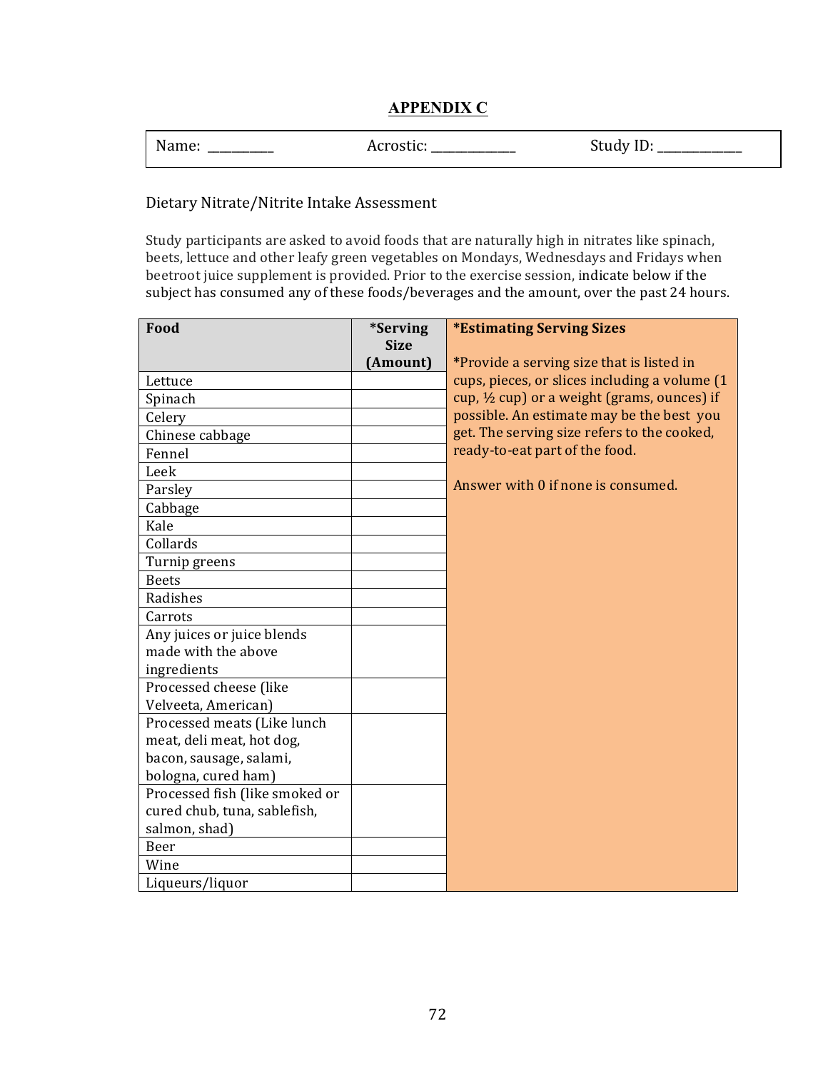## APPENDIX C

| Name: __________ | Acrostic: _____________ | Study ID: _____________ |
|---|---|---|

Dietary Nitrate/Nitrite Intake Assessment

Study participants are asked to avoid foods that are naturally high in nitrates like spinach, beets, lettuce and other leafy green vegetables on Mondays, Wednesdays and Fridays when beetroot juice supplement is provided. Prior to the exercise session, indicate below if the subject has consumed any of these foods/beverages and the amount, over the past 24 hours.

| Food | *Serving Size (Amount) | *Estimating Serving Sizes |
|---|---|---|
| Lettuce | | *Provide a serving size that is listed in cups, pieces, or slices including a volume (1 cup, ½ cup) or a weight (grams, ounces) if possible. An estimate may be the best you get. The serving size refers to the cooked, ready-to-eat part of the food. Answer with 0 if none is consumed. |
| Spinach | | |
| Celery | | |
| Chinese cabbage | | |
| Fennel | | |
| Leek | | |
| Parsley | | |
| Cabbage | | |
| Kale | | |
| Collards | | |
| Turnip greens | | |
| Beets | | |
| Radishes | | |
| Carrots | | |
| Any juices or juice blends made with the above ingredients | | |
| Processed cheese (like Velveeta, American) | | |
| Processed meats (Like lunch meat, deli meat, hot dog, bacon, sausage, salami, bologna, cured ham) | | |
| Processed fish (like smoked or cured chub, tuna, sablefish, salmon, shad) | | |
| Beer | | |
| Wine | | |
| Liqueurs/liquor | | |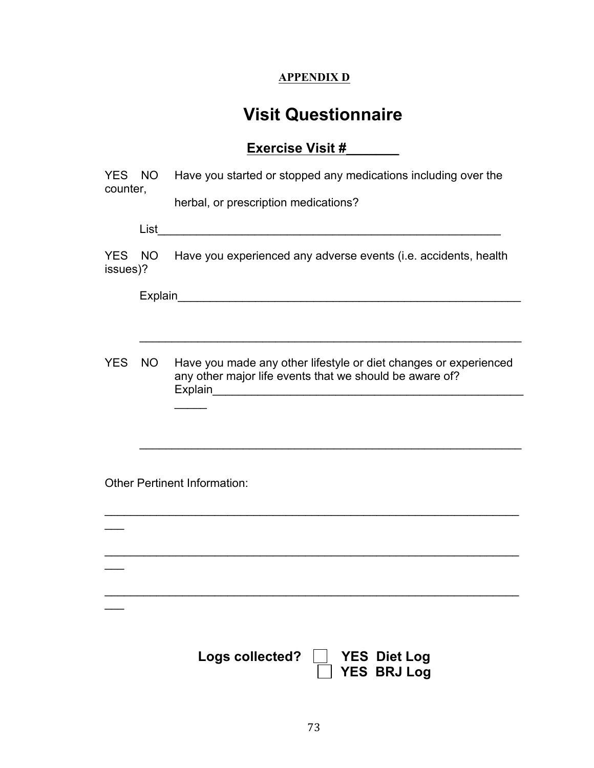**APPENDIX D**

# Visit Questionnaire

## Exercise Visit #_______

YES NO Have you started or stopped any medications including over the counter, herbal, or prescription medications?

List_____________________________________________________

YES NO Have you experienced any adverse events (i.e. accidents, health issues)?

Explain_____________________________________________________

_____________________________________________________________

YES NO Have you made any other lifestyle or diet changes or experienced any other major life events that we should be aware of? Explain__________________________________________________

_____________________________________________________________

Other Pertinent Information:

_____________________________________________________________

_____________________________________________________________

_____________________________________________________________

**Logs collected?** ☐ **YES Diet Log**
☐ **YES BRJ Log**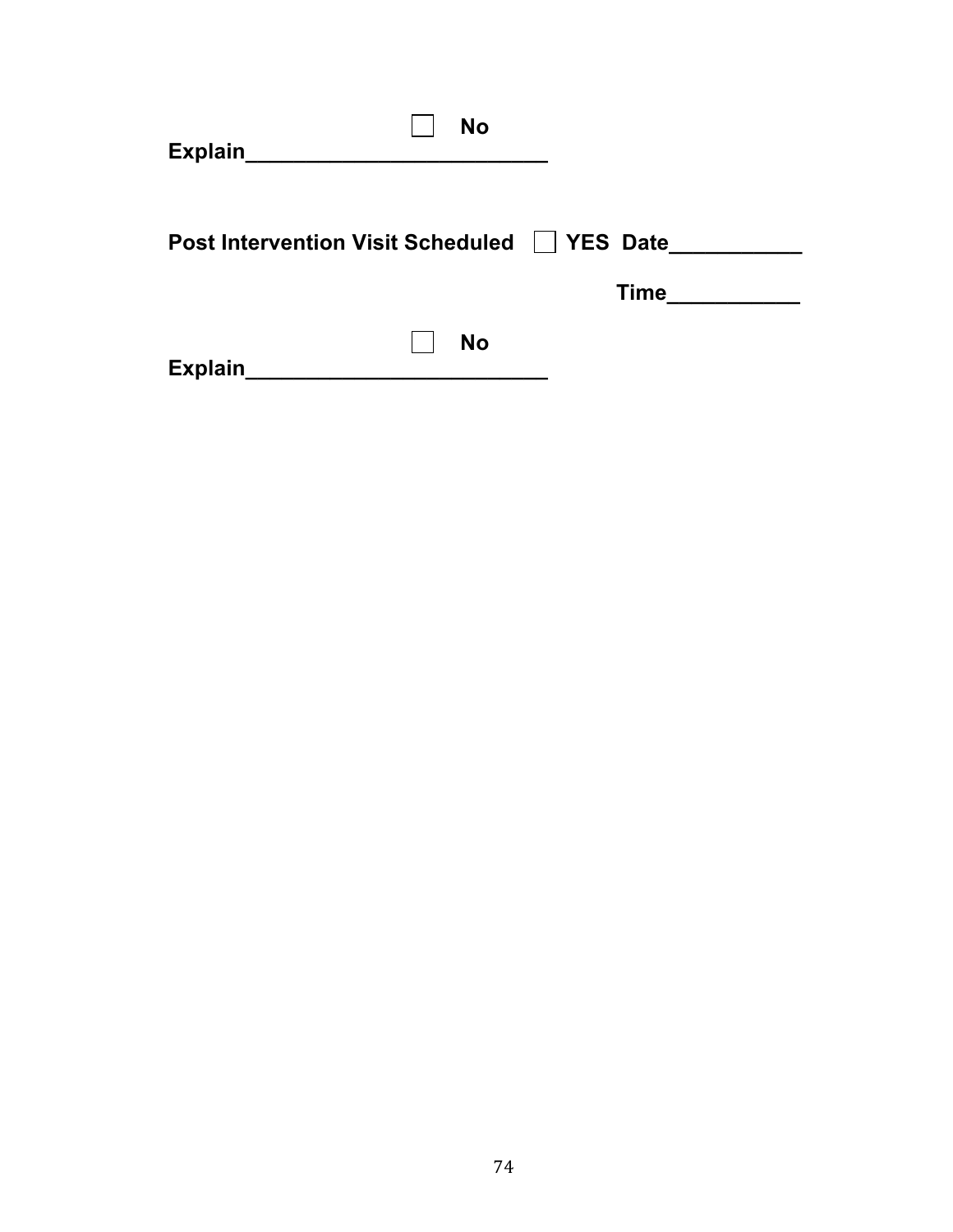☐ **No**

**Explain_________________________**

**Post Intervention Visit Scheduled** ☐ **YES Date___________**

**Time___________**

☐ **No**

**Explain_________________________**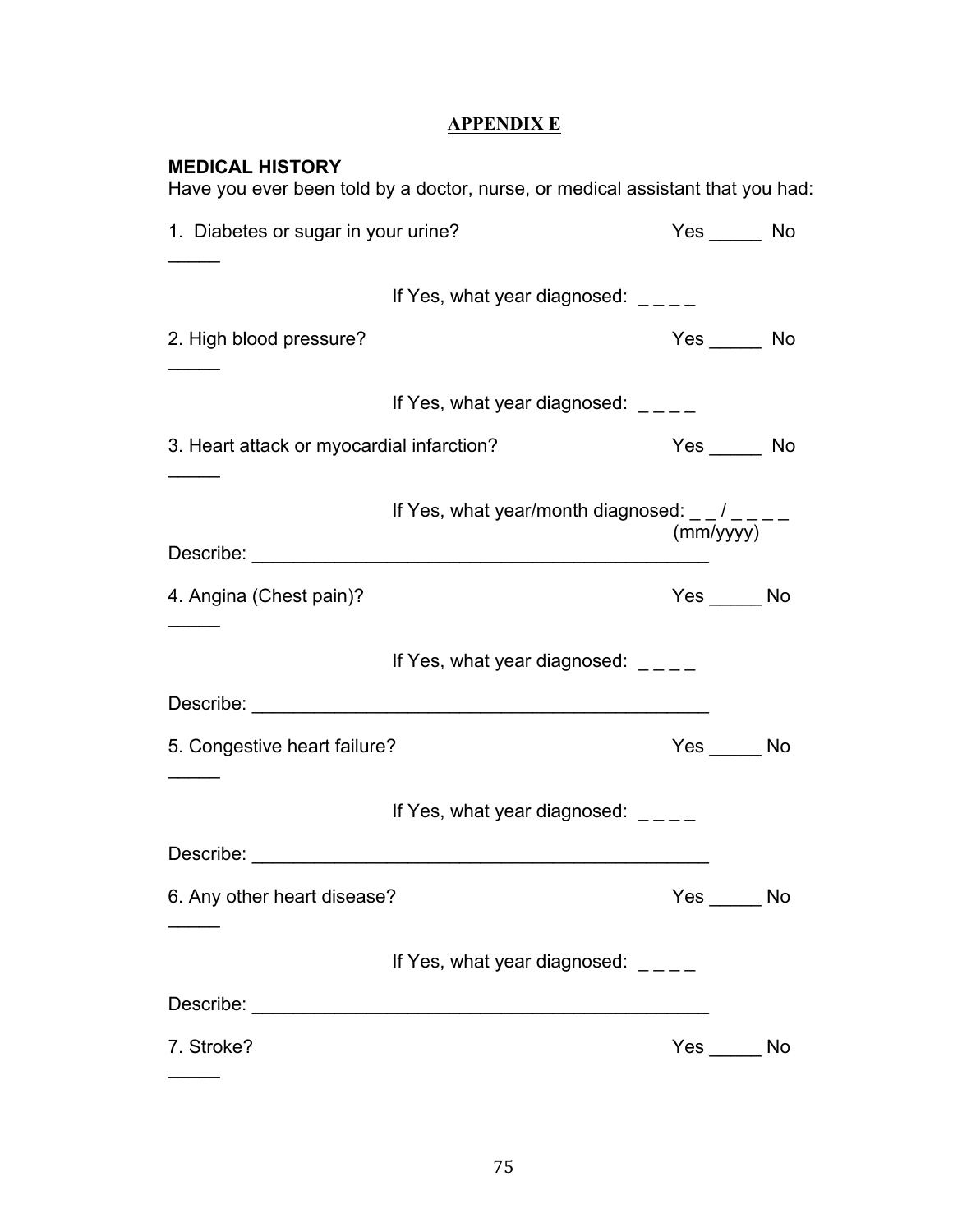## APPENDIX E

**MEDICAL HISTORY**

Have you ever been told by a doctor, nurse, or medical assistant that you had:

1. Diabetes or sugar in your urine? Yes _____ No _____

   If Yes, what year diagnosed: _ _ _ _

2. High blood pressure? Yes _____ No _____

   If Yes, what year diagnosed: _ _ _ _

3. Heart attack or myocardial infarction? Yes _____ No _____

   If Yes, what year/month diagnosed: _ _ / _ _ _ _ (mm/yyyy)

   Describe: ____________________________________________

4. Angina (Chest pain)? Yes _____ No _____

   If Yes, what year diagnosed: _ _ _ _

   Describe: ____________________________________________

5. Congestive heart failure? Yes _____ No _____

   If Yes, what year diagnosed: _ _ _ _

   Describe: ____________________________________________

6. Any other heart disease? Yes _____ No _____

   If Yes, what year diagnosed: _ _ _ _

   Describe: ____________________________________________

7. Stroke? Yes _____ No _____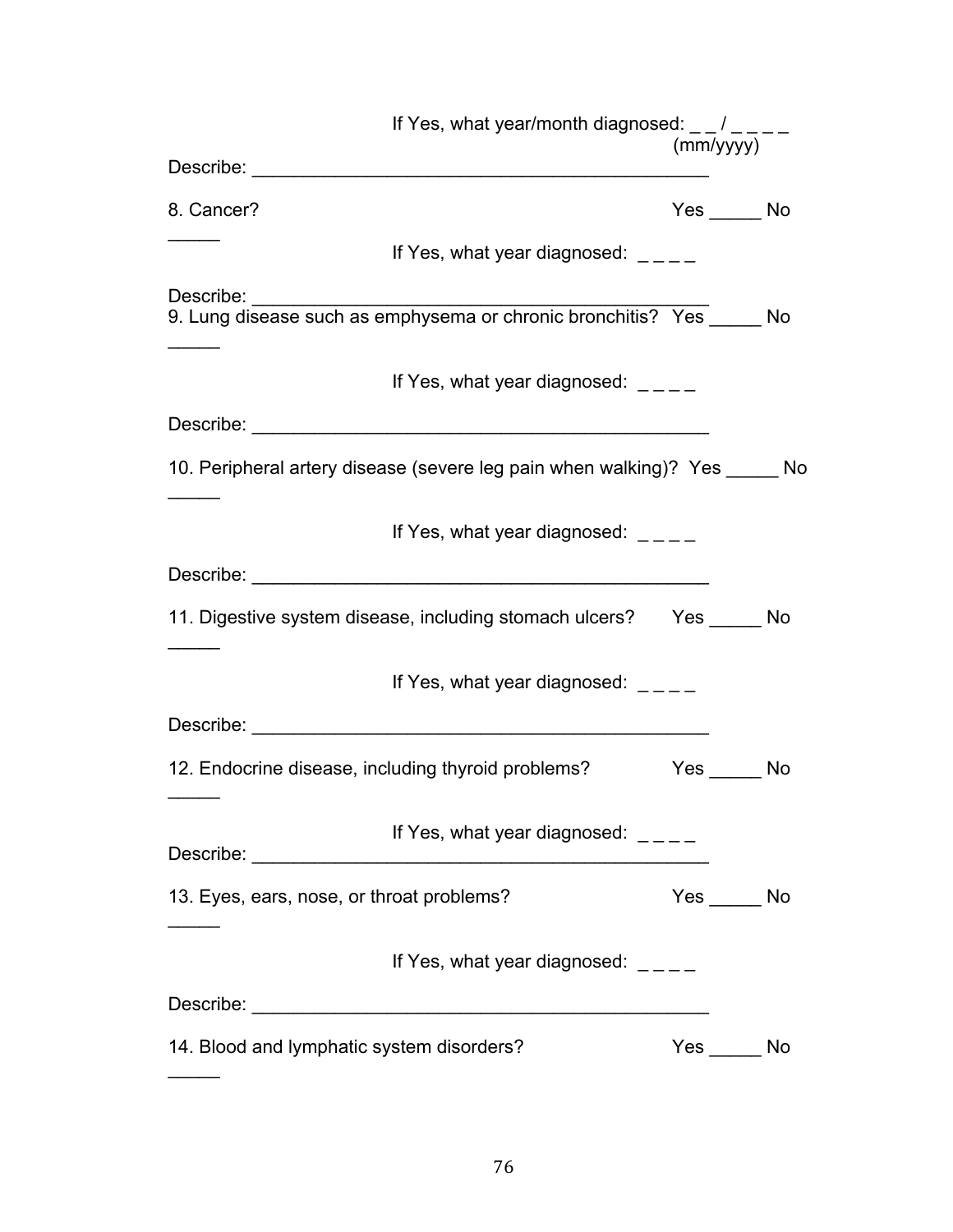If Yes, what year/month diagnosed: _ _ / _ _ _ _
(mm/yyyy)

Describe: _____________________________________________

8. Cancer? Yes _____ No _____

If Yes, what year diagnosed: _ _ _ _

Describe: _____________________________________________

9. Lung disease such as emphysema or chronic bronchitis? Yes _____ No _____

If Yes, what year diagnosed: _ _ _ _

Describe: _____________________________________________

10. Peripheral artery disease (severe leg pain when walking)? Yes _____ No _____

If Yes, what year diagnosed: _ _ _ _

Describe: _____________________________________________

11. Digestive system disease, including stomach ulcers? Yes _____ No _____

If Yes, what year diagnosed: _ _ _ _

Describe: _____________________________________________

12. Endocrine disease, including thyroid problems? Yes _____ No _____

If Yes, what year diagnosed: _ _ _ _

Describe: _____________________________________________

13. Eyes, ears, nose, or throat problems? Yes _____ No _____

If Yes, what year diagnosed: _ _ _ _

Describe: _____________________________________________

14. Blood and lymphatic system disorders? Yes _____ No _____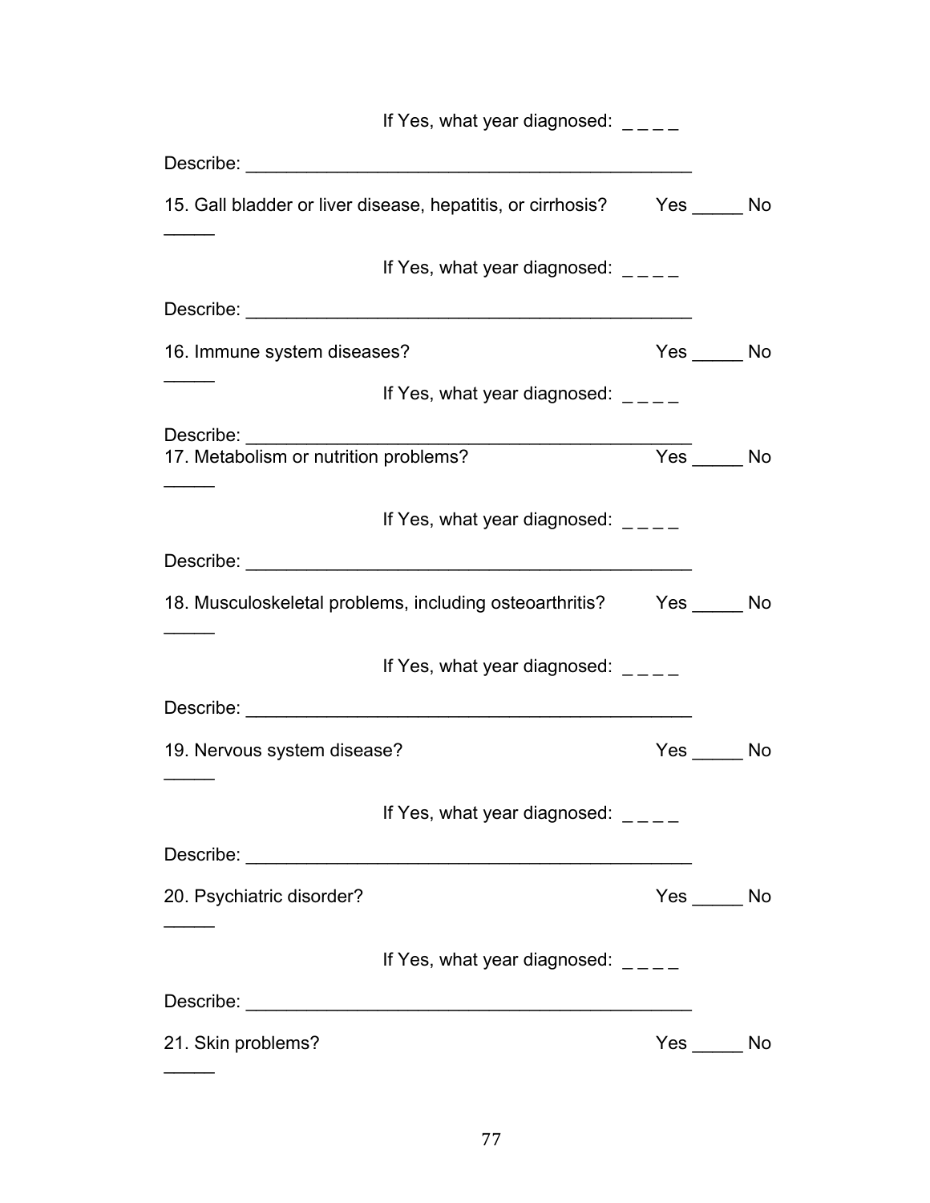If Yes, what year diagnosed: _ _ _ _

Describe: ______________________________________________

15. Gall bladder or liver disease, hepatitis, or cirrhosis? Yes _____ No _____

If Yes, what year diagnosed: _ _ _ _

Describe: ______________________________________________

16. Immune system diseases? Yes _____ No _____

If Yes, what year diagnosed: _ _ _ _

Describe: ______________________________________________

17. Metabolism or nutrition problems? Yes _____ No _____

If Yes, what year diagnosed: _ _ _ _

Describe: ______________________________________________

18. Musculoskeletal problems, including osteoarthritis? Yes _____ No _____

If Yes, what year diagnosed: _ _ _ _

Describe: ______________________________________________

19. Nervous system disease? Yes _____ No _____

If Yes, what year diagnosed: _ _ _ _

Describe: ______________________________________________

20. Psychiatric disorder? Yes _____ No _____

If Yes, what year diagnosed: _ _ _ _

Describe: ______________________________________________

21. Skin problems? Yes _____ No _____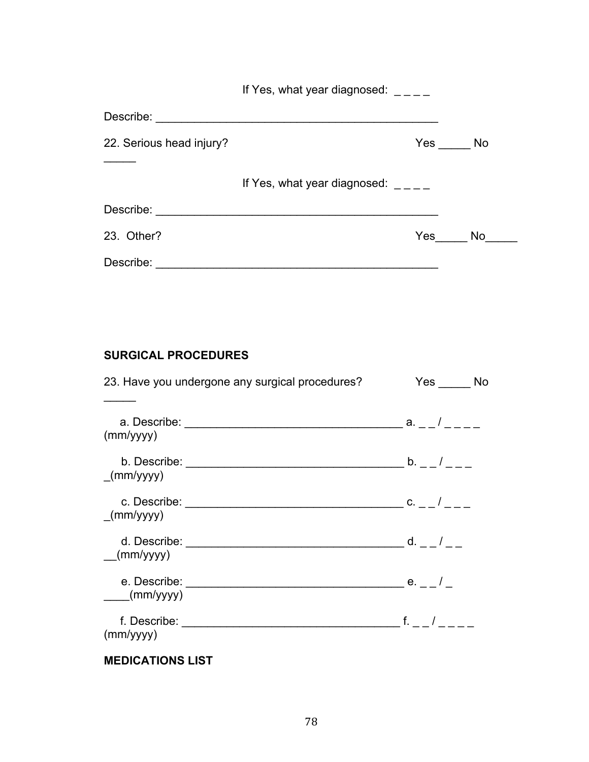If Yes, what year diagnosed: _ _ _ _

Describe: _____________________________________________

22. Serious head injury? Yes _____ No _____

If Yes, what year diagnosed: _ _ _ _

Describe: _____________________________________________

23. Other? Yes_____ No_____

Describe: _____________________________________________

**SURGICAL PROCEDURES**

23. Have you undergone any surgical procedures? Yes _____ No _____

a. Describe: __________________________________ a. _ _ / _ _ _ _ (mm/yyyy)

b. Describe: __________________________________ b. _ _ / _ _ _ _(mm/yyyy)

c. Describe: __________________________________ c. _ _ / _ _ _ _(mm/yyyy)

d. Describe: __________________________________ d. _ _ / _ _ __(mm/yyyy)

e. Describe: __________________________________ e. _ _ / _ ____(mm/yyyy)

f. Describe: __________________________________ f. _ _ / _ _ _ _ (mm/yyyy)

**MEDICATIONS LIST**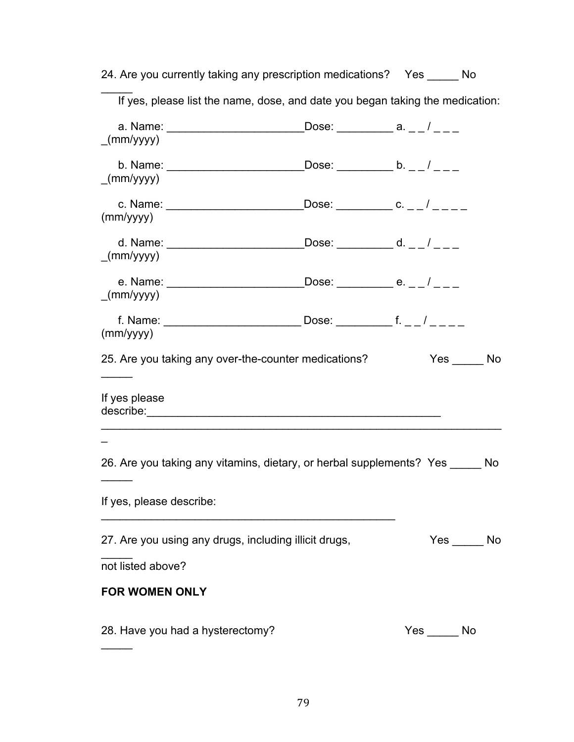24. Are you currently taking any prescription medications?  Yes _____ No _____

If yes, please list the name, dose, and date you began taking the medication:

a. Name: ______________________Dose: _________ a. _ _ / _ _ _ _(mm/yyyy)

b. Name: ______________________Dose: _________ b. _ _ / _ _ _ _(mm/yyyy)

c. Name: ______________________Dose: _________ c. _ _ / _ _ _ _ (mm/yyyy)

d. Name: ______________________Dose: _________ d. _ _ / _ _ _ _(mm/yyyy)

e. Name: ______________________Dose: _________ e. _ _ / _ _ _ _(mm/yyyy)

f. Name: ______________________ Dose: _________ f. _ _ / _ _ _ _ (mm/yyyy)

25. Are you taking any over-the-counter medications?  Yes _____ No _____

If yes please describe:_________________________________________________
_________________________________________________________________

26. Are you taking any vitamins, dietary, or herbal supplements?  Yes _____ No _____

If yes, please describe:
_______________________________________________

27. Are you using any drugs, including illicit drugs, not listed above?  Yes _____ No _____

**FOR WOMEN ONLY**

28. Have you had a hysterectomy?  Yes _____ No _____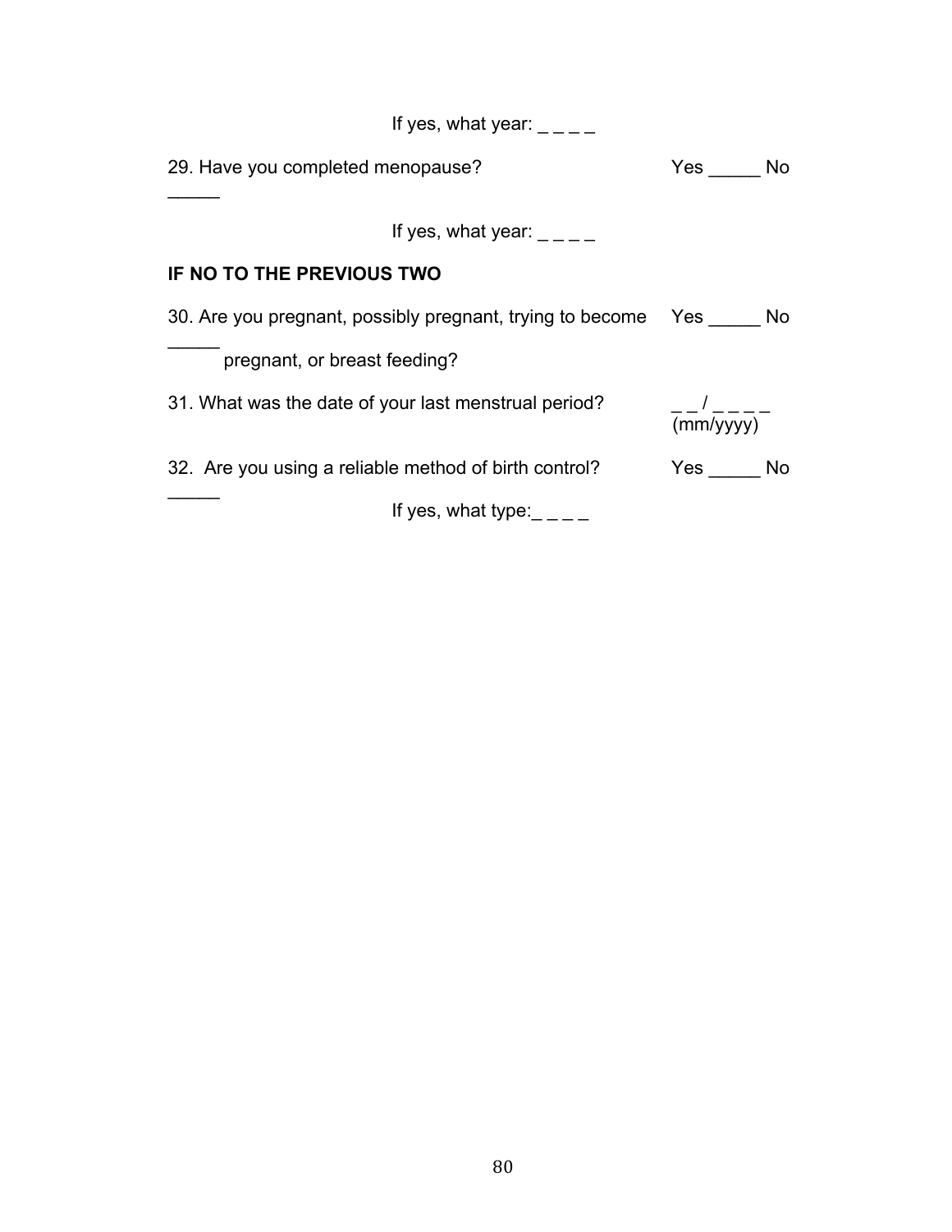If yes, what year: _ _ _ _

29. Have you completed menopause? Yes _____ No _____

If yes, what year: _ _ _ _

**IF NO TO THE PREVIOUS TWO**

30. Are you pregnant, possibly pregnant, trying to become pregnant, or breast feeding? Yes _____ No _____

31. What was the date of your last menstrual period? _ _ / _ _ _ _ (mm/yyyy)

32. Are you using a reliable method of birth control? Yes _____ No _____

If yes, what type:_ _ _ _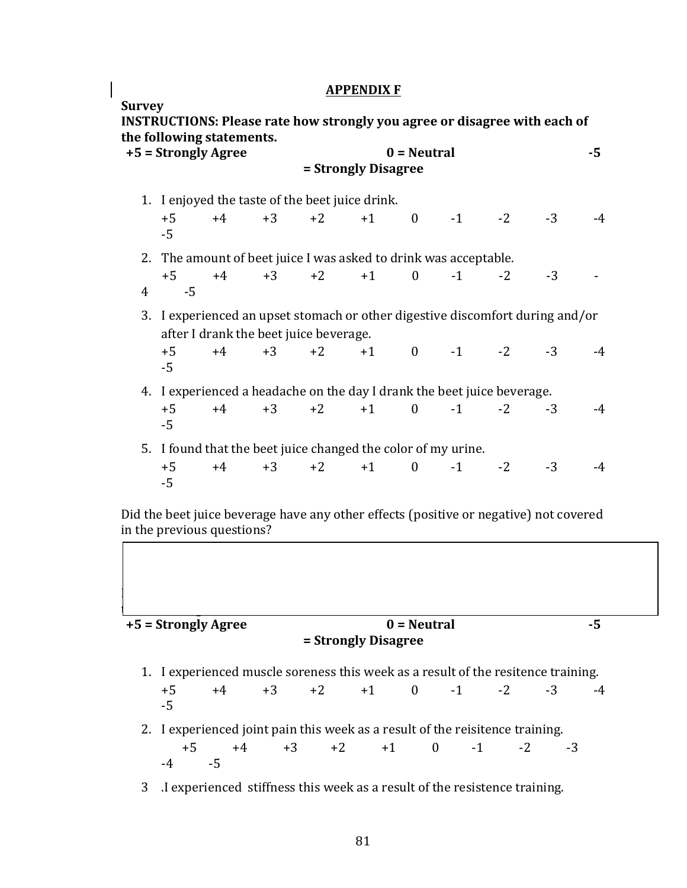## APPENDIX F

**Survey**

**INSTRUCTIONS: Please rate how strongly you agree or disagree with each of the following statements.**

**+5 = Strongly Agree 0 = Neutral -5 = Strongly Disagree**

1. I enjoyed the taste of the beet juice drink.

   +5 +4 +3 +2 +1 0 -1 -2 -3 -4 -5

2. The amount of beet juice I was asked to drink was acceptable.

   +5 +4 +3 +2 +1 0 -1 -2 -3 -4 -5

3. I experienced an upset stomach or other digestive discomfort during and/or after I drank the beet juice beverage.

   +5 +4 +3 +2 +1 0 -1 -2 -3 -4 -5

4. I experienced a headache on the day I drank the beet juice beverage.

   +5 +4 +3 +2 +1 0 -1 -2 -3 -4 -5

5. I found that the beet juice changed the color of my urine.

   +5 +4 +3 +2 +1 0 -1 -2 -3 -4 -5

Did the beet juice beverage have any other effects (positive or negative) not covered in the previous questions?

**+5 = Strongly Agree 0 = Neutral -5 = Strongly Disagree**

1. I experienced muscle soreness this week as a result of the resitence training.

   +5 +4 +3 +2 +1 0 -1 -2 -3 -4 -5

2. I experienced joint pain this week as a result of the reisitence training.

   +5 +4 +3 +2 +1 0 -1 -2 -3 -4 -5

3 .I experienced stiffness this week as a result of the resistence training.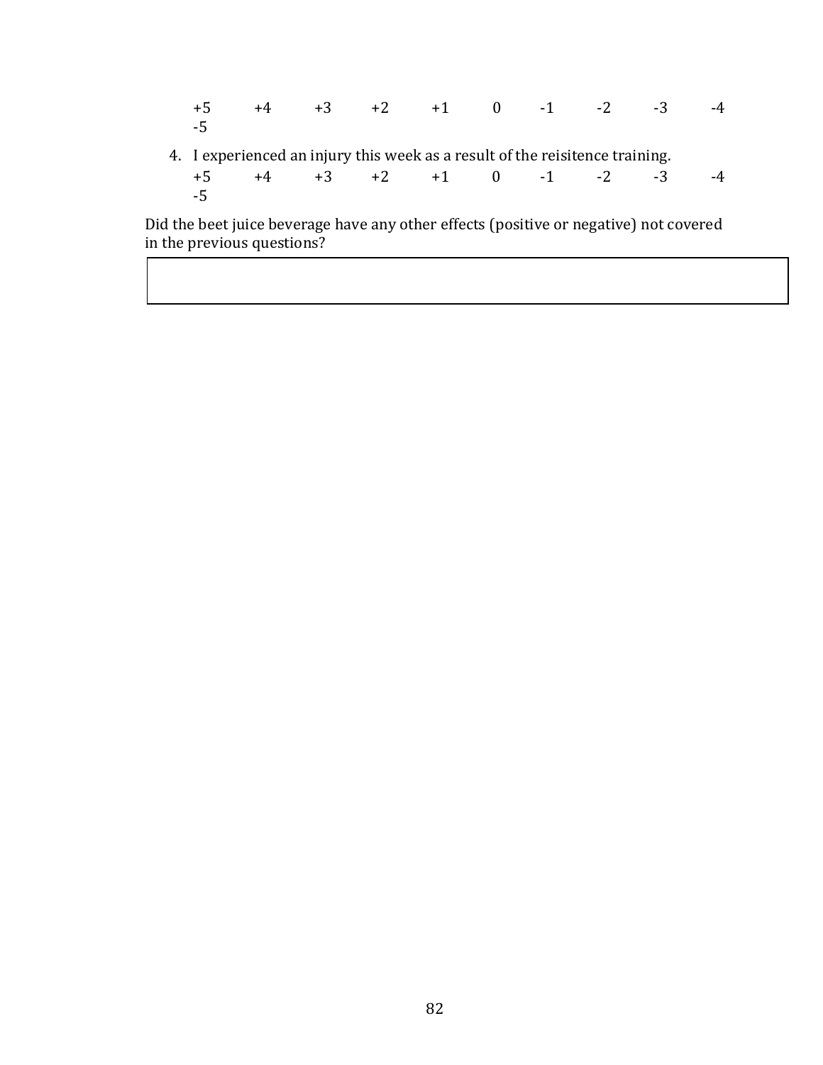+5 +4 +3 +2 +1 0 -1 -2 -3 -4 -5

4. I experienced an injury this week as a result of the reisitence training.

   +5 +4 +3 +2 +1 0 -1 -2 -3 -4 -5

Did the beet juice beverage have any other effects (positive or negative) not covered in the previous questions?

| |
|---|
| |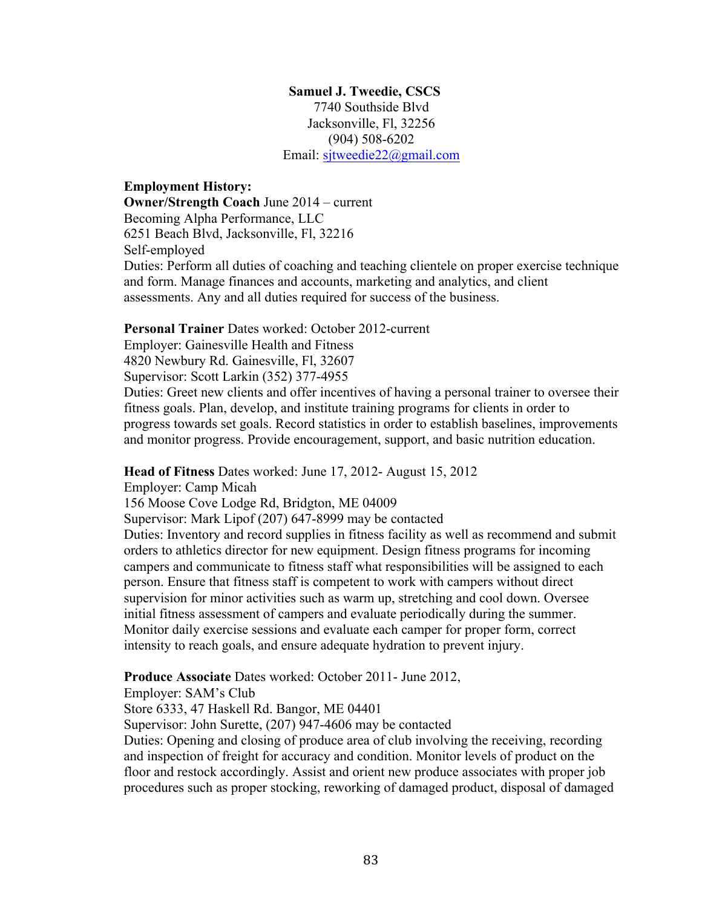**Samuel J. Tweedie, CSCS**
7740 Southside Blvd
Jacksonville, Fl, 32256
(904) 508-6202
Email: sjtweedie22@gmail.com

**Employment History:**

**Owner/Strength Coach** June 2014 – current
Becoming Alpha Performance, LLC
6251 Beach Blvd, Jacksonville, Fl, 32216
Self-employed
Duties: Perform all duties of coaching and teaching clientele on proper exercise technique and form. Manage finances and accounts, marketing and analytics, and client assessments. Any and all duties required for success of the business.

**Personal Trainer** Dates worked: October 2012-current
Employer: Gainesville Health and Fitness
4820 Newbury Rd. Gainesville, Fl, 32607
Supervisor: Scott Larkin (352) 377-4955
Duties: Greet new clients and offer incentives of having a personal trainer to oversee their fitness goals. Plan, develop, and institute training programs for clients in order to progress towards set goals. Record statistics in order to establish baselines, improvements and monitor progress. Provide encouragement, support, and basic nutrition education.

**Head of Fitness** Dates worked: June 17, 2012- August 15, 2012
Employer: Camp Micah
156 Moose Cove Lodge Rd, Bridgton, ME 04009
Supervisor: Mark Lipof (207) 647-8999 may be contacted
Duties: Inventory and record supplies in fitness facility as well as recommend and submit orders to athletics director for new equipment. Design fitness programs for incoming campers and communicate to fitness staff what responsibilities will be assigned to each person. Ensure that fitness staff is competent to work with campers without direct supervision for minor activities such as warm up, stretching and cool down. Oversee initial fitness assessment of campers and evaluate periodically during the summer. Monitor daily exercise sessions and evaluate each camper for proper form, correct intensity to reach goals, and ensure adequate hydration to prevent injury.

**Produce Associate** Dates worked: October 2011- June 2012,
Employer: SAM's Club
Store 6333, 47 Haskell Rd. Bangor, ME 04401
Supervisor: John Surette, (207) 947-4606 may be contacted
Duties: Opening and closing of produce area of club involving the receiving, recording and inspection of freight for accuracy and condition. Monitor levels of product on the floor and restock accordingly. Assist and orient new produce associates with proper job procedures such as proper stocking, reworking of damaged product, disposal of damaged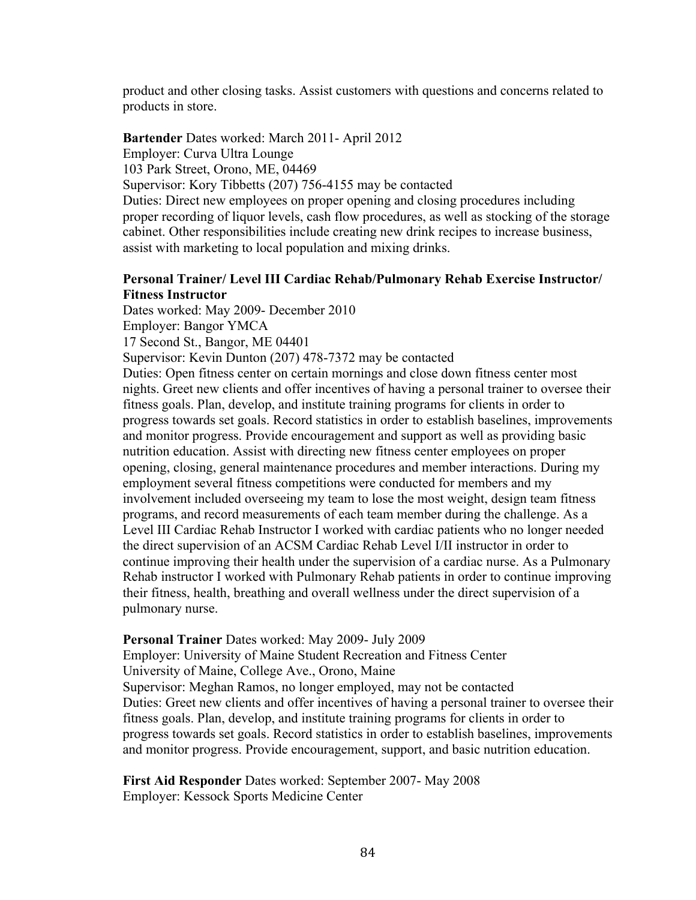product and other closing tasks. Assist customers with questions and concerns related to products in store.

**Bartender** Dates worked: March 2011- April 2012
Employer: Curva Ultra Lounge
103 Park Street, Orono, ME, 04469
Supervisor: Kory Tibbetts (207) 756-4155 may be contacted
Duties: Direct new employees on proper opening and closing procedures including proper recording of liquor levels, cash flow procedures, as well as stocking of the storage cabinet. Other responsibilities include creating new drink recipes to increase business, assist with marketing to local population and mixing drinks.

**Personal Trainer/ Level III Cardiac Rehab/Pulmonary Rehab Exercise Instructor/ Fitness Instructor**
Dates worked: May 2009- December 2010
Employer: Bangor YMCA
17 Second St., Bangor, ME 04401
Supervisor: Kevin Dunton (207) 478-7372 may be contacted
Duties: Open fitness center on certain mornings and close down fitness center most nights. Greet new clients and offer incentives of having a personal trainer to oversee their fitness goals. Plan, develop, and institute training programs for clients in order to progress towards set goals. Record statistics in order to establish baselines, improvements and monitor progress. Provide encouragement and support as well as providing basic nutrition education. Assist with directing new fitness center employees on proper opening, closing, general maintenance procedures and member interactions. During my employment several fitness competitions were conducted for members and my involvement included overseeing my team to lose the most weight, design team fitness programs, and record measurements of each team member during the challenge. As a Level III Cardiac Rehab Instructor I worked with cardiac patients who no longer needed the direct supervision of an ACSM Cardiac Rehab Level I/II instructor in order to continue improving their health under the supervision of a cardiac nurse. As a Pulmonary Rehab instructor I worked with Pulmonary Rehab patients in order to continue improving their fitness, health, breathing and overall wellness under the direct supervision of a pulmonary nurse.

**Personal Trainer** Dates worked: May 2009- July 2009
Employer: University of Maine Student Recreation and Fitness Center
University of Maine, College Ave., Orono, Maine
Supervisor: Meghan Ramos, no longer employed, may not be contacted
Duties: Greet new clients and offer incentives of having a personal trainer to oversee their fitness goals. Plan, develop, and institute training programs for clients in order to progress towards set goals. Record statistics in order to establish baselines, improvements and monitor progress. Provide encouragement, support, and basic nutrition education.

**First Aid Responder** Dates worked: September 2007- May 2008
Employer: Kessock Sports Medicine Center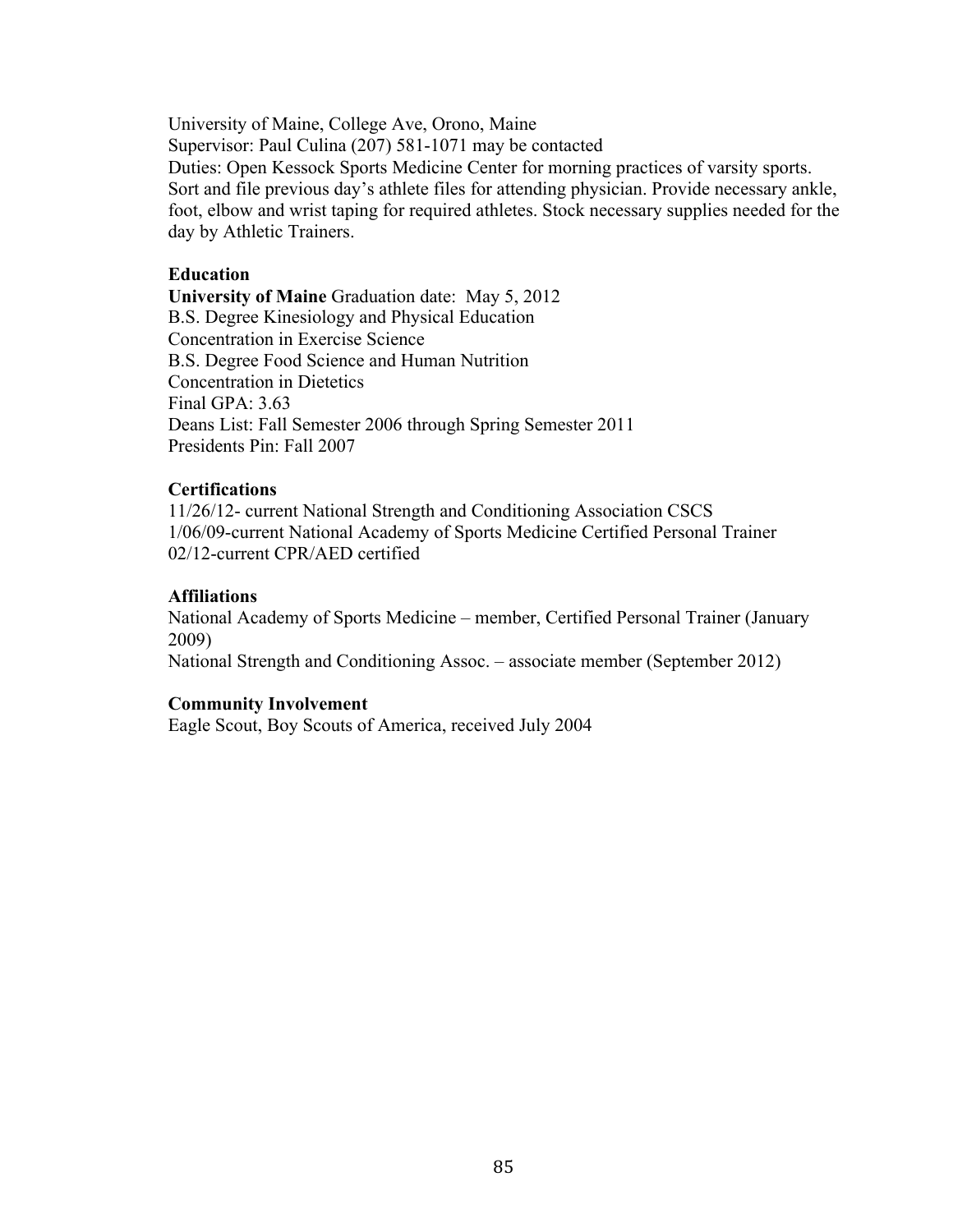University of Maine, College Ave, Orono, Maine
Supervisor: Paul Culina (207) 581-1071 may be contacted
Duties: Open Kessock Sports Medicine Center for morning practices of varsity sports. Sort and file previous day's athlete files for attending physician. Provide necessary ankle, foot, elbow and wrist taping for required athletes. Stock necessary supplies needed for the day by Athletic Trainers.

**Education**

**University of Maine** Graduation date: May 5, 2012
B.S. Degree Kinesiology and Physical Education
Concentration in Exercise Science
B.S. Degree Food Science and Human Nutrition
Concentration in Dietetics
Final GPA: 3.63
Deans List: Fall Semester 2006 through Spring Semester 2011
Presidents Pin: Fall 2007

**Certifications**

11/26/12- current National Strength and Conditioning Association CSCS
1/06/09-current National Academy of Sports Medicine Certified Personal Trainer
02/12-current CPR/AED certified

**Affiliations**

National Academy of Sports Medicine – member, Certified Personal Trainer (January 2009)
National Strength and Conditioning Assoc. – associate member (September 2012)

**Community Involvement**

Eagle Scout, Boy Scouts of America, received July 2004